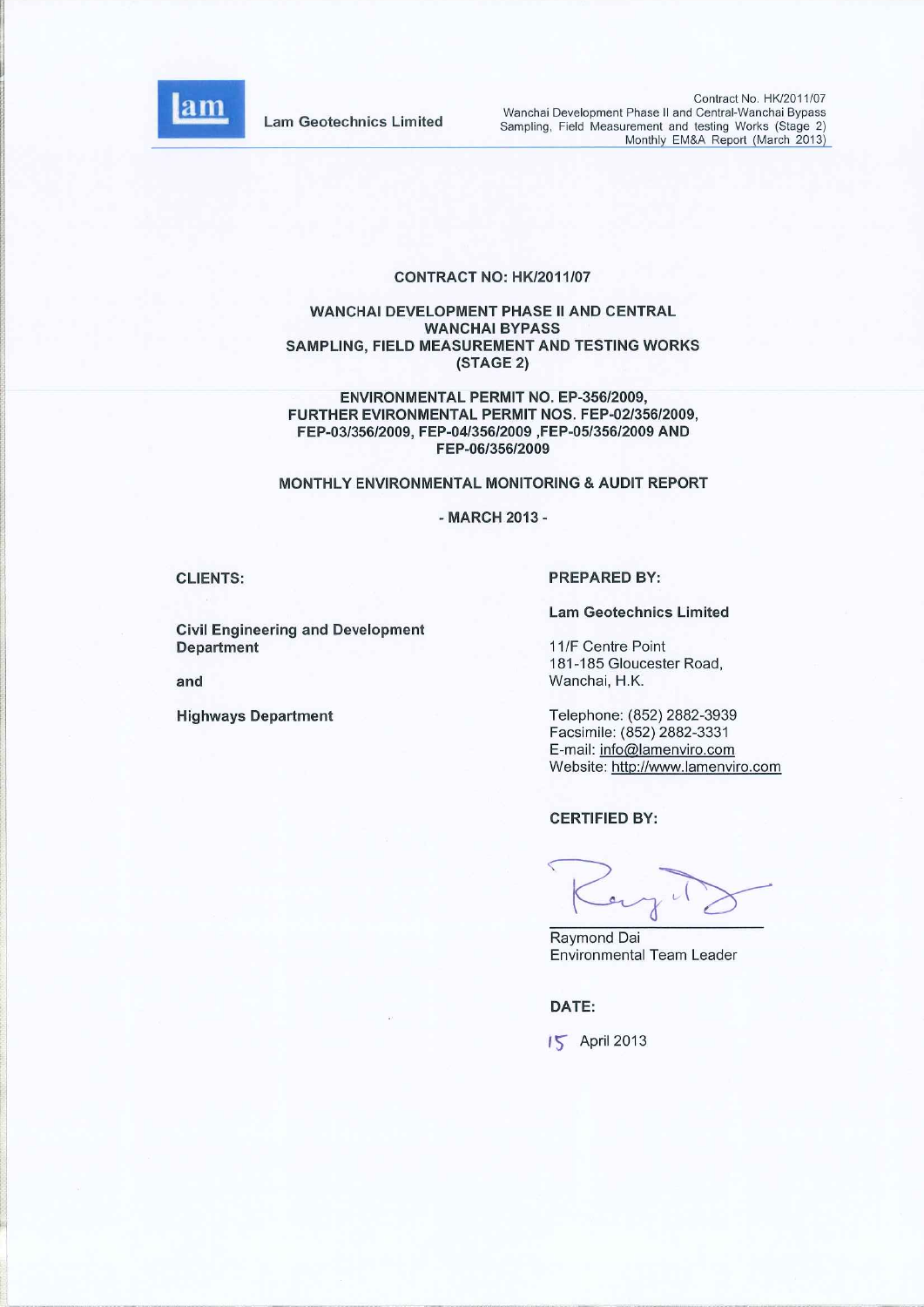# CONTRACT NO: HK/2011/07

## WANCHAI DEVELOPMENT PHASE II AND CENTRAL WANCHAI BYPASS SAMPLING, FIELD MEASUREMENT AND TESTING WORKS (STAGE 2)

## ENVIRONMENTAL PERMIT NO. EP-356/2009, FURTHER EVIRONMENTAL PERMIT NOS. FEP-02/356/2009, FEP-03/356/2009, FEP-04/356/2009 ,FEP-05/356/2009 AND FEP-06/356/2009

## MONTHLY ENVIRONMENTAL MONITORING & AUDIT REPORT

**- MARCH 2013 -**

**CLIENTS:**

**Civil Engineering and Development Department**

**and**

**Highways Department**

**PREPARED BY:**

**Lam Geotechnics Limited**

11/F Centre Point
181-185 Gloucester Road,
Wanchai, H.K.

Telephone: (852) 2882-3939
Facsimile: (852) 2882-3331
E-mail: info@lamenviro.com
Website: http://www.lamenviro.com

**CERTIFIED BY:**

Raymond Dai
Environmental Team Leader

**DATE:**

15 April 2013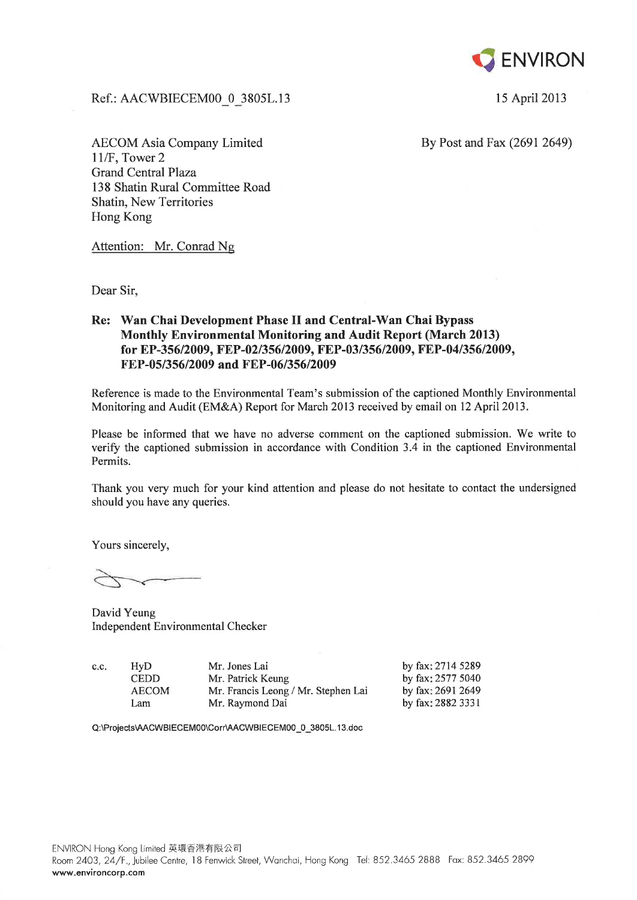ENVIRON

Ref.: AACWBIECEM00_0_3805L.13

15 April 2013

AECOM Asia Company Limited
11/F, Tower 2
Grand Central Plaza
138 Shatin Rural Committee Road
Shatin, New Territories
Hong Kong

By Post and Fax (2691 2649)

Attention: Mr. Conrad Ng

Dear Sir,

**Re: Wan Chai Development Phase II and Central-Wan Chai Bypass Monthly Environmental Monitoring and Audit Report (March 2013) for EP-356/2009, FEP-02/356/2009, FEP-03/356/2009, FEP-04/356/2009, FEP-05/356/2009 and FEP-06/356/2009**

Reference is made to the Environmental Team's submission of the captioned Monthly Environmental Monitoring and Audit (EM&A) Report for March 2013 received by email on 12 April 2013.

Please be informed that we have no adverse comment on the captioned submission. We write to verify the captioned submission in accordance with Condition 3.4 in the captioned Environmental Permits.

Thank you very much for your kind attention and please do not hesitate to contact the undersigned should you have any queries.

Yours sincerely,

David Yeung
Independent Environmental Checker

| c.c. | HyD | Mr. Jones Lai | by fax: 2714 5289 |
|---|---|---|---|
| | CEDD | Mr. Patrick Keung | by fax: 2577 5040 |
| | AECOM | Mr. Francis Leong / Mr. Stephen Lai | by fax: 2691 2649 |
| | Lam | Mr. Raymond Dai | by fax: 2882 3331 |

Q:\Projects\AACWBIECEM00\Corr\AACWBIECEM00_0_3805L.13.doc

ENVIRON Hong Kong Limited 英環香港有限公司
Room 2403, 24/F., Jubilee Centre, 18 Fenwick Street, Wanchai, Hong Kong Tel: 852.3465 2888 Fax: 852.3465 2899
www.environcorp.com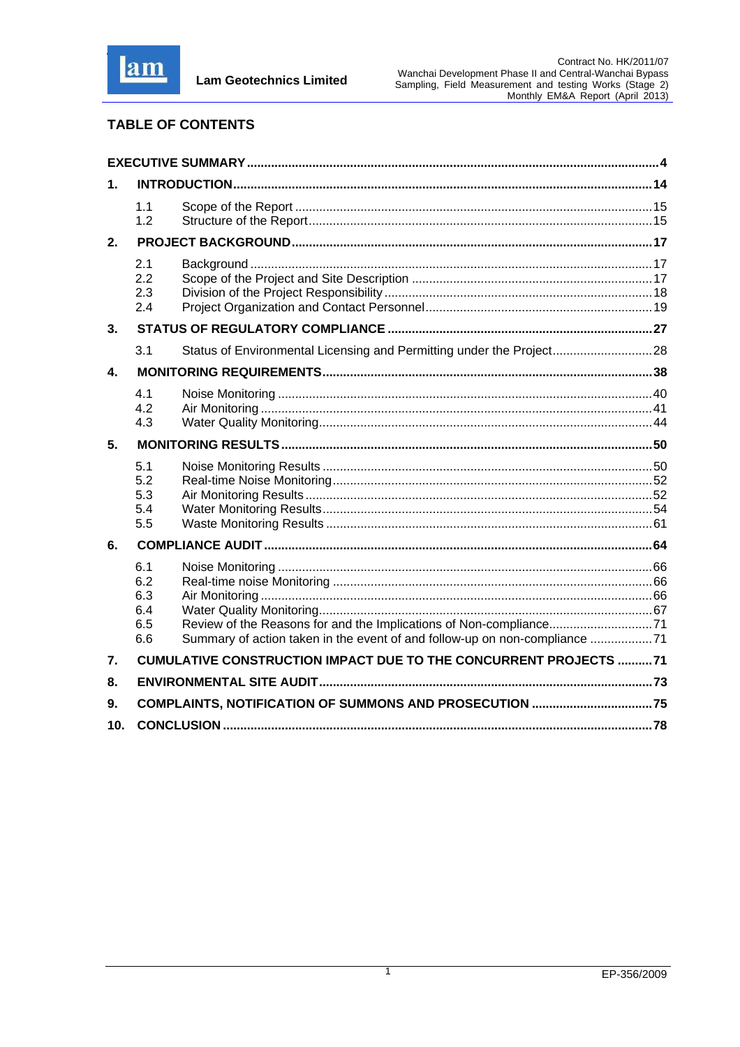## TABLE OF CONTENTS

| | | |
|---|---|---|
| **EXECUTIVE SUMMARY** | | **4** |
| **1.** | **INTRODUCTION** | **14** |
| | 1.1 Scope of the Report | 15 |
| | 1.2 Structure of the Report | 15 |
| **2.** | **PROJECT BACKGROUND** | **17** |
| | 2.1 Background | 17 |
| | 2.2 Scope of the Project and Site Description | 17 |
| | 2.3 Division of the Project Responsibility | 18 |
| | 2.4 Project Organization and Contact Personnel | 19 |
| **3.** | **STATUS OF REGULATORY COMPLIANCE** | **27** |
| | 3.1 Status of Environmental Licensing and Permitting under the Project | 28 |
| **4.** | **MONITORING REQUIREMENTS** | **38** |
| | 4.1 Noise Monitoring | 40 |
| | 4.2 Air Monitoring | 41 |
| | 4.3 Water Quality Monitoring | 44 |
| **5.** | **MONITORING RESULTS** | **50** |
| | 5.1 Noise Monitoring Results | 50 |
| | 5.2 Real-time Noise Monitoring | 52 |
| | 5.3 Air Monitoring Results | 52 |
| | 5.4 Water Monitoring Results | 54 |
| | 5.5 Waste Monitoring Results | 61 |
| **6.** | **COMPLIANCE AUDIT** | **64** |
| | 6.1 Noise Monitoring | 66 |
| | 6.2 Real-time noise Monitoring | 66 |
| | 6.3 Air Monitoring | 66 |
| | 6.4 Water Quality Monitoring | 67 |
| | 6.5 Review of the Reasons for and the Implications of Non-compliance | 71 |
| | 6.6 Summary of action taken in the event of and follow-up on non-compliance | 71 |
| **7.** | **CUMULATIVE CONSTRUCTION IMPACT DUE TO THE CONCURRENT PROJECTS** | **71** |
| **8.** | **ENVIRONMENTAL SITE AUDIT** | **73** |
| **9.** | **COMPLAINTS, NOTIFICATION OF SUMMONS AND PROSECUTION** | **75** |
| **10.** | **CONCLUSION** | **78** |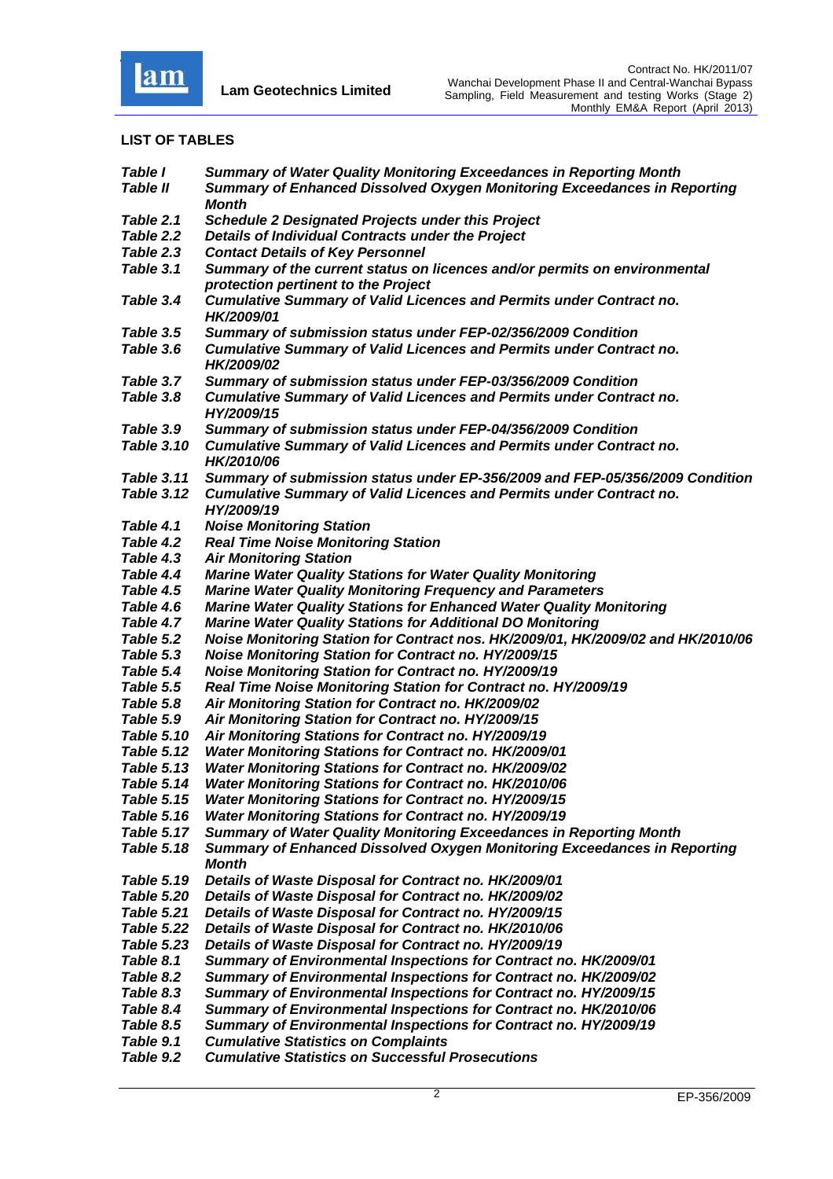## LIST OF TABLES

| | |
|---|---|
| ***Table I*** | ***Summary of Water Quality Monitoring Exceedances in Reporting Month*** |
| ***Table II*** | ***Summary of Enhanced Dissolved Oxygen Monitoring Exceedances in Reporting Month*** |
| ***Table 2.1*** | ***Schedule 2 Designated Projects under this Project*** |
| ***Table 2.2*** | ***Details of Individual Contracts under the Project*** |
| ***Table 2.3*** | ***Contact Details of Key Personnel*** |
| ***Table 3.1*** | ***Summary of the current status on licences and/or permits on environmental protection pertinent to the Project*** |
| ***Table 3.4*** | ***Cumulative Summary of Valid Licences and Permits under Contract no. HK/2009/01*** |
| ***Table 3.5*** | ***Summary of submission status under FEP-02/356/2009 Condition*** |
| ***Table 3.6*** | ***Cumulative Summary of Valid Licences and Permits under Contract no. HK/2009/02*** |
| ***Table 3.7*** | ***Summary of submission status under FEP-03/356/2009 Condition*** |
| ***Table 3.8*** | ***Cumulative Summary of Valid Licences and Permits under Contract no. HY/2009/15*** |
| ***Table 3.9*** | ***Summary of submission status under FEP-04/356/2009 Condition*** |
| ***Table 3.10*** | ***Cumulative Summary of Valid Licences and Permits under Contract no. HK/2010/06*** |
| ***Table 3.11*** | ***Summary of submission status under EP-356/2009 and FEP-05/356/2009 Condition*** |
| ***Table 3.12*** | ***Cumulative Summary of Valid Licences and Permits under Contract no. HY/2009/19*** |
| ***Table 4.1*** | ***Noise Monitoring Station*** |
| ***Table 4.2*** | ***Real Time Noise Monitoring Station*** |
| ***Table 4.3*** | ***Air Monitoring Station*** |
| ***Table 4.4*** | ***Marine Water Quality Stations for Water Quality Monitoring*** |
| ***Table 4.5*** | ***Marine Water Quality Monitoring Frequency and Parameters*** |
| ***Table 4.6*** | ***Marine Water Quality Stations for Enhanced Water Quality Monitoring*** |
| ***Table 4.7*** | ***Marine Water Quality Stations for Additional DO Monitoring*** |
| ***Table 5.2*** | ***Noise Monitoring Station for Contract nos. HK/2009/01, HK/2009/02 and HK/2010/06*** |
| ***Table 5.3*** | ***Noise Monitoring Station for Contract no. HY/2009/15*** |
| ***Table 5.4*** | ***Noise Monitoring Station for Contract no. HY/2009/19*** |
| ***Table 5.5*** | ***Real Time Noise Monitoring Station for Contract no. HY/2009/19*** |
| ***Table 5.8*** | ***Air Monitoring Station for Contract no. HK/2009/02*** |
| ***Table 5.9*** | ***Air Monitoring Station for Contract no. HY/2009/15*** |
| ***Table 5.10*** | ***Air Monitoring Stations for Contract no. HY/2009/19*** |
| ***Table 5.12*** | ***Water Monitoring Stations for Contract no. HK/2009/01*** |
| ***Table 5.13*** | ***Water Monitoring Stations for Contract no. HK/2009/02*** |
| ***Table 5.14*** | ***Water Monitoring Stations for Contract no. HK/2010/06*** |
| ***Table 5.15*** | ***Water Monitoring Stations for Contract no. HY/2009/15*** |
| ***Table 5.16*** | ***Water Monitoring Stations for Contract no. HY/2009/19*** |
| ***Table 5.17*** | ***Summary of Water Quality Monitoring Exceedances in Reporting Month*** |
| ***Table 5.18*** | ***Summary of Enhanced Dissolved Oxygen Monitoring Exceedances in Reporting Month*** |
| ***Table 5.19*** | ***Details of Waste Disposal for Contract no. HK/2009/01*** |
| ***Table 5.20*** | ***Details of Waste Disposal for Contract no. HK/2009/02*** |
| ***Table 5.21*** | ***Details of Waste Disposal for Contract no. HY/2009/15*** |
| ***Table 5.22*** | ***Details of Waste Disposal for Contract no. HK/2010/06*** |
| ***Table 5.23*** | ***Details of Waste Disposal for Contract no. HY/2009/19*** |
| ***Table 8.1*** | ***Summary of Environmental Inspections for Contract no. HK/2009/01*** |
| ***Table 8.2*** | ***Summary of Environmental Inspections for Contract no. HK/2009/02*** |
| ***Table 8.3*** | ***Summary of Environmental Inspections for Contract no. HY/2009/15*** |
| ***Table 8.4*** | ***Summary of Environmental Inspections for Contract no. HK/2010/06*** |
| ***Table 8.5*** | ***Summary of Environmental Inspections for Contract no. HY/2009/19*** |
| ***Table 9.1*** | ***Cumulative Statistics on Complaints*** |
| ***Table 9.2*** | ***Cumulative Statistics on Successful Prosecutions*** |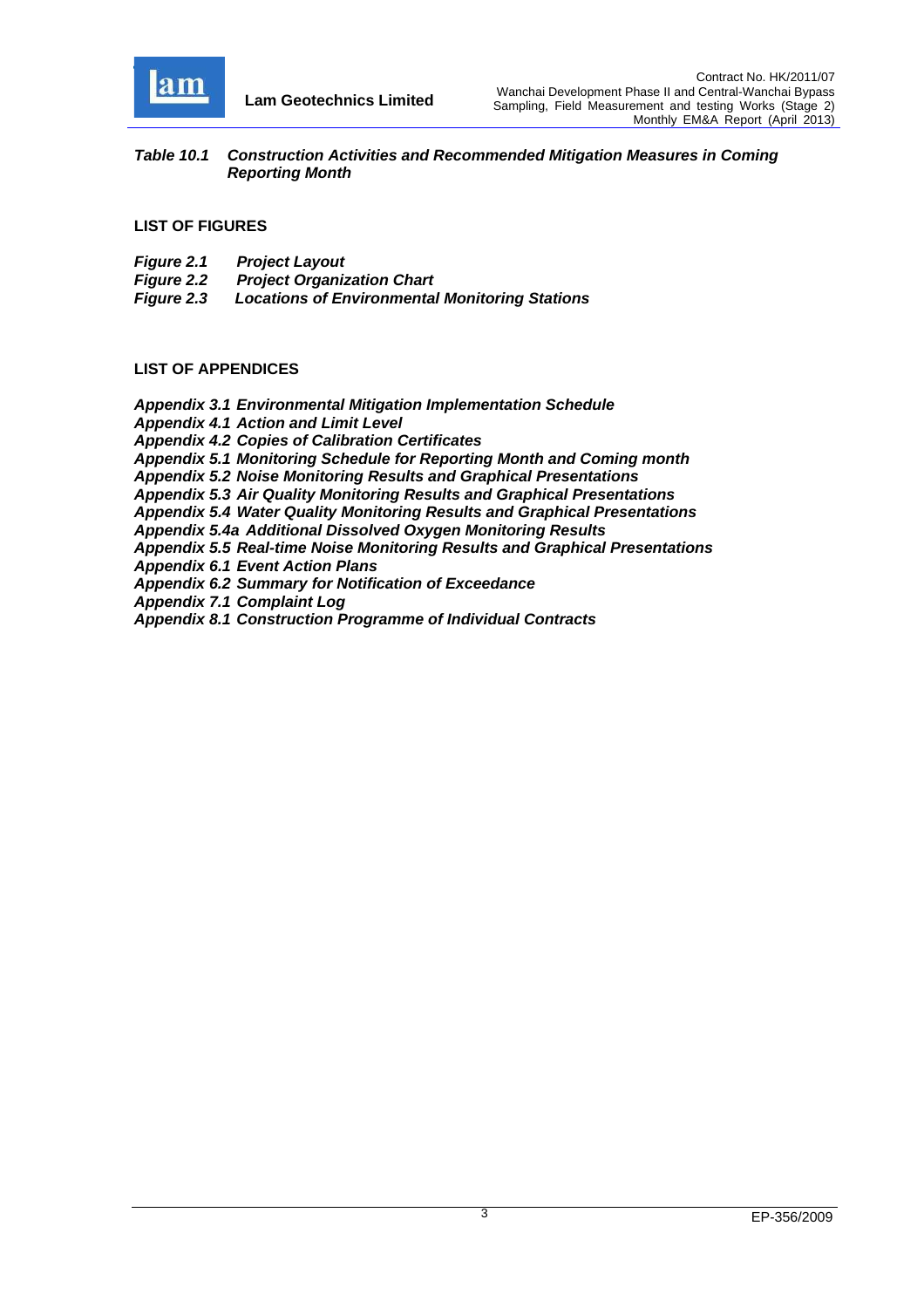***Table 10.1 Construction Activities and Recommended Mitigation Measures in Coming Reporting Month***

**LIST OF FIGURES**

***Figure 2.1 Project Layout***
***Figure 2.2 Project Organization Chart***
***Figure 2.3 Locations of Environmental Monitoring Stations***

**LIST OF APPENDICES**

***Appendix 3.1 Environmental Mitigation Implementation Schedule***
***Appendix 4.1 Action and Limit Level***
***Appendix 4.2 Copies of Calibration Certificates***
***Appendix 5.1 Monitoring Schedule for Reporting Month and Coming month***
***Appendix 5.2 Noise Monitoring Results and Graphical Presentations***
***Appendix 5.3 Air Quality Monitoring Results and Graphical Presentations***
***Appendix 5.4 Water Quality Monitoring Results and Graphical Presentations***
***Appendix 5.4a Additional Dissolved Oxygen Monitoring Results***
***Appendix 5.5 Real-time Noise Monitoring Results and Graphical Presentations***
***Appendix 6.1 Event Action Plans***
***Appendix 6.2 Summary for Notification of Exceedance***
***Appendix 7.1 Complaint Log***
***Appendix 8.1 Construction Programme of Individual Contracts***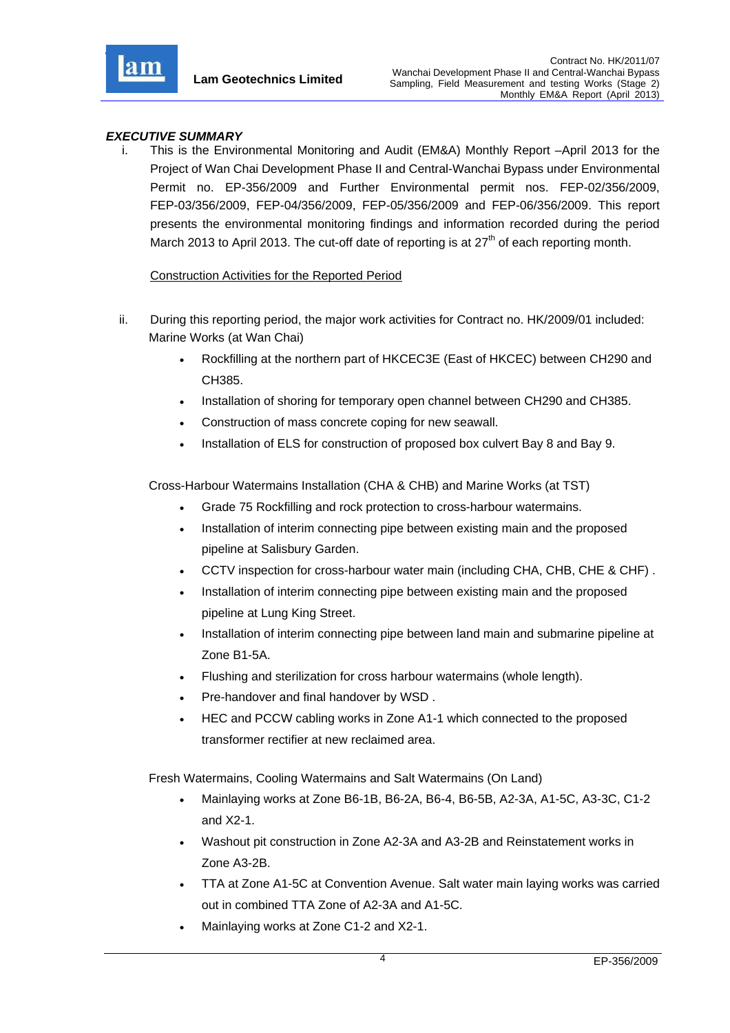### *EXECUTIVE SUMMARY*

i. This is the Environmental Monitoring and Audit (EM&A) Monthly Report –April 2013 for the Project of Wan Chai Development Phase II and Central-Wanchai Bypass under Environmental Permit no. EP-356/2009 and Further Environmental permit nos. FEP-02/356/2009, FEP-03/356/2009, FEP-04/356/2009, FEP-05/356/2009 and FEP-06/356/2009. This report presents the environmental monitoring findings and information recorded during the period March 2013 to April 2013. The cut-off date of reporting is at 27th of each reporting month.

<u>Construction Activities for the Reported Period</u>

ii. During this reporting period, the major work activities for Contract no. HK/2009/01 included:

Marine Works (at Wan Chai)

- Rockfilling at the northern part of HKCEC3E (East of HKCEC) between CH290 and CH385.
- Installation of shoring for temporary open channel between CH290 and CH385.
- Construction of mass concrete coping for new seawall.
- Installation of ELS for construction of proposed box culvert Bay 8 and Bay 9.

Cross-Harbour Watermains Installation (CHA & CHB) and Marine Works (at TST)

- Grade 75 Rockfilling and rock protection to cross-harbour watermains.
- Installation of interim connecting pipe between existing main and the proposed pipeline at Salisbury Garden.
- CCTV inspection for cross-harbour water main (including CHA, CHB, CHE & CHF) .
- Installation of interim connecting pipe between existing main and the proposed pipeline at Lung King Street.
- Installation of interim connecting pipe between land main and submarine pipeline at Zone B1-5A.
- Flushing and sterilization for cross harbour watermains (whole length).
- Pre-handover and final handover by WSD .
- HEC and PCCW cabling works in Zone A1-1 which connected to the proposed transformer rectifier at new reclaimed area.

Fresh Watermains, Cooling Watermains and Salt Watermains (On Land)

- Mainlaying works at Zone B6-1B, B6-2A, B6-4, B6-5B, A2-3A, A1-5C, A3-3C, C1-2 and X2-1.
- Washout pit construction in Zone A2-3A and A3-2B and Reinstatement works in Zone A3-2B.
- TTA at Zone A1-5C at Convention Avenue. Salt water main laying works was carried out in combined TTA Zone of A2-3A and A1-5C.
- Mainlaying works at Zone C1-2 and X2-1.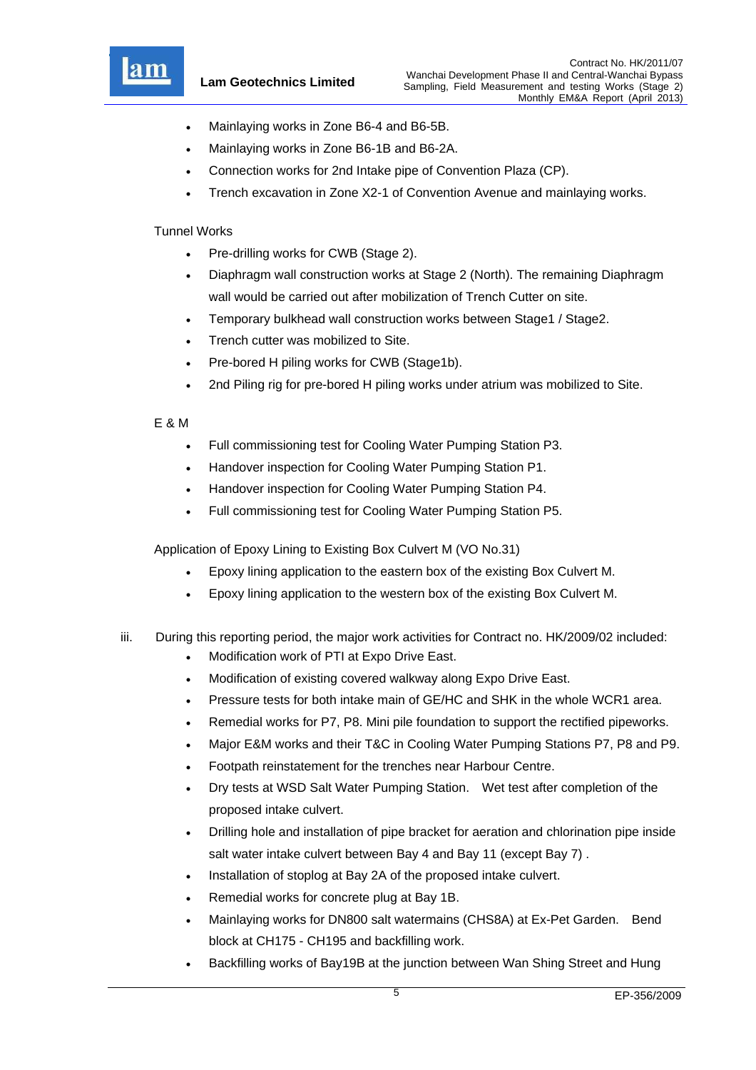- Mainlaying works in Zone B6-4 and B6-5B.
- Mainlaying works in Zone B6-1B and B6-2A.
- Connection works for 2nd Intake pipe of Convention Plaza (CP).
- Trench excavation in Zone X2-1 of Convention Avenue and mainlaying works.

Tunnel Works

- Pre-drilling works for CWB (Stage 2).
- Diaphragm wall construction works at Stage 2 (North). The remaining Diaphragm wall would be carried out after mobilization of Trench Cutter on site.
- Temporary bulkhead wall construction works between Stage1 / Stage2.
- Trench cutter was mobilized to Site.
- Pre-bored H piling works for CWB (Stage1b).
- 2nd Piling rig for pre-bored H piling works under atrium was mobilized to Site.

E & M

- Full commissioning test for Cooling Water Pumping Station P3.
- Handover inspection for Cooling Water Pumping Station P1.
- Handover inspection for Cooling Water Pumping Station P4.
- Full commissioning test for Cooling Water Pumping Station P5.

Application of Epoxy Lining to Existing Box Culvert M (VO No.31)

- Epoxy lining application to the eastern box of the existing Box Culvert M.
- Epoxy lining application to the western box of the existing Box Culvert M.

iii. During this reporting period, the major work activities for Contract no. HK/2009/02 included:

- Modification work of PTI at Expo Drive East.
- Modification of existing covered walkway along Expo Drive East.
- Pressure tests for both intake main of GE/HC and SHK in the whole WCR1 area.
- Remedial works for P7, P8. Mini pile foundation to support the rectified pipeworks.
- Major E&M works and their T&C in Cooling Water Pumping Stations P7, P8 and P9.
- Footpath reinstatement for the trenches near Harbour Centre.
- Dry tests at WSD Salt Water Pumping Station. Wet test after completion of the proposed intake culvert.
- Drilling hole and installation of pipe bracket for aeration and chlorination pipe inside salt water intake culvert between Bay 4 and Bay 11 (except Bay 7) .
- Installation of stoplog at Bay 2A of the proposed intake culvert.
- Remedial works for concrete plug at Bay 1B.
- Mainlaying works for DN800 salt watermains (CHS8A) at Ex-Pet Garden. Bend block at CH175 - CH195 and backfilling work.
- Backfilling works of Bay19B at the junction between Wan Shing Street and Hung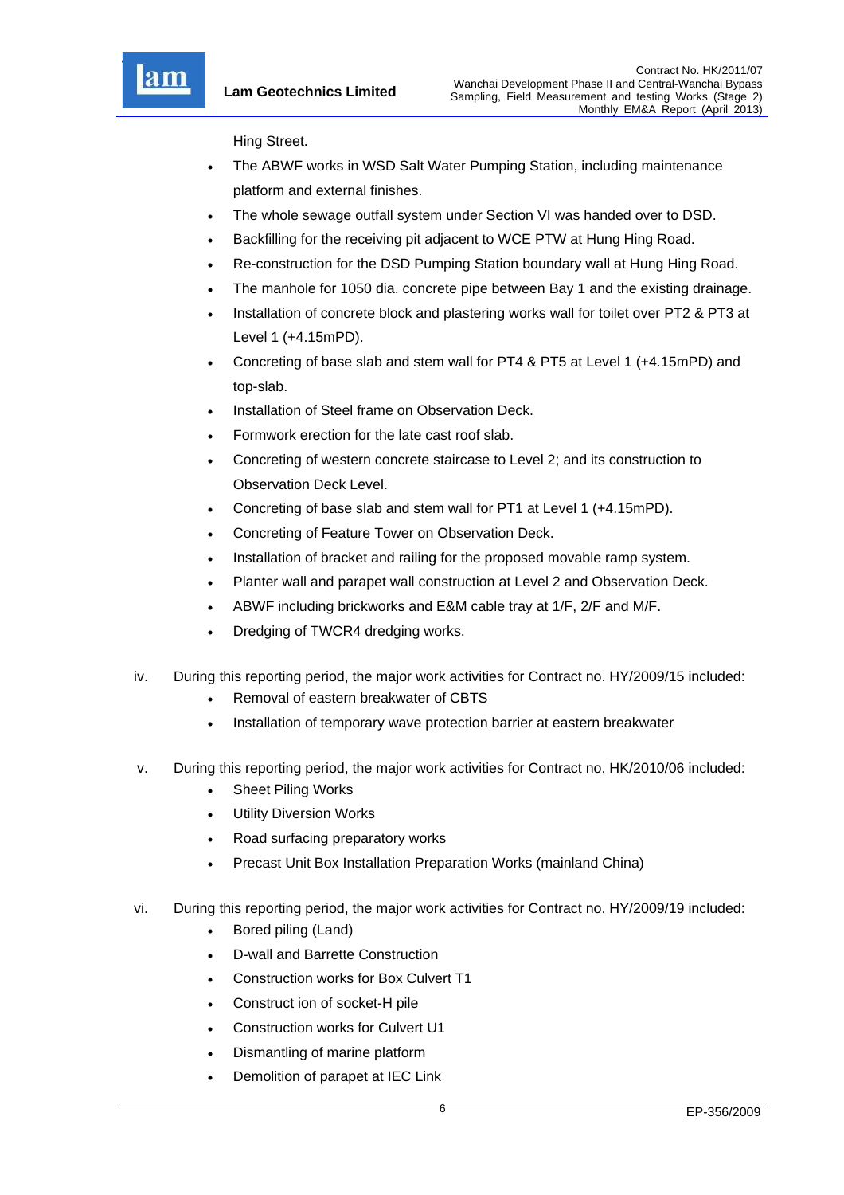Hing Street.

- The ABWF works in WSD Salt Water Pumping Station, including maintenance platform and external finishes.
- The whole sewage outfall system under Section VI was handed over to DSD.
- Backfilling for the receiving pit adjacent to WCE PTW at Hung Hing Road.
- Re-construction for the DSD Pumping Station boundary wall at Hung Hing Road.
- The manhole for 1050 dia. concrete pipe between Bay 1 and the existing drainage.
- Installation of concrete block and plastering works wall for toilet over PT2 & PT3 at Level 1 (+4.15mPD).
- Concreting of base slab and stem wall for PT4 & PT5 at Level 1 (+4.15mPD) and top-slab.
- Installation of Steel frame on Observation Deck.
- Formwork erection for the late cast roof slab.
- Concreting of western concrete staircase to Level 2; and its construction to Observation Deck Level.
- Concreting of base slab and stem wall for PT1 at Level 1 (+4.15mPD).
- Concreting of Feature Tower on Observation Deck.
- Installation of bracket and railing for the proposed movable ramp system.
- Planter wall and parapet wall construction at Level 2 and Observation Deck.
- ABWF including brickworks and E&M cable tray at 1/F, 2/F and M/F.
- Dredging of TWCR4 dredging works.

iv. During this reporting period, the major work activities for Contract no. HY/2009/15 included:

- Removal of eastern breakwater of CBTS
- Installation of temporary wave protection barrier at eastern breakwater

v. During this reporting period, the major work activities for Contract no. HK/2010/06 included:

- Sheet Piling Works
- Utility Diversion Works
- Road surfacing preparatory works
- Precast Unit Box Installation Preparation Works (mainland China)

vi. During this reporting period, the major work activities for Contract no. HY/2009/19 included:

- Bored piling (Land)
- D-wall and Barrette Construction
- Construction works for Box Culvert T1
- Construct ion of socket-H pile
- Construction works for Culvert U1
- Dismantling of marine platform
- Demolition of parapet at IEC Link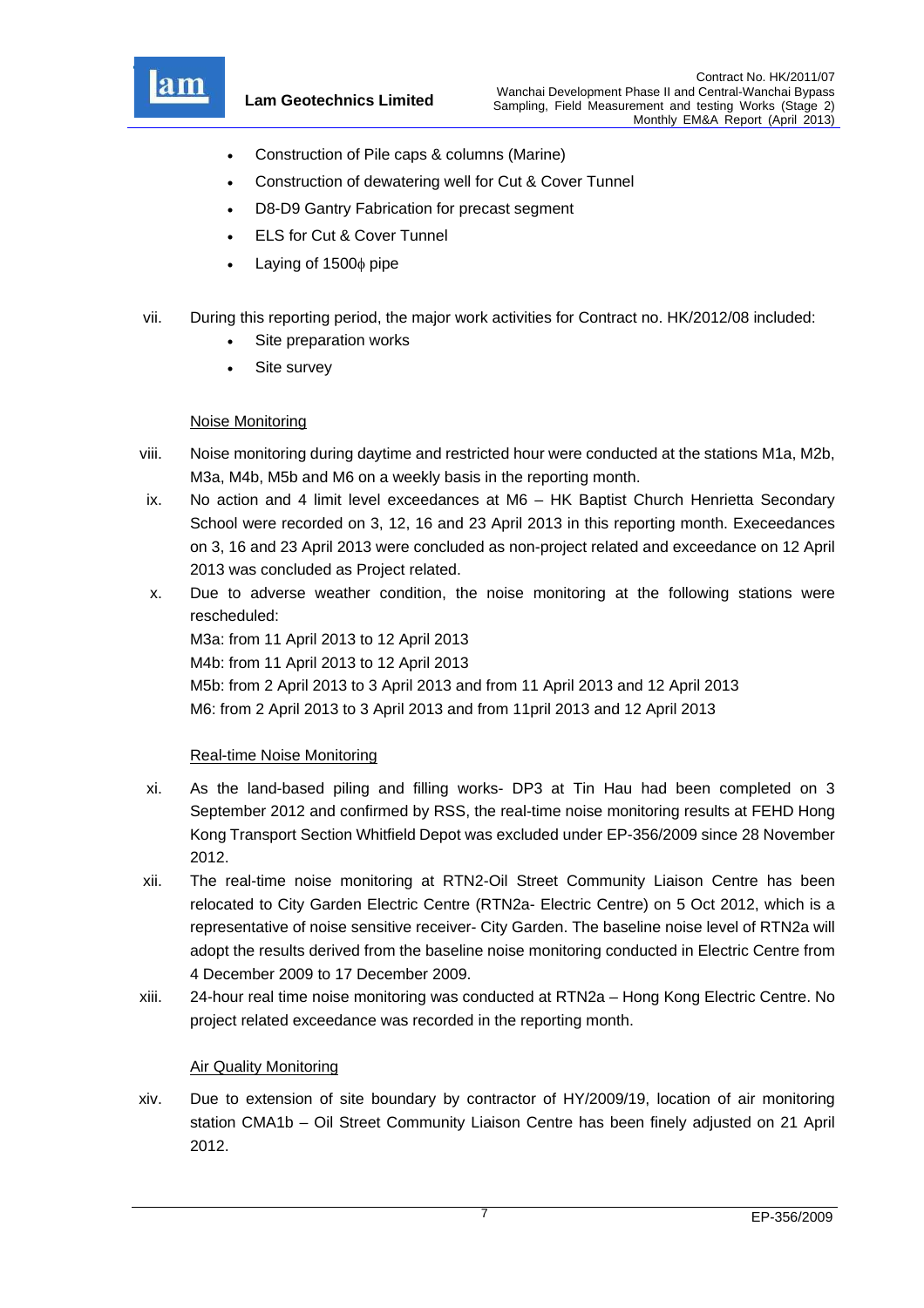- Construction of Pile caps & columns (Marine)
- Construction of dewatering well for Cut & Cover Tunnel
- D8-D9 Gantry Fabrication for precast segment
- ELS for Cut & Cover Tunnel
- Laying of 1500ϕ pipe

vii. During this reporting period, the major work activities for Contract no. HK/2012/08 included:

- Site preparation works
- Site survey

Noise Monitoring

viii. Noise monitoring during daytime and restricted hour were conducted at the stations M1a, M2b, M3a, M4b, M5b and M6 on a weekly basis in the reporting month.

ix. No action and 4 limit level exceedances at M6 – HK Baptist Church Henrietta Secondary School were recorded on 3, 12, 16 and 23 April 2013 in this reporting month. Execeedances on 3, 16 and 23 April 2013 were concluded as non-project related and exceedance on 12 April 2013 was concluded as Project related.

x. Due to adverse weather condition, the noise monitoring at the following stations were rescheduled:
M3a: from 11 April 2013 to 12 April 2013
M4b: from 11 April 2013 to 12 April 2013
M5b: from 2 April 2013 to 3 April 2013 and from 11 April 2013 and 12 April 2013
M6: from 2 April 2013 to 3 April 2013 and from 11pril 2013 and 12 April 2013

Real-time Noise Monitoring

xi. As the land-based piling and filling works- DP3 at Tin Hau had been completed on 3 September 2012 and confirmed by RSS, the real-time noise monitoring results at FEHD Hong Kong Transport Section Whitfield Depot was excluded under EP-356/2009 since 28 November 2012.

xii. The real-time noise monitoring at RTN2-Oil Street Community Liaison Centre has been relocated to City Garden Electric Centre (RTN2a- Electric Centre) on 5 Oct 2012, which is a representative of noise sensitive receiver- City Garden. The baseline noise level of RTN2a will adopt the results derived from the baseline noise monitoring conducted in Electric Centre from 4 December 2009 to 17 December 2009.

xiii. 24-hour real time noise monitoring was conducted at RTN2a – Hong Kong Electric Centre. No project related exceedance was recorded in the reporting month.

Air Quality Monitoring

xiv. Due to extension of site boundary by contractor of HY/2009/19, location of air monitoring station CMA1b – Oil Street Community Liaison Centre has been finely adjusted on 21 April 2012.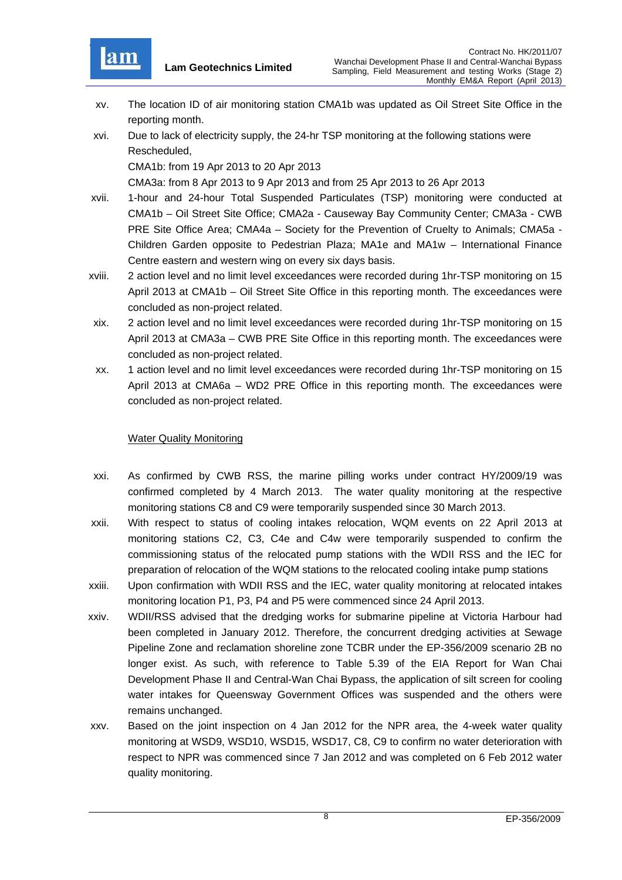xv. The location ID of air monitoring station CMA1b was updated as Oil Street Site Office in the reporting month.

xvi. Due to lack of electricity supply, the 24-hr TSP monitoring at the following stations were Rescheduled,

CMA1b: from 19 Apr 2013 to 20 Apr 2013

CMA3a: from 8 Apr 2013 to 9 Apr 2013 and from 25 Apr 2013 to 26 Apr 2013

xvii. 1-hour and 24-hour Total Suspended Particulates (TSP) monitoring were conducted at CMA1b – Oil Street Site Office; CMA2a - Causeway Bay Community Center; CMA3a - CWB PRE Site Office Area; CMA4a – Society for the Prevention of Cruelty to Animals; CMA5a - Children Garden opposite to Pedestrian Plaza; MA1e and MA1w – International Finance Centre eastern and western wing on every six days basis.

xviii. 2 action level and no limit level exceedances were recorded during 1hr-TSP monitoring on 15 April 2013 at CMA1b – Oil Street Site Office in this reporting month. The exceedances were concluded as non-project related.

xix. 2 action level and no limit level exceedances were recorded during 1hr-TSP monitoring on 15 April 2013 at CMA3a – CWB PRE Site Office in this reporting month. The exceedances were concluded as non-project related.

xx. 1 action level and no limit level exceedances were recorded during 1hr-TSP monitoring on 15 April 2013 at CMA6a – WD2 PRE Office in this reporting month. The exceedances were concluded as non-project related.

<u>Water Quality Monitoring</u>

xxi. As confirmed by CWB RSS, the marine pilling works under contract HY/2009/19 was confirmed completed by 4 March 2013. The water quality monitoring at the respective monitoring stations C8 and C9 were temporarily suspended since 30 March 2013.

xxii. With respect to status of cooling intakes relocation, WQM events on 22 April 2013 at monitoring stations C2, C3, C4e and C4w were temporarily suspended to confirm the commissioning status of the relocated pump stations with the WDII RSS and the IEC for preparation of relocation of the WQM stations to the relocated cooling intake pump stations

xxiii. Upon confirmation with WDII RSS and the IEC, water quality monitoring at relocated intakes monitoring location P1, P3, P4 and P5 were commenced since 24 April 2013.

xxiv. WDII/RSS advised that the dredging works for submarine pipeline at Victoria Harbour had been completed in January 2012. Therefore, the concurrent dredging activities at Sewage Pipeline Zone and reclamation shoreline zone TCBR under the EP-356/2009 scenario 2B no longer exist. As such, with reference to Table 5.39 of the EIA Report for Wan Chai Development Phase II and Central-Wan Chai Bypass, the application of silt screen for cooling water intakes for Queensway Government Offices was suspended and the others were remains unchanged.

xxv. Based on the joint inspection on 4 Jan 2012 for the NPR area, the 4-week water quality monitoring at WSD9, WSD10, WSD15, WSD17, C8, C9 to confirm no water deterioration with respect to NPR was commenced since 7 Jan 2012 and was completed on 6 Feb 2012 water quality monitoring.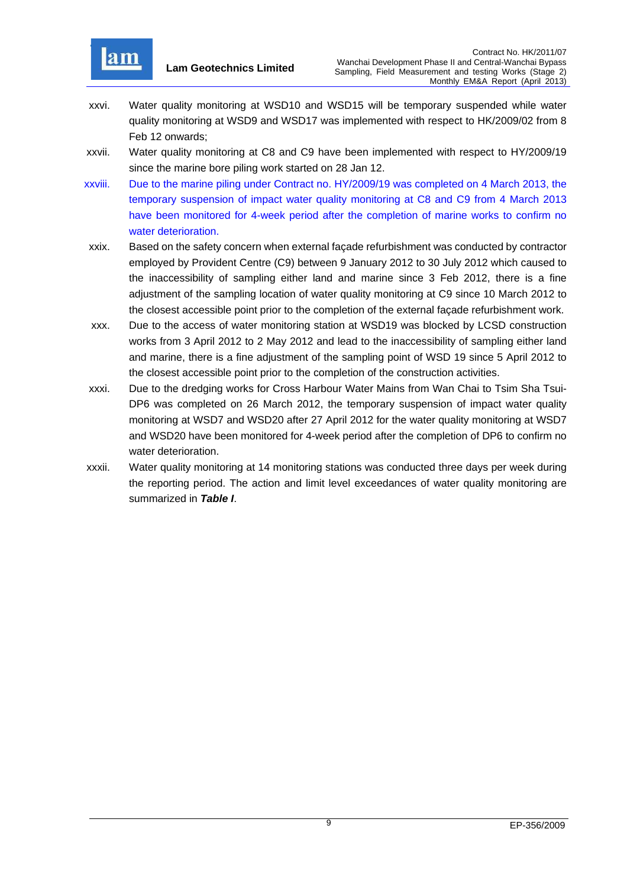xxvi. Water quality monitoring at WSD10 and WSD15 will be temporary suspended while water quality monitoring at WSD9 and WSD17 was implemented with respect to HK/2009/02 from 8 Feb 12 onwards;

xxvii. Water quality monitoring at C8 and C9 have been implemented with respect to HY/2009/19 since the marine bore piling work started on 28 Jan 12.

xxviii. Due to the marine piling under Contract no. HY/2009/19 was completed on 4 March 2013, the temporary suspension of impact water quality monitoring at C8 and C9 from 4 March 2013 have been monitored for 4-week period after the completion of marine works to confirm no water deterioration.

xxix. Based on the safety concern when external façade refurbishment was conducted by contractor employed by Provident Centre (C9) between 9 January 2012 to 30 July 2012 which caused to the inaccessibility of sampling either land and marine since 3 Feb 2012, there is a fine adjustment of the sampling location of water quality monitoring at C9 since 10 March 2012 to the closest accessible point prior to the completion of the external façade refurbishment work.

xxx. Due to the access of water monitoring station at WSD19 was blocked by LCSD construction works from 3 April 2012 to 2 May 2012 and lead to the inaccessibility of sampling either land and marine, there is a fine adjustment of the sampling point of WSD 19 since 5 April 2012 to the closest accessible point prior to the completion of the construction activities.

xxxi. Due to the dredging works for Cross Harbour Water Mains from Wan Chai to Tsim Sha Tsui- DP6 was completed on 26 March 2012, the temporary suspension of impact water quality monitoring at WSD7 and WSD20 after 27 April 2012 for the water quality monitoring at WSD7 and WSD20 have been monitored for 4-week period after the completion of DP6 to confirm no water deterioration.

xxxii. Water quality monitoring at 14 monitoring stations was conducted three days per week during the reporting period. The action and limit level exceedances of water quality monitoring are summarized in ***Table I***.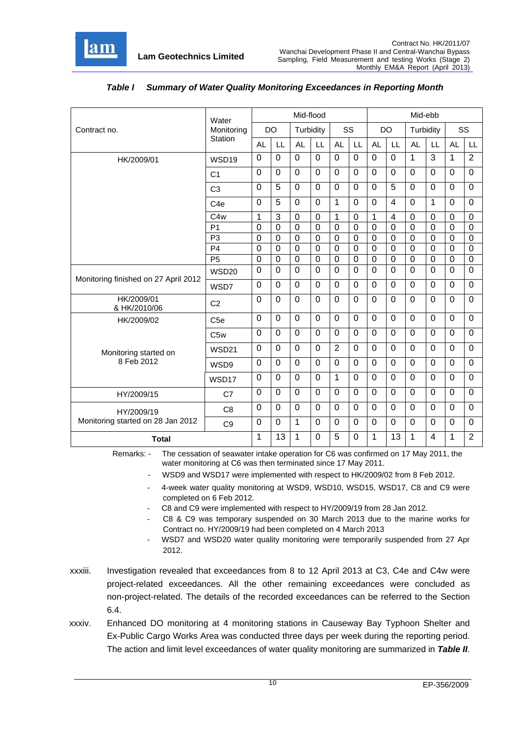### *Table I Summary of Water Quality Monitoring Exceedances in Reporting Month*

| Contract no. | Water Monitoring Station | Mid-flood | | | | | | Mid-ebb | | | | | |
|---|---|---|---|---|---|---|---|---|---|---|---|---|---|
| | | DO | | Turbidity | | SS | | DO | | Turbidity | | SS | |
| | | AL | LL | AL | LL | AL | LL | AL | LL | AL | LL | AL | LL |
| HK/2009/01 | WSD19 | 0 | 0 | 0 | 0 | 0 | 0 | 0 | 0 | 1 | 3 | 1 | 2 |
| | C1 | 0 | 0 | 0 | 0 | 0 | 0 | 0 | 0 | 0 | 0 | 0 | 0 |
| | C3 | 0 | 5 | 0 | 0 | 0 | 0 | 0 | 5 | 0 | 0 | 0 | 0 |
| | C4e | 0 | 5 | 0 | 0 | 1 | 0 | 0 | 4 | 0 | 1 | 0 | 0 |
| | C4w | 1 | 3 | 0 | 0 | 1 | 0 | 1 | 4 | 0 | 0 | 0 | 0 |
| | P1 | 0 | 0 | 0 | 0 | 0 | 0 | 0 | 0 | 0 | 0 | 0 | 0 |
| | P3 | 0 | 0 | 0 | 0 | 0 | 0 | 0 | 0 | 0 | 0 | 0 | 0 |
| | P4 | 0 | 0 | 0 | 0 | 0 | 0 | 0 | 0 | 0 | 0 | 0 | 0 |
| | P5 | 0 | 0 | 0 | 0 | 0 | 0 | 0 | 0 | 0 | 0 | 0 | 0 |
| Monitoring finished on 27 April 2012 | WSD20 | 0 | 0 | 0 | 0 | 0 | 0 | 0 | 0 | 0 | 0 | 0 | 0 |
| | WSD7 | 0 | 0 | 0 | 0 | 0 | 0 | 0 | 0 | 0 | 0 | 0 | 0 |
| HK/2009/01 & HK/2010/06 | C2 | 0 | 0 | 0 | 0 | 0 | 0 | 0 | 0 | 0 | 0 | 0 | 0 |
| HK/2009/02 | C5e | 0 | 0 | 0 | 0 | 0 | 0 | 0 | 0 | 0 | 0 | 0 | 0 |
| | C5w | 0 | 0 | 0 | 0 | 0 | 0 | 0 | 0 | 0 | 0 | 0 | 0 |
| Monitoring started on 8 Feb 2012 | WSD21 | 0 | 0 | 0 | 0 | 2 | 0 | 0 | 0 | 0 | 0 | 0 | 0 |
| | WSD9 | 0 | 0 | 0 | 0 | 0 | 0 | 0 | 0 | 0 | 0 | 0 | 0 |
| | WSD17 | 0 | 0 | 0 | 0 | 1 | 0 | 0 | 0 | 0 | 0 | 0 | 0 |
| HY/2009/15 | C7 | 0 | 0 | 0 | 0 | 0 | 0 | 0 | 0 | 0 | 0 | 0 | 0 |
| HY/2009/19 | C8 | 0 | 0 | 0 | 0 | 0 | 0 | 0 | 0 | 0 | 0 | 0 | 0 |
| Monitoring started on 28 Jan 2012 | C9 | 0 | 0 | 1 | 0 | 0 | 0 | 0 | 0 | 0 | 0 | 0 | 0 |
| **Total** | | 1 | 13 | 1 | 0 | 5 | 0 | 1 | 13 | 1 | 4 | 1 | 2 |

Remarks: - The cessation of seawater intake operation for C6 was confirmed on 17 May 2011, the water monitoring at C6 was then terminated since 17 May 2011.

- WSD9 and WSD17 were implemented with respect to HK/2009/02 from 8 Feb 2012.
- 4-week water quality monitoring at WSD9, WSD10, WSD15, WSD17, C8 and C9 were completed on 6 Feb 2012.
- C8 and C9 were implemented with respect to HY/2009/19 from 28 Jan 2012.
- C8 & C9 was temporary suspended on 30 March 2013 due to the marine works for Contract no. HY/2009/19 had been completed on 4 March 2013
- WSD7 and WSD20 water quality monitoring were temporarily suspended from 27 Apr 2012.

xxxiii. Investigation revealed that exceedances from 8 to 12 April 2013 at C3, C4e and C4w were project-related exceedances. All the other remaining exceedances were concluded as non-project-related. The details of the recorded exceedances can be referred to the Section 6.4.

xxxiv. Enhanced DO monitoring at 4 monitoring stations in Causeway Bay Typhoon Shelter and Ex-Public Cargo Works Area was conducted three days per week during the reporting period. The action and limit level exceedances of water quality monitoring are summarized in ***Table II***.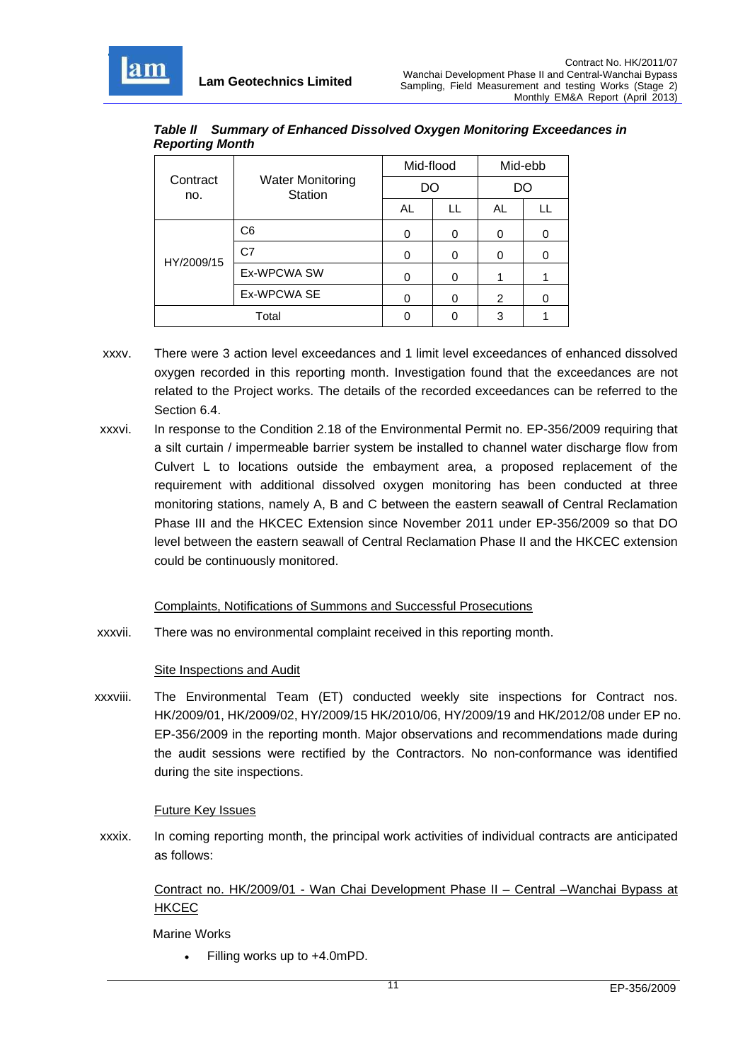***Table II Summary of Enhanced Dissolved Oxygen Monitoring Exceedances in Reporting Month***

| Contract no. | Water Monitoring Station | Mid-flood | | Mid-ebb | |
|---|---|---|---|---|---|
| | | DO | | DO | |
| | | AL | LL | AL | LL |
| HY/2009/15 | C6 | 0 | 0 | 0 | 0 |
| | C7 | 0 | 0 | 0 | 0 |
| | Ex-WPCWA SW | 0 | 0 | 1 | 1 |
| | Ex-WPCWA SE | 0 | 0 | 2 | 0 |
| Total | | 0 | 0 | 3 | 1 |

xxxv. There were 3 action level exceedances and 1 limit level exceedances of enhanced dissolved oxygen recorded in this reporting month. Investigation found that the exceedances are not related to the Project works. The details of the recorded exceedances can be referred to the Section 6.4.

xxxvi. In response to the Condition 2.18 of the Environmental Permit no. EP-356/2009 requiring that a silt curtain / impermeable barrier system be installed to channel water discharge flow from Culvert L to locations outside the embayment area, a proposed replacement of the requirement with additional dissolved oxygen monitoring has been conducted at three monitoring stations, namely A, B and C between the eastern seawall of Central Reclamation Phase III and the HKCEC Extension since November 2011 under EP-356/2009 so that DO level between the eastern seawall of Central Reclamation Phase II and the HKCEC extension could be continuously monitored.

<u>Complaints, Notifications of Summons and Successful Prosecutions</u>

xxxvii. There was no environmental complaint received in this reporting month.

<u>Site Inspections and Audit</u>

xxxviii. The Environmental Team (ET) conducted weekly site inspections for Contract nos. HK/2009/01, HK/2009/02, HY/2009/15 HK/2010/06, HY/2009/19 and HK/2012/08 under EP no. EP-356/2009 in the reporting month. Major observations and recommendations made during the audit sessions were rectified by the Contractors. No non-conformance was identified during the site inspections.

<u>Future Key Issues</u>

xxxix. In coming reporting month, the principal work activities of individual contracts are anticipated as follows:

<u>Contract no. HK/2009/01 - Wan Chai Development Phase II – Central –Wanchai Bypass at HKCEC</u>

Marine Works

- Filling works up to +4.0mPD.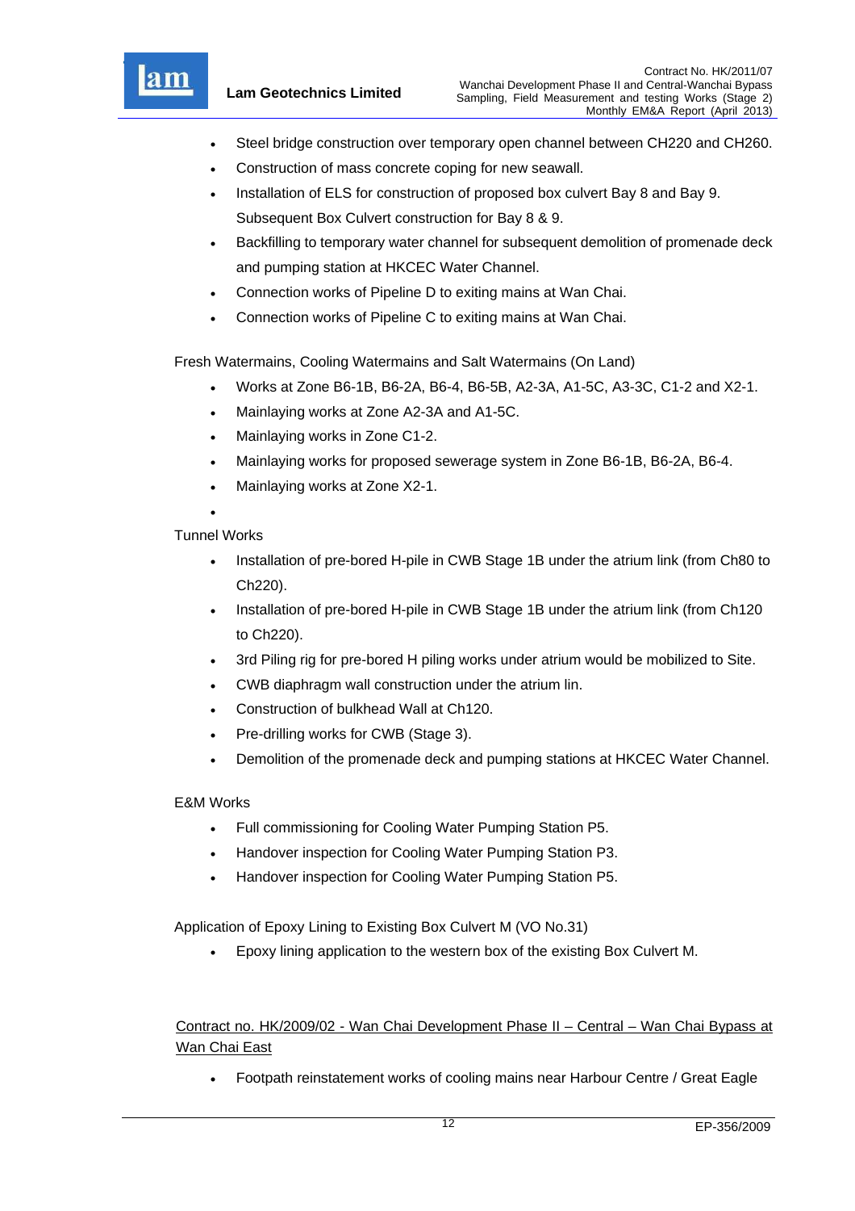- Steel bridge construction over temporary open channel between CH220 and CH260.
- Construction of mass concrete coping for new seawall.
- Installation of ELS for construction of proposed box culvert Bay 8 and Bay 9. Subsequent Box Culvert construction for Bay 8 & 9.
- Backfilling to temporary water channel for subsequent demolition of promenade deck and pumping station at HKCEC Water Channel.
- Connection works of Pipeline D to exiting mains at Wan Chai.
- Connection works of Pipeline C to exiting mains at Wan Chai.

Fresh Watermains, Cooling Watermains and Salt Watermains (On Land)

- Works at Zone B6-1B, B6-2A, B6-4, B6-5B, A2-3A, A1-5C, A3-3C, C1-2 and X2-1.
- Mainlaying works at Zone A2-3A and A1-5C.
- Mainlaying works in Zone C1-2.
- Mainlaying works for proposed sewerage system in Zone B6-1B, B6-2A, B6-4.
- Mainlaying works at Zone X2-1.
- 

Tunnel Works

- Installation of pre-bored H-pile in CWB Stage 1B under the atrium link (from Ch80 to Ch220).
- Installation of pre-bored H-pile in CWB Stage 1B under the atrium link (from Ch120 to Ch220).
- 3rd Piling rig for pre-bored H piling works under atrium would be mobilized to Site.
- CWB diaphragm wall construction under the atrium lin.
- Construction of bulkhead Wall at Ch120.
- Pre-drilling works for CWB (Stage 3).
- Demolition of the promenade deck and pumping stations at HKCEC Water Channel.

E&M Works

- Full commissioning for Cooling Water Pumping Station P5.
- Handover inspection for Cooling Water Pumping Station P3.
- Handover inspection for Cooling Water Pumping Station P5.

Application of Epoxy Lining to Existing Box Culvert M (VO No.31)

- Epoxy lining application to the western box of the existing Box Culvert M.

<u>Contract no. HK/2009/02 - Wan Chai Development Phase II – Central – Wan Chai Bypass at Wan Chai East</u>

- Footpath reinstatement works of cooling mains near Harbour Centre / Great Eagle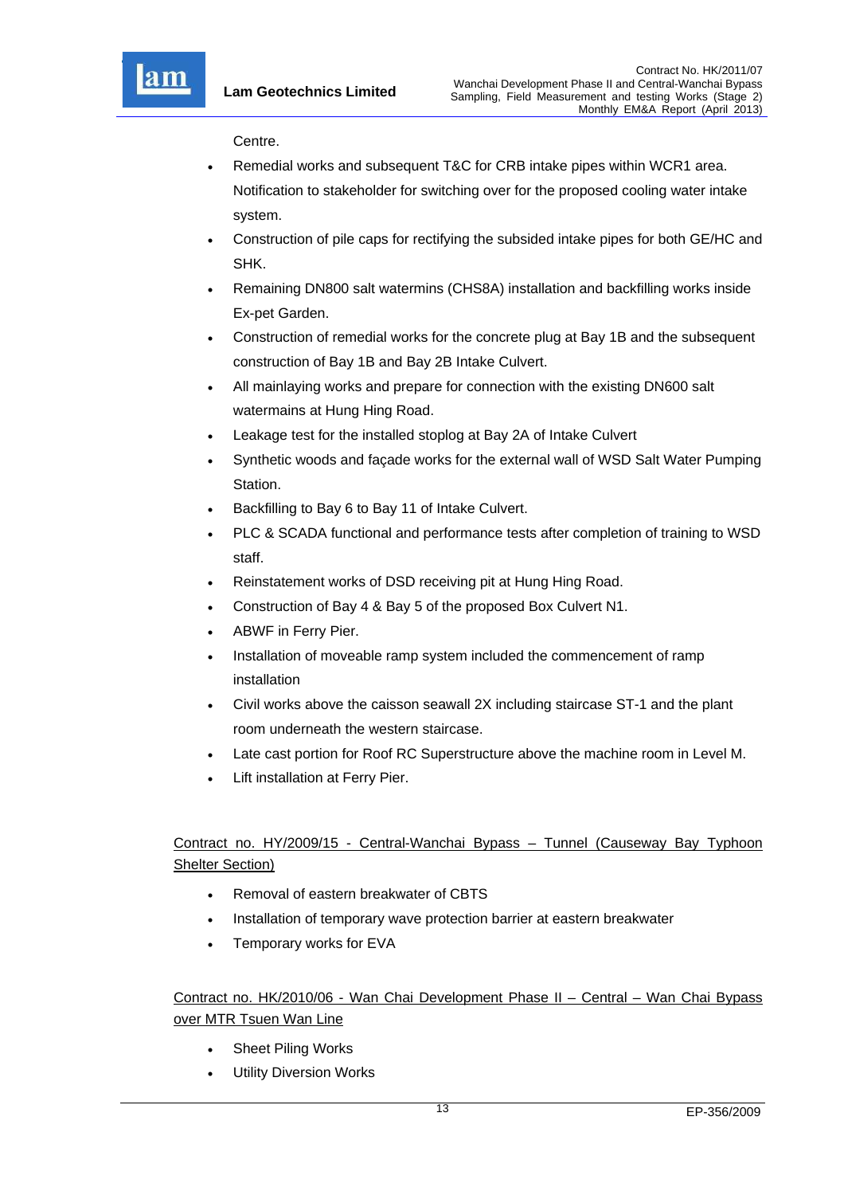Centre.

- Remedial works and subsequent T&C for CRB intake pipes within WCR1 area. Notification to stakeholder for switching over for the proposed cooling water intake system.
- Construction of pile caps for rectifying the subsided intake pipes for both GE/HC and SHK.
- Remaining DN800 salt watermins (CHS8A) installation and backfilling works inside Ex-pet Garden.
- Construction of remedial works for the concrete plug at Bay 1B and the subsequent construction of Bay 1B and Bay 2B Intake Culvert.
- All mainlaying works and prepare for connection with the existing DN600 salt watermains at Hung Hing Road.
- Leakage test for the installed stoplog at Bay 2A of Intake Culvert
- Synthetic woods and façade works for the external wall of WSD Salt Water Pumping Station.
- Backfilling to Bay 6 to Bay 11 of Intake Culvert.
- PLC & SCADA functional and performance tests after completion of training to WSD staff.
- Reinstatement works of DSD receiving pit at Hung Hing Road.
- Construction of Bay 4 & Bay 5 of the proposed Box Culvert N1.
- ABWF in Ferry Pier.
- Installation of moveable ramp system included the commencement of ramp installation
- Civil works above the caisson seawall 2X including staircase ST-1 and the plant room underneath the western staircase.
- Late cast portion for Roof RC Superstructure above the machine room in Level M.
- Lift installation at Ferry Pier.

<u>Contract no. HY/2009/15 - Central-Wanchai Bypass – Tunnel (Causeway Bay Typhoon Shelter Section)</u>

- Removal of eastern breakwater of CBTS
- Installation of temporary wave protection barrier at eastern breakwater
- Temporary works for EVA

<u>Contract no. HK/2010/06 - Wan Chai Development Phase II – Central – Wan Chai Bypass over MTR Tsuen Wan Line</u>

- Sheet Piling Works
- Utility Diversion Works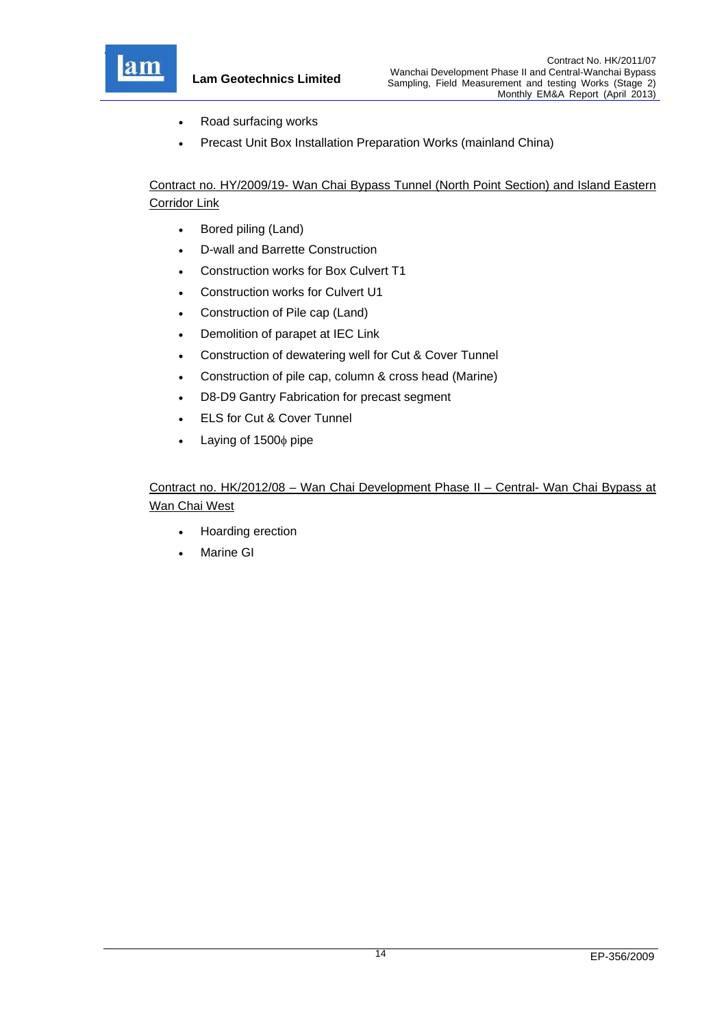- Road surfacing works
- Precast Unit Box Installation Preparation Works (mainland China)

<u>Contract no. HY/2009/19- Wan Chai Bypass Tunnel (North Point Section) and Island Eastern Corridor Link</u>

- Bored piling (Land)
- D-wall and Barrette Construction
- Construction works for Box Culvert T1
- Construction works for Culvert U1
- Construction of Pile cap (Land)
- Demolition of parapet at IEC Link
- Construction of dewatering well for Cut & Cover Tunnel
- Construction of pile cap, column & cross head (Marine)
- D8-D9 Gantry Fabrication for precast segment
- ELS for Cut & Cover Tunnel
- Laying of 1500ϕ pipe

<u>Contract no. HK/2012/08 – Wan Chai Development Phase II – Central- Wan Chai Bypass at Wan Chai West</u>

- Hoarding erection
- Marine GI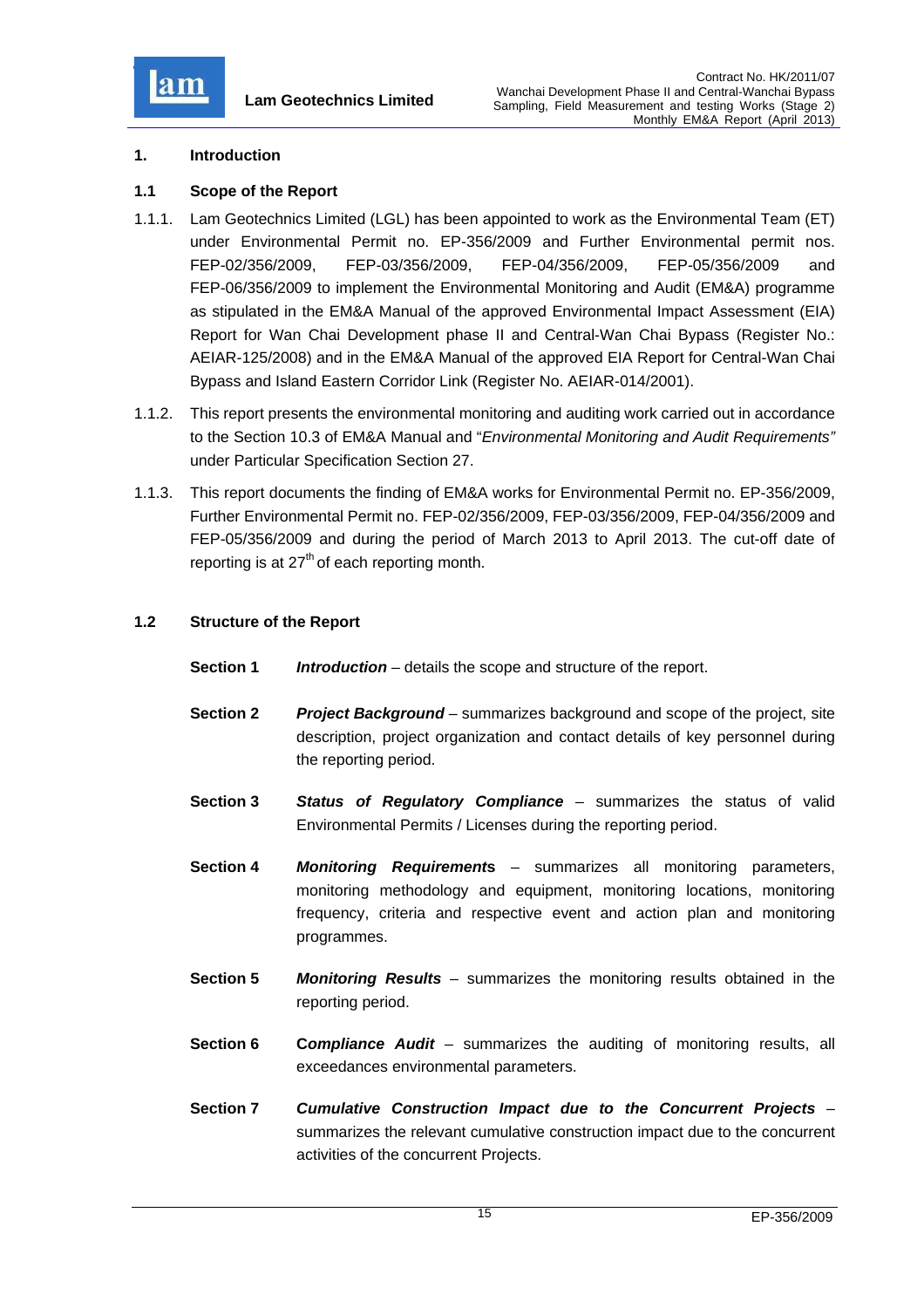# 1. Introduction

## 1.1 Scope of the Report

1.1.1. Lam Geotechnics Limited (LGL) has been appointed to work as the Environmental Team (ET) under Environmental Permit no. EP-356/2009 and Further Environmental permit nos. FEP-02/356/2009, FEP-03/356/2009, FEP-04/356/2009, FEP-05/356/2009 and FEP-06/356/2009 to implement the Environmental Monitoring and Audit (EM&A) programme as stipulated in the EM&A Manual of the approved Environmental Impact Assessment (EIA) Report for Wan Chai Development phase II and Central-Wan Chai Bypass (Register No.: AEIAR-125/2008) and in the EM&A Manual of the approved EIA Report for Central-Wan Chai Bypass and Island Eastern Corridor Link (Register No. AEIAR-014/2001).

1.1.2. This report presents the environmental monitoring and auditing work carried out in accordance to the Section 10.3 of EM&A Manual and "*Environmental Monitoring and Audit Requirements"* under Particular Specification Section 27.

1.1.3. This report documents the finding of EM&A works for Environmental Permit no. EP-356/2009, Further Environmental Permit no. FEP-02/356/2009, FEP-03/356/2009, FEP-04/356/2009 and FEP-05/356/2009 and during the period of March 2013 to April 2013. The cut-off date of reporting is at 27th of each reporting month.

## 1.2 Structure of the Report

**Section 1** ***Introduction*** – details the scope and structure of the report.

**Section 2** ***Project Background*** – summarizes background and scope of the project, site description, project organization and contact details of key personnel during the reporting period.

**Section 3** ***Status of Regulatory Compliance*** – summarizes the status of valid Environmental Permits / Licenses during the reporting period.

**Section 4** ***Monitoring Requirements*** – summarizes all monitoring parameters, monitoring methodology and equipment, monitoring locations, monitoring frequency, criteria and respective event and action plan and monitoring programmes.

**Section 5** ***Monitoring Results*** – summarizes the monitoring results obtained in the reporting period.

**Section 6** ***Compliance Audit*** – summarizes the auditing of monitoring results, all exceedances environmental parameters.

**Section 7** ***Cumulative Construction Impact due to the Concurrent Projects*** – summarizes the relevant cumulative construction impact due to the concurrent activities of the concurrent Projects.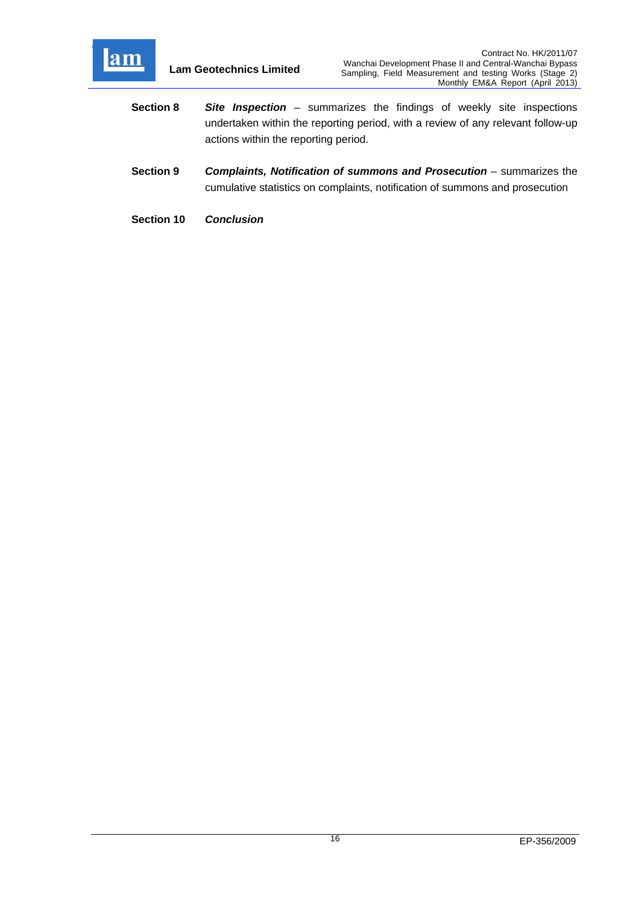**Section 8** ***Site Inspection*** – summarizes the findings of weekly site inspections undertaken within the reporting period, with a review of any relevant follow-up actions within the reporting period.

**Section 9** ***Complaints, Notification of summons and Prosecution*** – summarizes the cumulative statistics on complaints, notification of summons and prosecution

**Section 10** ***Conclusion***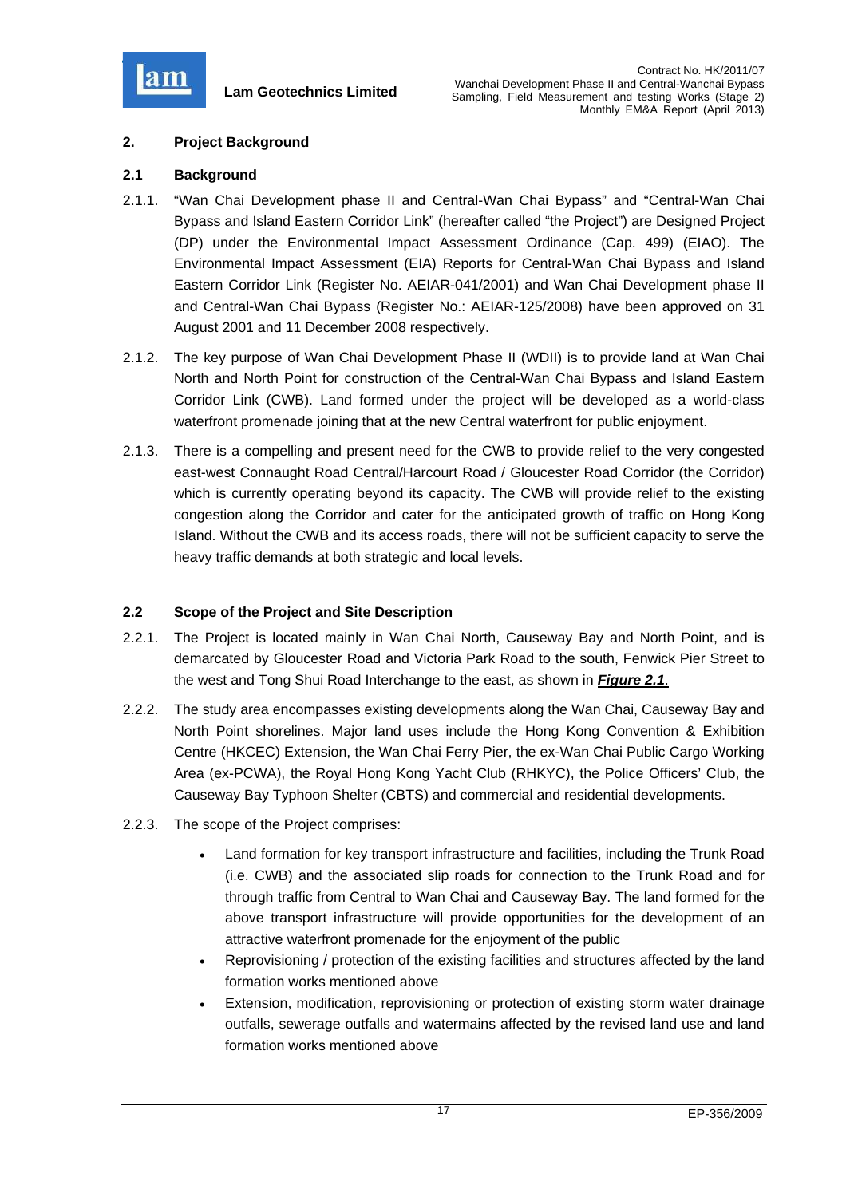## 2. Project Background

### 2.1 Background

2.1.1. "Wan Chai Development phase II and Central-Wan Chai Bypass" and "Central-Wan Chai Bypass and Island Eastern Corridor Link" (hereafter called "the Project") are Designed Project (DP) under the Environmental Impact Assessment Ordinance (Cap. 499) (EIAO). The Environmental Impact Assessment (EIA) Reports for Central-Wan Chai Bypass and Island Eastern Corridor Link (Register No. AEIAR-041/2001) and Wan Chai Development phase II and Central-Wan Chai Bypass (Register No.: AEIAR-125/2008) have been approved on 31 August 2001 and 11 December 2008 respectively.

2.1.2. The key purpose of Wan Chai Development Phase II (WDII) is to provide land at Wan Chai North and North Point for construction of the Central-Wan Chai Bypass and Island Eastern Corridor Link (CWB). Land formed under the project will be developed as a world-class waterfront promenade joining that at the new Central waterfront for public enjoyment.

2.1.3. There is a compelling and present need for the CWB to provide relief to the very congested east-west Connaught Road Central/Harcourt Road / Gloucester Road Corridor (the Corridor) which is currently operating beyond its capacity. The CWB will provide relief to the existing congestion along the Corridor and cater for the anticipated growth of traffic on Hong Kong Island. Without the CWB and its access roads, there will not be sufficient capacity to serve the heavy traffic demands at both strategic and local levels.

### 2.2 Scope of the Project and Site Description

2.2.1. The Project is located mainly in Wan Chai North, Causeway Bay and North Point, and is demarcated by Gloucester Road and Victoria Park Road to the south, Fenwick Pier Street to the west and Tong Shui Road Interchange to the east, as shown in ***Figure 2.1***.

2.2.2. The study area encompasses existing developments along the Wan Chai, Causeway Bay and North Point shorelines. Major land uses include the Hong Kong Convention & Exhibition Centre (HKCEC) Extension, the Wan Chai Ferry Pier, the ex-Wan Chai Public Cargo Working Area (ex-PCWA), the Royal Hong Kong Yacht Club (RHKYC), the Police Officers' Club, the Causeway Bay Typhoon Shelter (CBTS) and commercial and residential developments.

2.2.3. The scope of the Project comprises:

- Land formation for key transport infrastructure and facilities, including the Trunk Road (i.e. CWB) and the associated slip roads for connection to the Trunk Road and for through traffic from Central to Wan Chai and Causeway Bay. The land formed for the above transport infrastructure will provide opportunities for the development of an attractive waterfront promenade for the enjoyment of the public
- Reprovisioning / protection of the existing facilities and structures affected by the land formation works mentioned above
- Extension, modification, reprovisioning or protection of existing storm water drainage outfalls, sewerage outfalls and watermains affected by the revised land use and land formation works mentioned above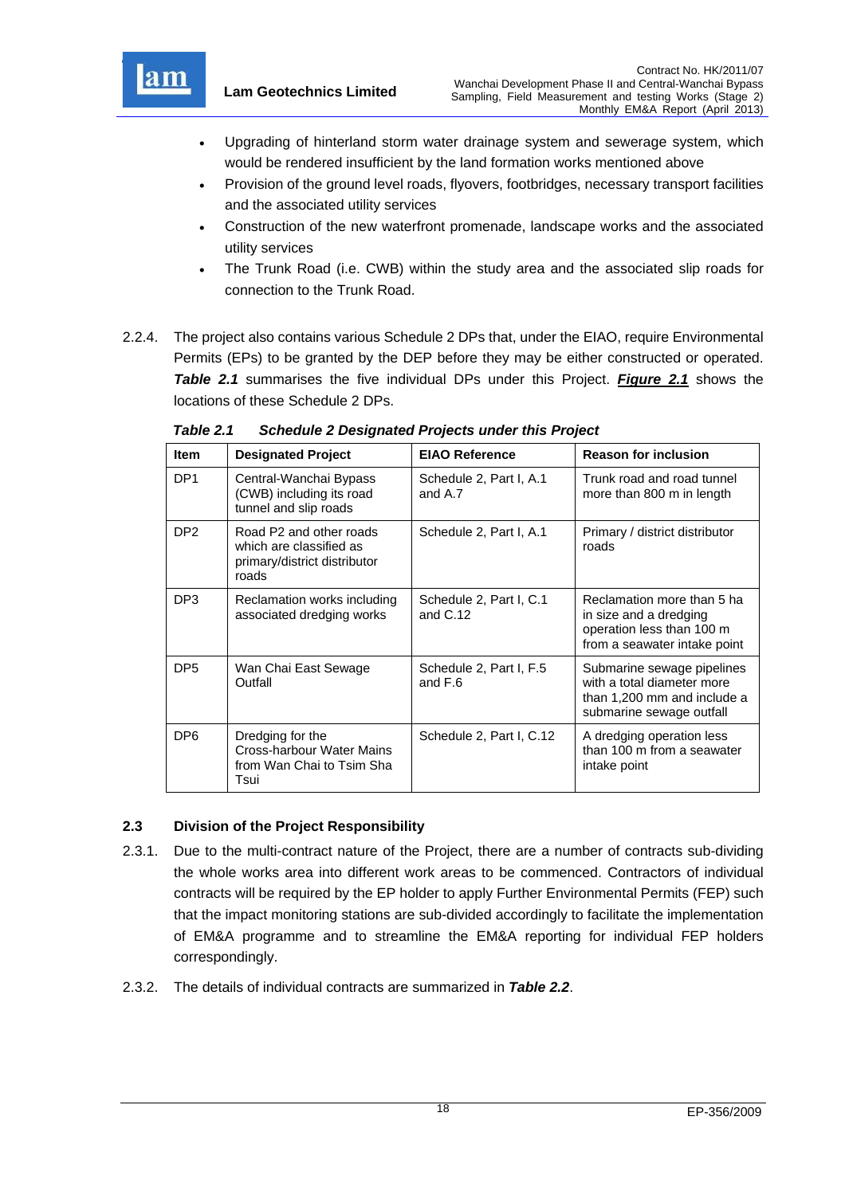- Upgrading of hinterland storm water drainage system and sewerage system, which would be rendered insufficient by the land formation works mentioned above
- Provision of the ground level roads, flyovers, footbridges, necessary transport facilities and the associated utility services
- Construction of the new waterfront promenade, landscape works and the associated utility services
- The Trunk Road (i.e. CWB) within the study area and the associated slip roads for connection to the Trunk Road.

2.2.4. The project also contains various Schedule 2 DPs that, under the EIAO, require Environmental Permits (EPs) to be granted by the DEP before they may be either constructed or operated. ***Table 2.1*** summarises the five individual DPs under this Project. ***Figure 2.1*** shows the locations of these Schedule 2 DPs.

***Table 2.1 Schedule 2 Designated Projects under this Project***

| Item | Designated Project | EIAO Reference | Reason for inclusion |
|---|---|---|---|
| DP1 | Central-Wanchai Bypass (CWB) including its road tunnel and slip roads | Schedule 2, Part I, A.1 and A.7 | Trunk road and road tunnel more than 800 m in length |
| DP2 | Road P2 and other roads which are classified as primary/district distributor roads | Schedule 2, Part I, A.1 | Primary / district distributor roads |
| DP3 | Reclamation works including associated dredging works | Schedule 2, Part I, C.1 and C.12 | Reclamation more than 5 ha in size and a dredging operation less than 100 m from a seawater intake point |
| DP5 | Wan Chai East Sewage Outfall | Schedule 2, Part I, F.5 and F.6 | Submarine sewage pipelines with a total diameter more than 1,200 mm and include a submarine sewage outfall |
| DP6 | Dredging for the Cross-harbour Water Mains from Wan Chai to Tsim Sha Tsui | Schedule 2, Part I, C.12 | A dredging operation less than 100 m from a seawater intake point |

## 2.3 Division of the Project Responsibility

2.3.1. Due to the multi-contract nature of the Project, there are a number of contracts sub-dividing the whole works area into different work areas to be commenced. Contractors of individual contracts will be required by the EP holder to apply Further Environmental Permits (FEP) such that the impact monitoring stations are sub-divided accordingly to facilitate the implementation of EM&A programme and to streamline the EM&A reporting for individual FEP holders correspondingly.

2.3.2. The details of individual contracts are summarized in ***Table 2.2***.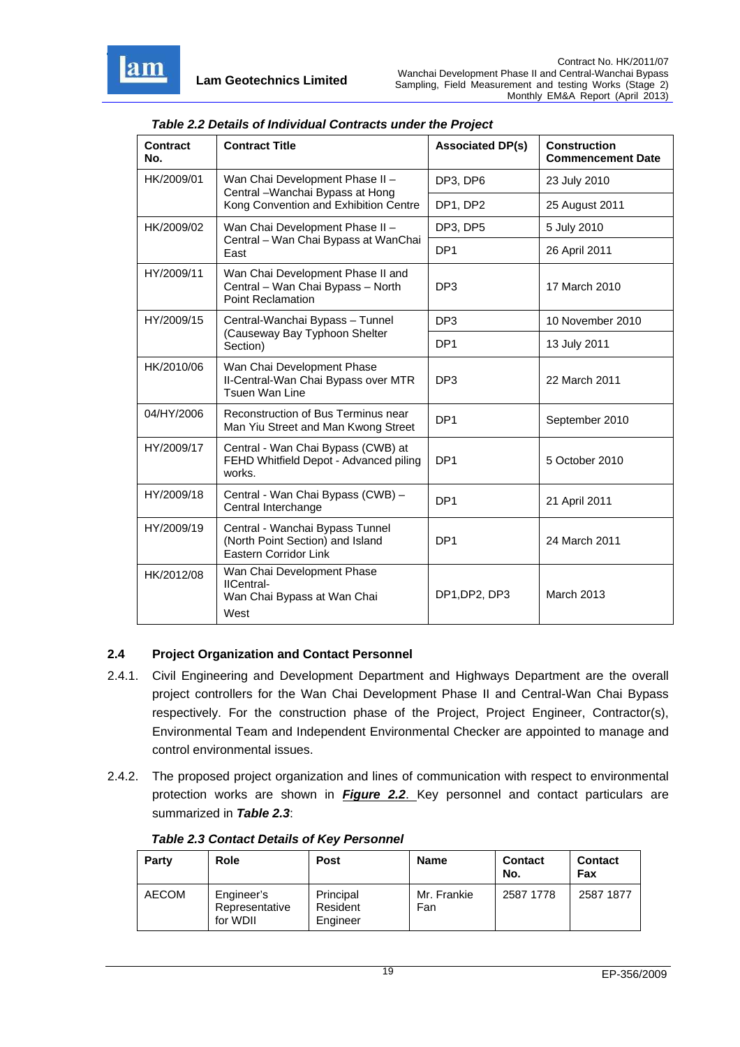*Table 2.2 Details of Individual Contracts under the Project*

| Contract No. | Contract Title | Associated DP(s) | Construction Commencement Date |
|---|---|---|---|
| HK/2009/01 | Wan Chai Development Phase II – Central –Wanchai Bypass at Hong Kong Convention and Exhibition Centre | DP3, DP6 | 23 July 2010 |
| | | DP1, DP2 | 25 August 2011 |
| HK/2009/02 | Wan Chai Development Phase II – Central – Wan Chai Bypass at WanChai East | DP3, DP5 | 5 July 2010 |
| | | DP1 | 26 April 2011 |
| HY/2009/11 | Wan Chai Development Phase II and Central – Wan Chai Bypass – North Point Reclamation | DP3 | 17 March 2010 |
| HY/2009/15 | Central-Wanchai Bypass – Tunnel (Causeway Bay Typhoon Shelter Section) | DP3 | 10 November 2010 |
| | | DP1 | 13 July 2011 |
| HK/2010/06 | Wan Chai Development Phase II-Central-Wan Chai Bypass over MTR Tsuen Wan Line | DP3 | 22 March 2011 |
| 04/HY/2006 | Reconstruction of Bus Terminus near Man Yiu Street and Man Kwong Street | DP1 | September 2010 |
| HY/2009/17 | Central - Wan Chai Bypass (CWB) at FEHD Whitfield Depot - Advanced piling works. | DP1 | 5 October 2010 |
| HY/2009/18 | Central - Wan Chai Bypass (CWB) – Central Interchange | DP1 | 21 April 2011 |
| HY/2009/19 | Central - Wanchai Bypass Tunnel (North Point Section) and Island Eastern Corridor Link | DP1 | 24 March 2011 |
| HK/2012/08 | Wan Chai Development Phase IICentral- Wan Chai Bypass at Wan Chai West | DP1,DP2, DP3 | March 2013 |

### 2.4 Project Organization and Contact Personnel

2.4.1. Civil Engineering and Development Department and Highways Department are the overall project controllers for the Wan Chai Development Phase II and Central-Wan Chai Bypass respectively. For the construction phase of the Project, Project Engineer, Contractor(s), Environmental Team and Independent Environmental Checker are appointed to manage and control environmental issues.

2.4.2. The proposed project organization and lines of communication with respect to environmental protection works are shown in ***Figure 2.2***. Key personnel and contact particulars are summarized in ***Table 2.3***:

*Table 2.3 Contact Details of Key Personnel*

| Party | Role | Post | Name | Contact No. | Contact Fax |
|---|---|---|---|---|---|
| AECOM | Engineer's Representative for WDII | Principal Resident Engineer | Mr. Frankie Fan | 2587 1778 | 2587 1877 |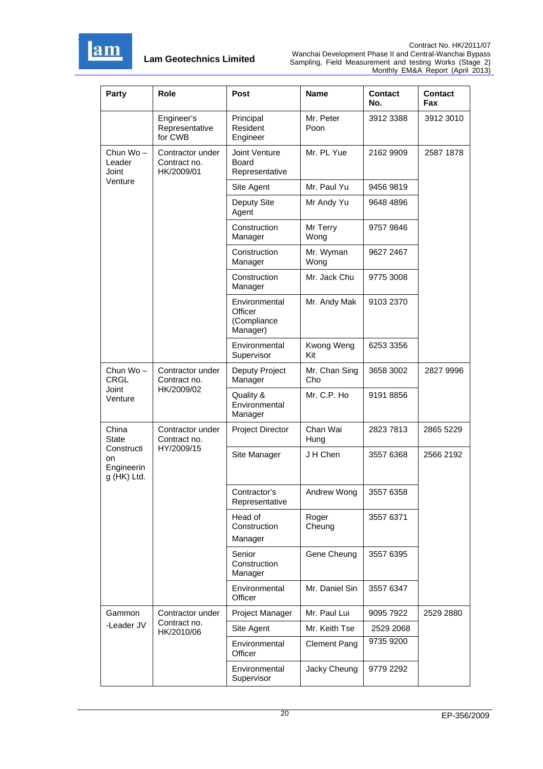| Party | Role | Post | Name | Contact No. | Contact Fax |
|---|---|---|---|---|---|
| | Engineer's Representative for CWB | Principal Resident Engineer | Mr. Peter Poon | 3912 3388 | 3912 3010 |
| Chun Wo – Leader Joint Venture | Contractor under Contract no. HK/2009/01 | Joint Venture Board Representative | Mr. PL Yue | 2162 9909 | 2587 1878 |
| | | Site Agent | Mr. Paul Yu | 9456 9819 | |
| | | Deputy Site Agent | Mr Andy Yu | 9648 4896 | |
| | | Construction Manager | Mr Terry Wong | 9757 9846 | |
| | | Construction Manager | Mr. Wyman Wong | 9627 2467 | |
| | | Construction Manager | Mr. Jack Chu | 9775 3008 | |
| | | Environmental Officer (Compliance Manager) | Mr. Andy Mak | 9103 2370 | |
| | | Environmental Supervisor | Kwong Weng Kit | 6253 3356 | |
| Chun Wo – CRGL Joint Venture | Contractor under Contract no. HK/2009/02 | Deputy Project Manager | Mr. Chan Sing Cho | 3658 3002 | 2827 9996 |
| | | Quality & Environmental Manager | Mr. C.P. Ho | 9191 8856 | |
| China State Construction Engineering (HK) Ltd. | Contractor under Contract no. HY/2009/15 | Project Director | Chan Wai Hung | 2823 7813 | 2865 5229 |
| | | Site Manager | J H Chen | 3557 6368 | 2566 2192 |
| | | Contractor's Representative | Andrew Wong | 3557 6358 | |
| | | Head of Construction Manager | Roger Cheung | 3557 6371 | |
| | | Senior Construction Manager | Gene Cheung | 3557 6395 | |
| | | Environmental Officer | Mr. Daniel Sin | 3557 6347 | |
| Gammon -Leader JV | Contractor under Contract no. HK/2010/06 | Project Manager | Mr. Paul Lui | 9095 7922 | 2529 2880 |
| | | Site Agent | Mr. Keith Tse | 2529 2068 | |
| | | Environmental Officer | Clement Pang | 9735 9200 | |
| | | Environmental Supervisor | Jacky Cheung | 9779 2292 | |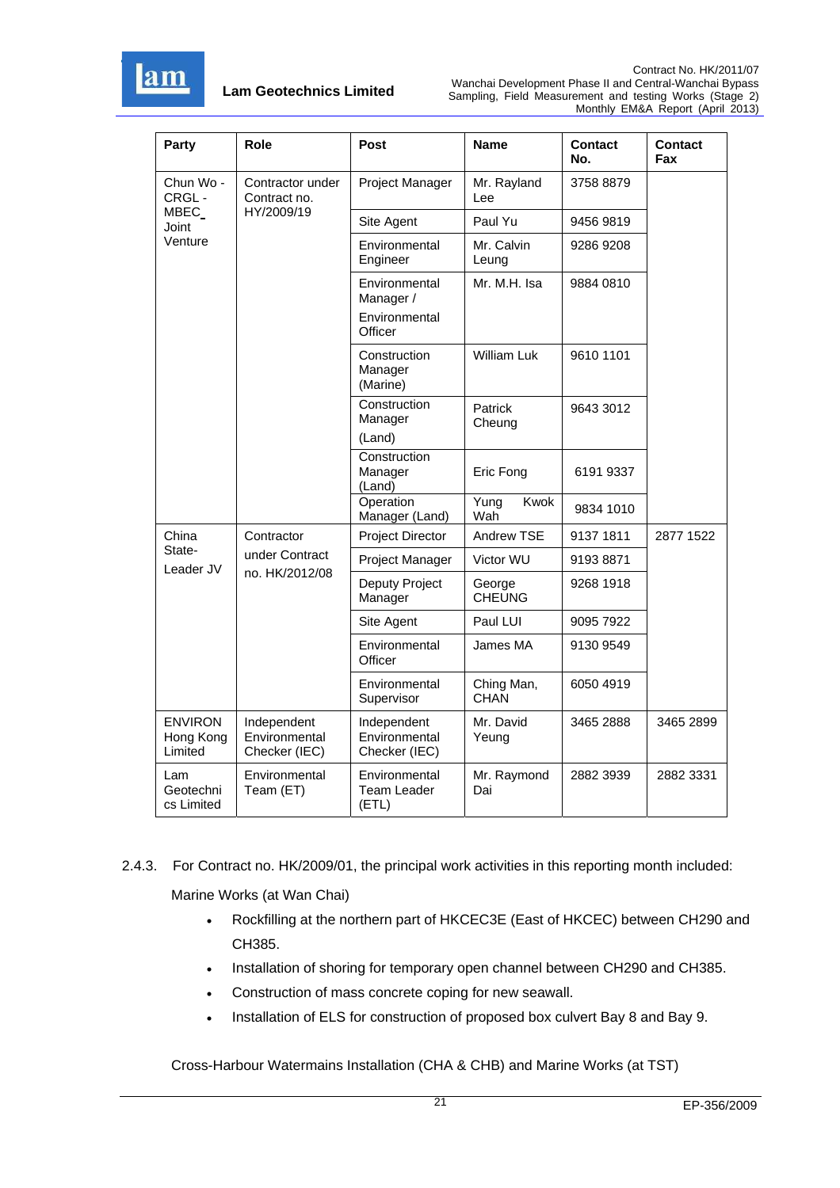| Party | Role | Post | Name | Contact No. | Contact Fax |
|---|---|---|---|---|---|
| Chun Wo - CRGL - MBEC_ Joint Venture | Contractor under Contract no. HY/2009/19 | Project Manager | Mr. Rayland Lee | 3758 8879 | |
| | | Site Agent | Paul Yu | 9456 9819 | |
| | | Environmental Engineer | Mr. Calvin Leung | 9286 9208 | |
| | | Environmental Manager / Environmental Officer | Mr. M.H. Isa | 9884 0810 | |
| | | Construction Manager (Marine) | William Luk | 9610 1101 | |
| | | Construction Manager (Land) | Patrick Cheung | 9643 3012 | |
| | | Construction Manager (Land) | Eric Fong | 6191 9337 | |
| | | Operation Manager (Land) | Yung Kwok Wah | 9834 1010 | |
| China State-Leader JV | Contractor under Contract no. HK/2012/08 | Project Director | Andrew TSE | 9137 1811 | 2877 1522 |
| | | Project Manager | Victor WU | 9193 8871 | |
| | | Deputy Project Manager | George CHEUNG | 9268 1918 | |
| | | Site Agent | Paul LUI | 9095 7922 | |
| | | Environmental Officer | James MA | 9130 9549 | |
| | | Environmental Supervisor | Ching Man, CHAN | 6050 4919 | |
| ENVIRON Hong Kong Limited | Independent Environmental Checker (IEC) | Independent Environmental Checker (IEC) | Mr. David Yeung | 3465 2888 | 3465 2899 |
| Lam Geotechnics Limited | Environmental Team (ET) | Environmental Team Leader (ETL) | Mr. Raymond Dai | 2882 3939 | 2882 3331 |

2.4.3. For Contract no. HK/2009/01, the principal work activities in this reporting month included:

Marine Works (at Wan Chai)

- Rockfilling at the northern part of HKCEC3E (East of HKCEC) between CH290 and CH385.
- Installation of shoring for temporary open channel between CH290 and CH385.
- Construction of mass concrete coping for new seawall.
- Installation of ELS for construction of proposed box culvert Bay 8 and Bay 9.

Cross-Harbour Watermains Installation (CHA & CHB) and Marine Works (at TST)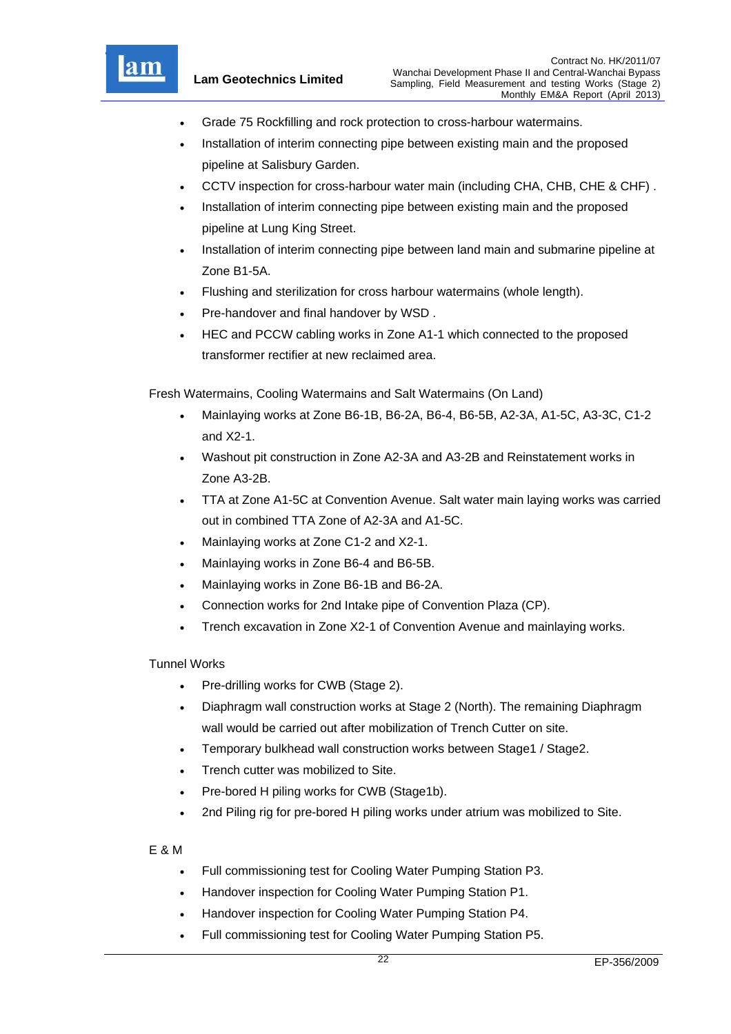- Grade 75 Rockfilling and rock protection to cross-harbour watermains.
- Installation of interim connecting pipe between existing main and the proposed pipeline at Salisbury Garden.
- CCTV inspection for cross-harbour water main (including CHA, CHB, CHE & CHF) .
- Installation of interim connecting pipe between existing main and the proposed pipeline at Lung King Street.
- Installation of interim connecting pipe between land main and submarine pipeline at Zone B1-5A.
- Flushing and sterilization for cross harbour watermains (whole length).
- Pre-handover and final handover by WSD .
- HEC and PCCW cabling works in Zone A1-1 which connected to the proposed transformer rectifier at new reclaimed area.

Fresh Watermains, Cooling Watermains and Salt Watermains (On Land)

- Mainlaying works at Zone B6-1B, B6-2A, B6-4, B6-5B, A2-3A, A1-5C, A3-3C, C1-2 and X2-1.
- Washout pit construction in Zone A2-3A and A3-2B and Reinstatement works in Zone A3-2B.
- TTA at Zone A1-5C at Convention Avenue. Salt water main laying works was carried out in combined TTA Zone of A2-3A and A1-5C.
- Mainlaying works at Zone C1-2 and X2-1.
- Mainlaying works in Zone B6-4 and B6-5B.
- Mainlaying works in Zone B6-1B and B6-2A.
- Connection works for 2nd Intake pipe of Convention Plaza (CP).
- Trench excavation in Zone X2-1 of Convention Avenue and mainlaying works.

Tunnel Works

- Pre-drilling works for CWB (Stage 2).
- Diaphragm wall construction works at Stage 2 (North). The remaining Diaphragm wall would be carried out after mobilization of Trench Cutter on site.
- Temporary bulkhead wall construction works between Stage1 / Stage2.
- Trench cutter was mobilized to Site.
- Pre-bored H piling works for CWB (Stage1b).
- 2nd Piling rig for pre-bored H piling works under atrium was mobilized to Site.

E & M

- Full commissioning test for Cooling Water Pumping Station P3.
- Handover inspection for Cooling Water Pumping Station P1.
- Handover inspection for Cooling Water Pumping Station P4.
- Full commissioning test for Cooling Water Pumping Station P5.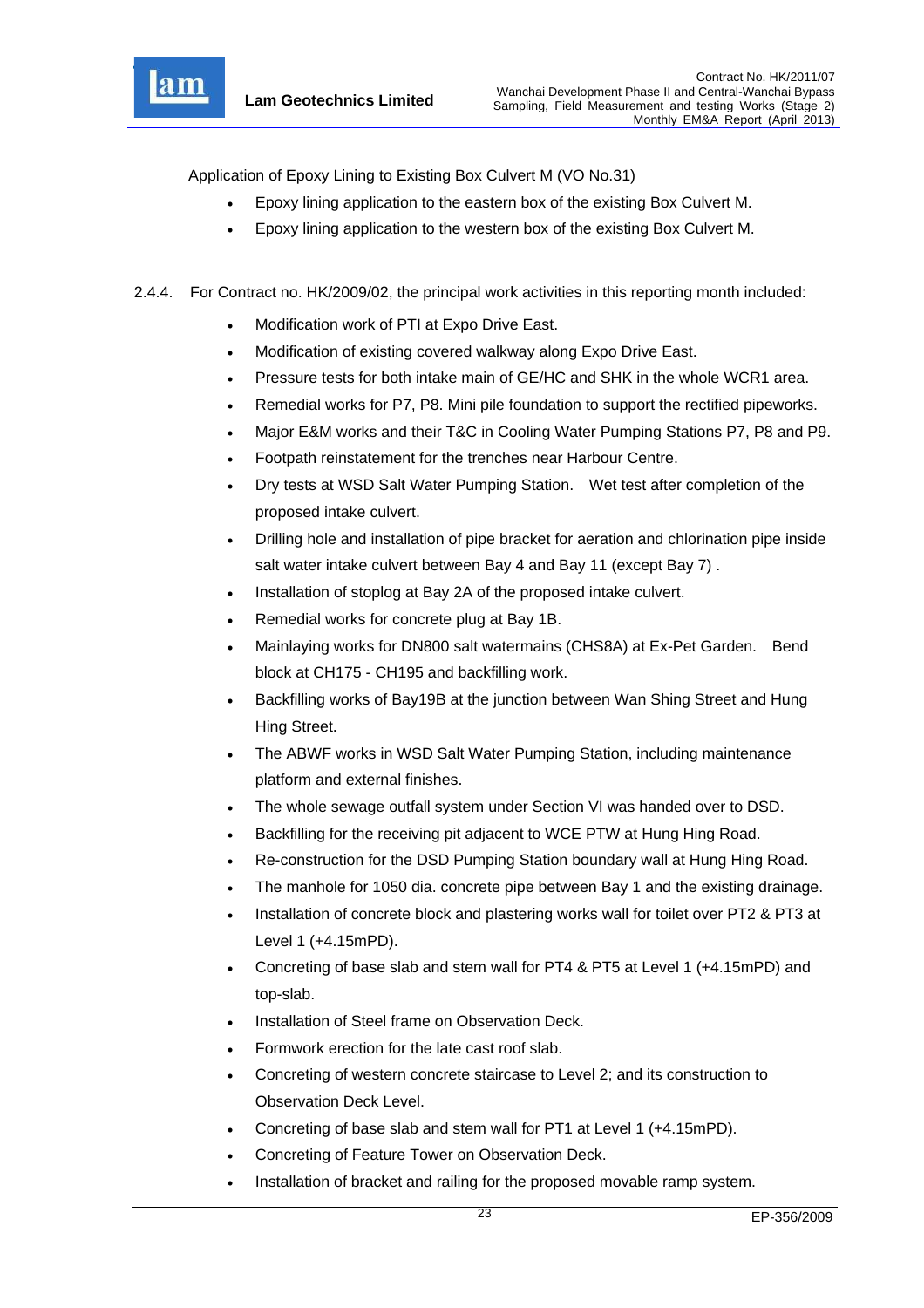Application of Epoxy Lining to Existing Box Culvert M (VO No.31)

- Epoxy lining application to the eastern box of the existing Box Culvert M.
- Epoxy lining application to the western box of the existing Box Culvert M.

2.4.4. For Contract no. HK/2009/02, the principal work activities in this reporting month included:

- Modification work of PTI at Expo Drive East.
- Modification of existing covered walkway along Expo Drive East.
- Pressure tests for both intake main of GE/HC and SHK in the whole WCR1 area.
- Remedial works for P7, P8. Mini pile foundation to support the rectified pipeworks.
- Major E&M works and their T&C in Cooling Water Pumping Stations P7, P8 and P9.
- Footpath reinstatement for the trenches near Harbour Centre.
- Dry tests at WSD Salt Water Pumping Station. Wet test after completion of the proposed intake culvert.
- Drilling hole and installation of pipe bracket for aeration and chlorination pipe inside salt water intake culvert between Bay 4 and Bay 11 (except Bay 7) .
- Installation of stoplog at Bay 2A of the proposed intake culvert.
- Remedial works for concrete plug at Bay 1B.
- Mainlaying works for DN800 salt watermains (CHS8A) at Ex-Pet Garden. Bend block at CH175 - CH195 and backfilling work.
- Backfilling works of Bay19B at the junction between Wan Shing Street and Hung Hing Street.
- The ABWF works in WSD Salt Water Pumping Station, including maintenance platform and external finishes.
- The whole sewage outfall system under Section VI was handed over to DSD.
- Backfilling for the receiving pit adjacent to WCE PTW at Hung Hing Road.
- Re-construction for the DSD Pumping Station boundary wall at Hung Hing Road.
- The manhole for 1050 dia. concrete pipe between Bay 1 and the existing drainage.
- Installation of concrete block and plastering works wall for toilet over PT2 & PT3 at Level 1 (+4.15mPD).
- Concreting of base slab and stem wall for PT4 & PT5 at Level 1 (+4.15mPD) and top-slab.
- Installation of Steel frame on Observation Deck.
- Formwork erection for the late cast roof slab.
- Concreting of western concrete staircase to Level 2; and its construction to Observation Deck Level.
- Concreting of base slab and stem wall for PT1 at Level 1 (+4.15mPD).
- Concreting of Feature Tower on Observation Deck.
- Installation of bracket and railing for the proposed movable ramp system.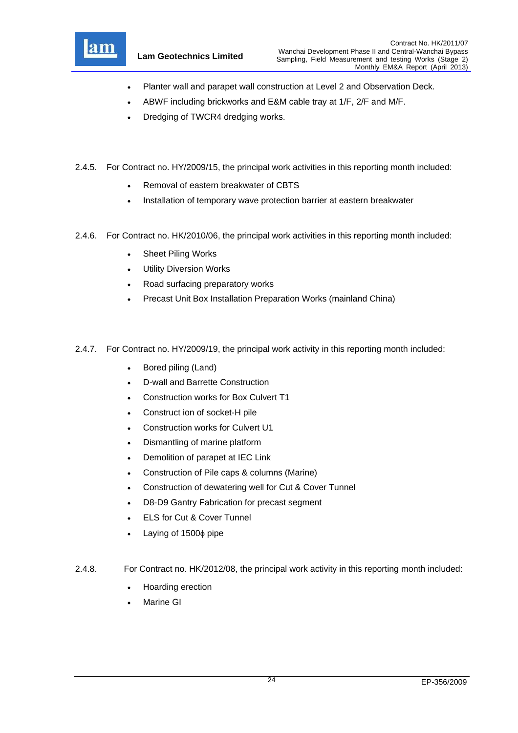- Planter wall and parapet wall construction at Level 2 and Observation Deck.
- ABWF including brickworks and E&M cable tray at 1/F, 2/F and M/F.
- Dredging of TWCR4 dredging works.

2.4.5. For Contract no. HY/2009/15, the principal work activities in this reporting month included:

- Removal of eastern breakwater of CBTS
- Installation of temporary wave protection barrier at eastern breakwater

2.4.6. For Contract no. HK/2010/06, the principal work activities in this reporting month included:

- Sheet Piling Works
- Utility Diversion Works
- Road surfacing preparatory works
- Precast Unit Box Installation Preparation Works (mainland China)

2.4.7. For Contract no. HY/2009/19, the principal work activity in this reporting month included:

- Bored piling (Land)
- D-wall and Barrette Construction
- Construction works for Box Culvert T1
- Construct ion of socket-H pile
- Construction works for Culvert U1
- Dismantling of marine platform
- Demolition of parapet at IEC Link
- Construction of Pile caps & columns (Marine)
- Construction of dewatering well for Cut & Cover Tunnel
- D8-D9 Gantry Fabrication for precast segment
- ELS for Cut & Cover Tunnel
- Laying of 1500ϕ pipe

2.4.8. For Contract no. HK/2012/08, the principal work activity in this reporting month included:

- Hoarding erection
- Marine GI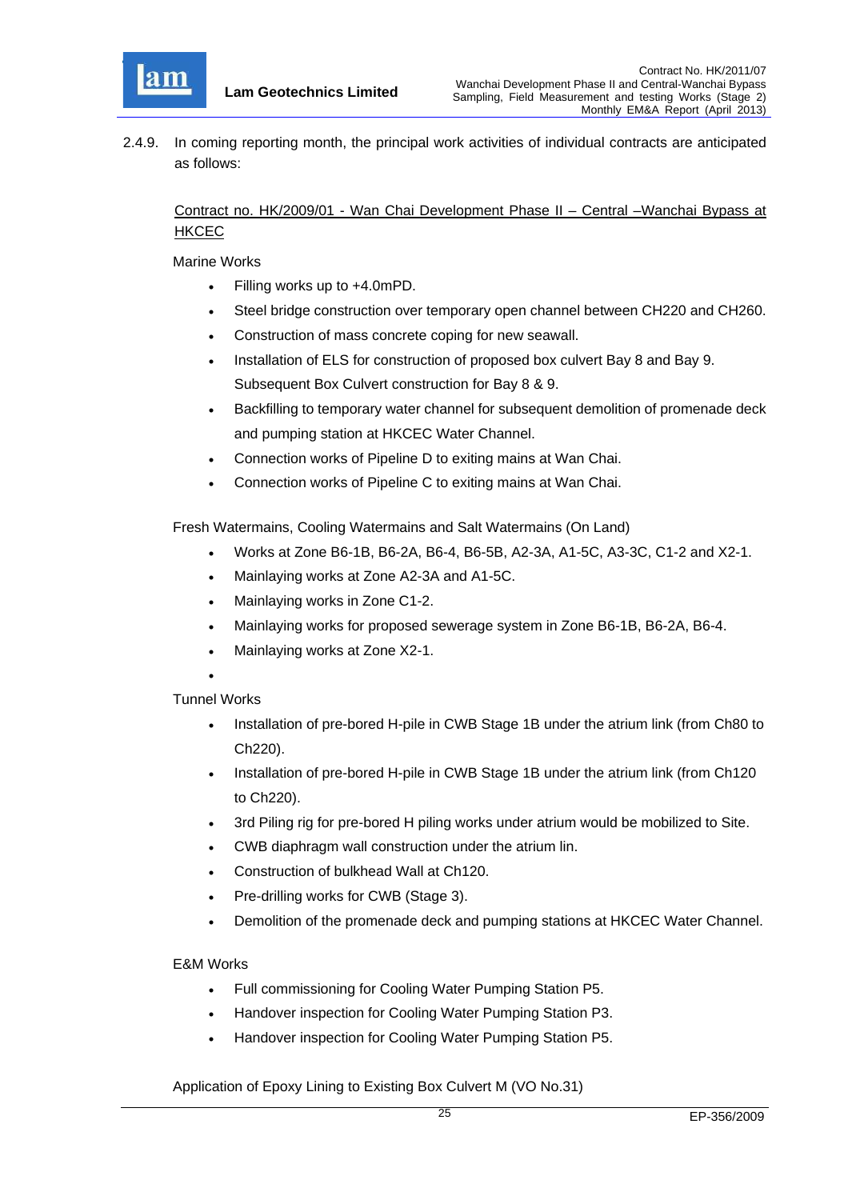2.4.9. In coming reporting month, the principal work activities of individual contracts are anticipated as follows:

Contract no. HK/2009/01 - Wan Chai Development Phase II – Central –Wanchai Bypass at HKCEC

Marine Works

- Filling works up to +4.0mPD.
- Steel bridge construction over temporary open channel between CH220 and CH260.
- Construction of mass concrete coping for new seawall.
- Installation of ELS for construction of proposed box culvert Bay 8 and Bay 9. Subsequent Box Culvert construction for Bay 8 & 9.
- Backfilling to temporary water channel for subsequent demolition of promenade deck and pumping station at HKCEC Water Channel.
- Connection works of Pipeline D to exiting mains at Wan Chai.
- Connection works of Pipeline C to exiting mains at Wan Chai.

Fresh Watermains, Cooling Watermains and Salt Watermains (On Land)

- Works at Zone B6-1B, B6-2A, B6-4, B6-5B, A2-3A, A1-5C, A3-3C, C1-2 and X2-1.
- Mainlaying works at Zone A2-3A and A1-5C.
- Mainlaying works in Zone C1-2.
- Mainlaying works for proposed sewerage system in Zone B6-1B, B6-2A, B6-4.
- Mainlaying works at Zone X2-1.

Tunnel Works

- Installation of pre-bored H-pile in CWB Stage 1B under the atrium link (from Ch80 to Ch220).
- Installation of pre-bored H-pile in CWB Stage 1B under the atrium link (from Ch120 to Ch220).
- 3rd Piling rig for pre-bored H piling works under atrium would be mobilized to Site.
- CWB diaphragm wall construction under the atrium lin.
- Construction of bulkhead Wall at Ch120.
- Pre-drilling works for CWB (Stage 3).
- Demolition of the promenade deck and pumping stations at HKCEC Water Channel.

E&M Works

- Full commissioning for Cooling Water Pumping Station P5.
- Handover inspection for Cooling Water Pumping Station P3.
- Handover inspection for Cooling Water Pumping Station P5.

Application of Epoxy Lining to Existing Box Culvert M (VO No.31)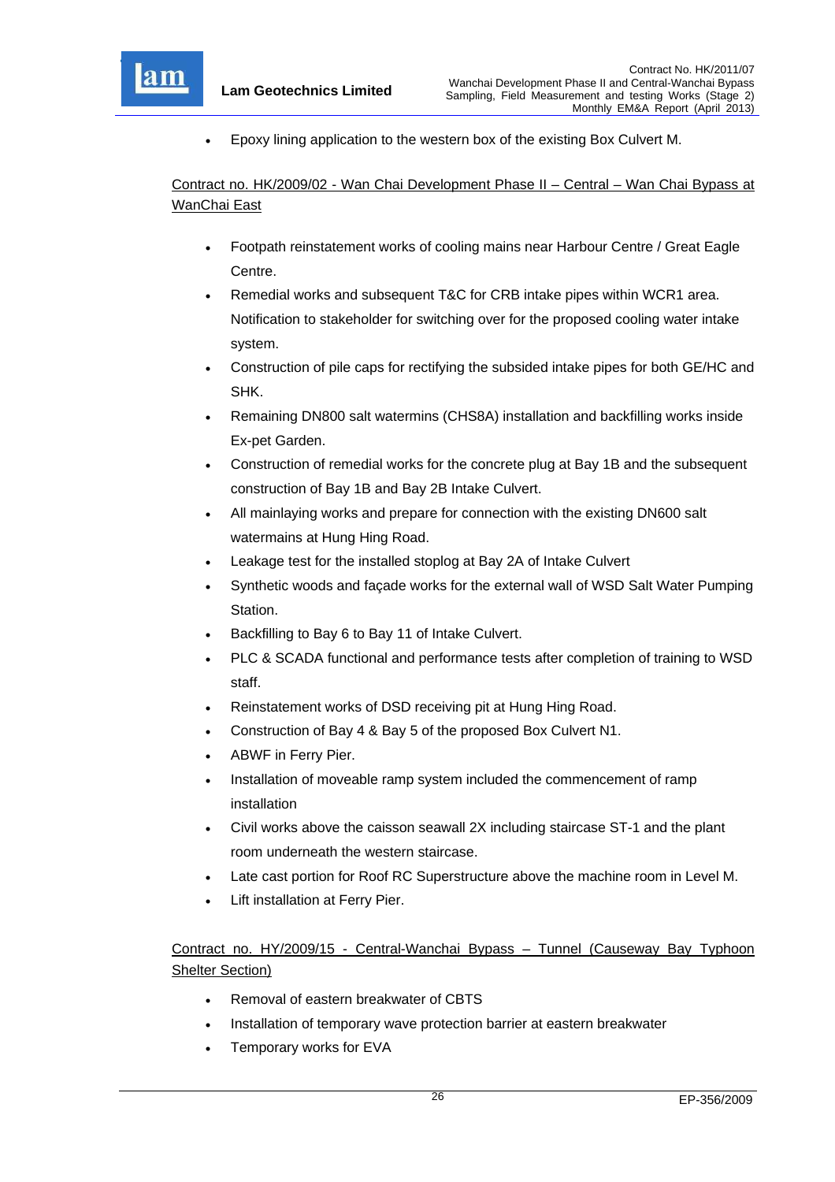- Epoxy lining application to the western box of the existing Box Culvert M.

Contract no. HK/2009/02 - Wan Chai Development Phase II – Central – Wan Chai Bypass at WanChai East

- Footpath reinstatement works of cooling mains near Harbour Centre / Great Eagle Centre.
- Remedial works and subsequent T&C for CRB intake pipes within WCR1 area. Notification to stakeholder for switching over for the proposed cooling water intake system.
- Construction of pile caps for rectifying the subsided intake pipes for both GE/HC and SHK.
- Remaining DN800 salt watermins (CHS8A) installation and backfilling works inside Ex-pet Garden.
- Construction of remedial works for the concrete plug at Bay 1B and the subsequent construction of Bay 1B and Bay 2B Intake Culvert.
- All mainlaying works and prepare for connection with the existing DN600 salt watermains at Hung Hing Road.
- Leakage test for the installed stoplog at Bay 2A of Intake Culvert
- Synthetic woods and façade works for the external wall of WSD Salt Water Pumping Station.
- Backfilling to Bay 6 to Bay 11 of Intake Culvert.
- PLC & SCADA functional and performance tests after completion of training to WSD staff.
- Reinstatement works of DSD receiving pit at Hung Hing Road.
- Construction of Bay 4 & Bay 5 of the proposed Box Culvert N1.
- ABWF in Ferry Pier.
- Installation of moveable ramp system included the commencement of ramp installation
- Civil works above the caisson seawall 2X including staircase ST-1 and the plant room underneath the western staircase.
- Late cast portion for Roof RC Superstructure above the machine room in Level M.
- Lift installation at Ferry Pier.

Contract no. HY/2009/15 - Central-Wanchai Bypass – Tunnel (Causeway Bay Typhoon Shelter Section)

- Removal of eastern breakwater of CBTS
- Installation of temporary wave protection barrier at eastern breakwater
- Temporary works for EVA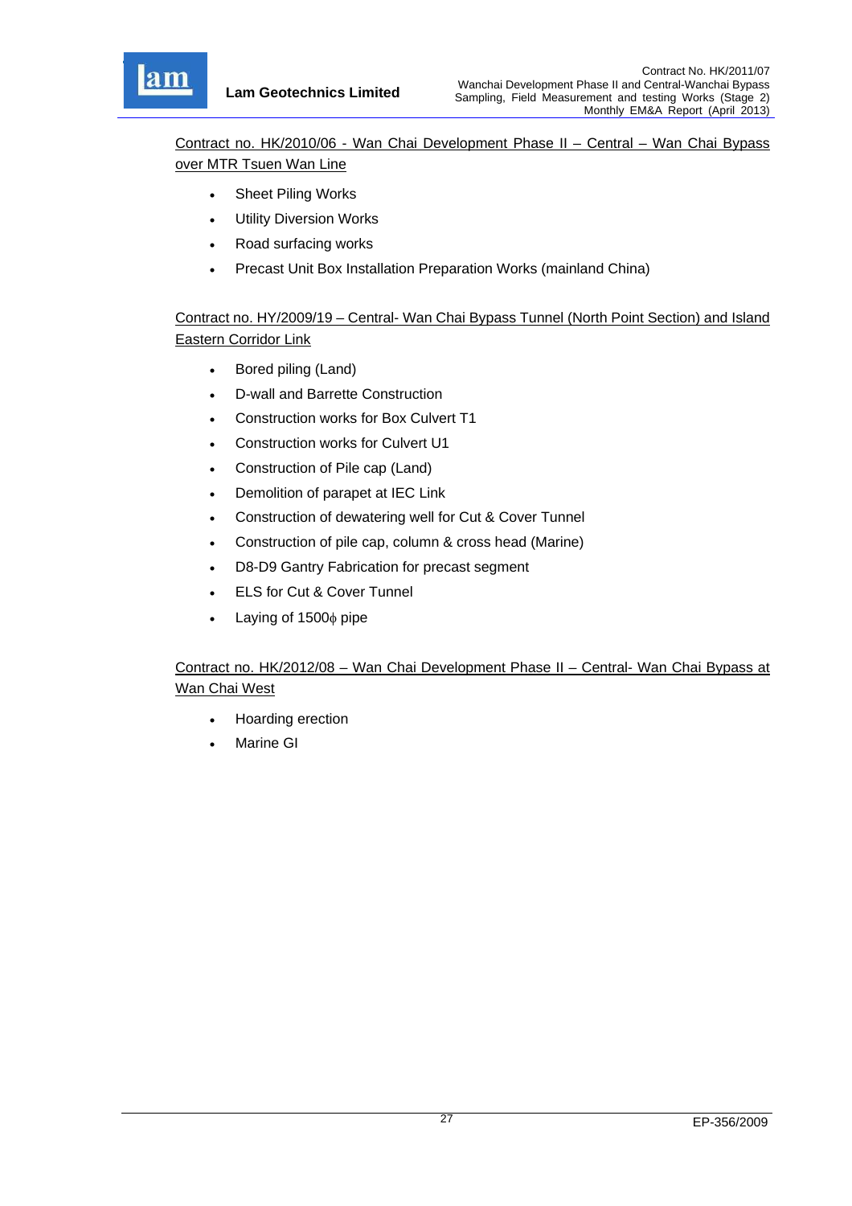<u>Contract no. HK/2010/06 - Wan Chai Development Phase II – Central – Wan Chai Bypass over MTR Tsuen Wan Line</u>

- Sheet Piling Works
- Utility Diversion Works
- Road surfacing works
- Precast Unit Box Installation Preparation Works (mainland China)

<u>Contract no. HY/2009/19 – Central- Wan Chai Bypass Tunnel (North Point Section) and Island Eastern Corridor Link</u>

- Bored piling (Land)
- D-wall and Barrette Construction
- Construction works for Box Culvert T1
- Construction works for Culvert U1
- Construction of Pile cap (Land)
- Demolition of parapet at IEC Link
- Construction of dewatering well for Cut & Cover Tunnel
- Construction of pile cap, column & cross head (Marine)
- D8-D9 Gantry Fabrication for precast segment
- ELS for Cut & Cover Tunnel
- Laying of 1500ϕ pipe

<u>Contract no. HK/2012/08 – Wan Chai Development Phase II – Central- Wan Chai Bypass at Wan Chai West</u>

- Hoarding erection
- Marine GI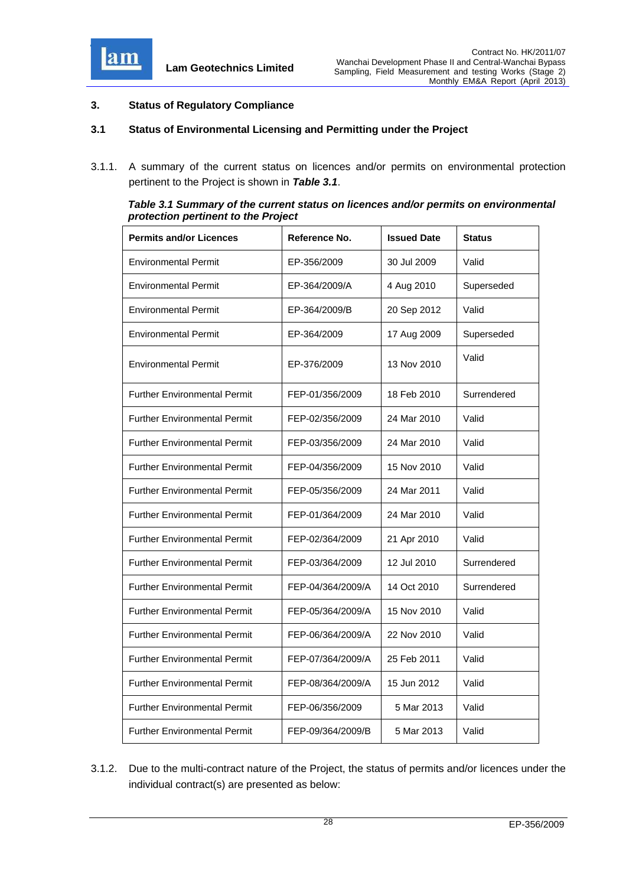## 3. Status of Regulatory Compliance

### 3.1 Status of Environmental Licensing and Permitting under the Project

3.1.1. A summary of the current status on licences and/or permits on environmental protection pertinent to the Project is shown in ***Table 3.1***.

***Table 3.1 Summary of the current status on licences and/or permits on environmental protection pertinent to the Project***

| Permits and/or Licences | Reference No. | Issued Date | Status |
|---|---|---|---|
| Environmental Permit | EP-356/2009 | 30 Jul 2009 | Valid |
| Environmental Permit | EP-364/2009/A | 4 Aug 2010 | Superseded |
| Environmental Permit | EP-364/2009/B | 20 Sep 2012 | Valid |
| Environmental Permit | EP-364/2009 | 17 Aug 2009 | Superseded |
| Environmental Permit | EP-376/2009 | 13 Nov 2010 | Valid |
| Further Environmental Permit | FEP-01/356/2009 | 18 Feb 2010 | Surrendered |
| Further Environmental Permit | FEP-02/356/2009 | 24 Mar 2010 | Valid |
| Further Environmental Permit | FEP-03/356/2009 | 24 Mar 2010 | Valid |
| Further Environmental Permit | FEP-04/356/2009 | 15 Nov 2010 | Valid |
| Further Environmental Permit | FEP-05/356/2009 | 24 Mar 2011 | Valid |
| Further Environmental Permit | FEP-01/364/2009 | 24 Mar 2010 | Valid |
| Further Environmental Permit | FEP-02/364/2009 | 21 Apr 2010 | Valid |
| Further Environmental Permit | FEP-03/364/2009 | 12 Jul 2010 | Surrendered |
| Further Environmental Permit | FEP-04/364/2009/A | 14 Oct 2010 | Surrendered |
| Further Environmental Permit | FEP-05/364/2009/A | 15 Nov 2010 | Valid |
| Further Environmental Permit | FEP-06/364/2009/A | 22 Nov 2010 | Valid |
| Further Environmental Permit | FEP-07/364/2009/A | 25 Feb 2011 | Valid |
| Further Environmental Permit | FEP-08/364/2009/A | 15 Jun 2012 | Valid |
| Further Environmental Permit | FEP-06/356/2009 | 5 Mar 2013 | Valid |
| Further Environmental Permit | FEP-09/364/2009/B | 5 Mar 2013 | Valid |

3.1.2. Due to the multi-contract nature of the Project, the status of permits and/or licences under the individual contract(s) are presented as below: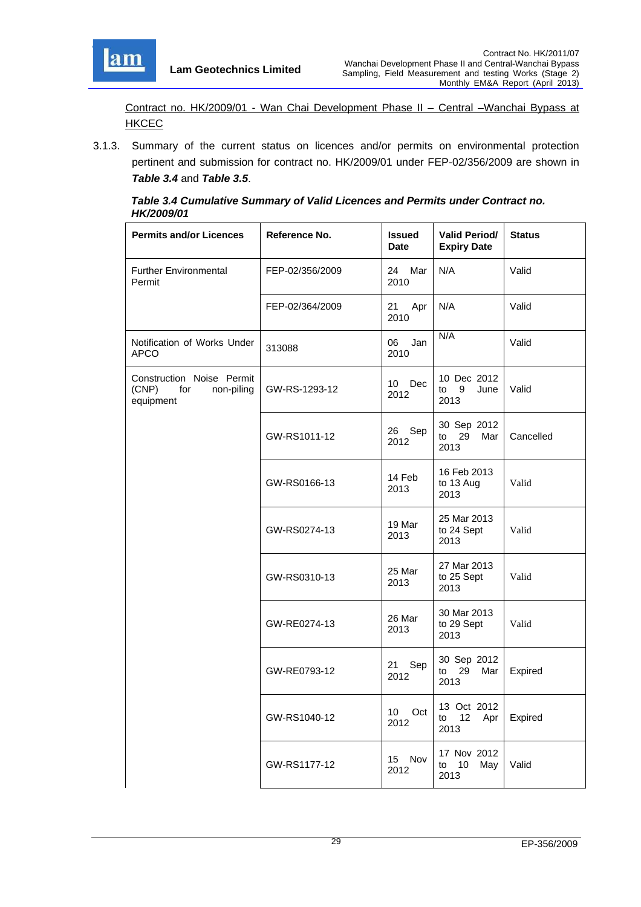<u>Contract no. HK/2009/01 - Wan Chai Development Phase II – Central –Wanchai Bypass at HKCEC</u>

3.1.3. Summary of the current status on licences and/or permits on environmental protection pertinent and submission for contract no. HK/2009/01 under FEP-02/356/2009 are shown in ***Table 3.4*** and ***Table 3.5***.

***Table 3.4 Cumulative Summary of Valid Licences and Permits under Contract no. HK/2009/01***

| Permits and/or Licences | Reference No. | Issued Date | Valid Period/ Expiry Date | Status |
|---|---|---|---|---|
| Further Environmental Permit | FEP-02/356/2009 | 24 Mar 2010 | N/A | Valid |
| | FEP-02/364/2009 | 21 Apr 2010 | N/A | Valid |
| Notification of Works Under APCO | 313088 | 06 Jan 2010 | N/A | Valid |
| Construction Noise Permit (CNP) for non-piling equipment | GW-RS-1293-12 | 10 Dec 2012 | 10 Dec 2012 to 9 June 2013 | Valid |
| | GW-RS1011-12 | 26 Sep 2012 | 30 Sep 2012 to 29 Mar 2013 | Cancelled |
| | GW-RS0166-13 | 14 Feb 2013 | 16 Feb 2013 to 13 Aug 2013 | Valid |
| | GW-RS0274-13 | 19 Mar 2013 | 25 Mar 2013 to 24 Sept 2013 | Valid |
| | GW-RS0310-13 | 25 Mar 2013 | 27 Mar 2013 to 25 Sept 2013 | Valid |
| | GW-RE0274-13 | 26 Mar 2013 | 30 Mar 2013 to 29 Sept 2013 | Valid |
| | GW-RE0793-12 | 21 Sep 2012 | 30 Sep 2012 to 29 Mar 2013 | Expired |
| | GW-RS1040-12 | 10 Oct 2012 | 13 Oct 2012 to 12 Apr 2013 | Expired |
| | GW-RS1177-12 | 15 Nov 2012 | 17 Nov 2012 to 10 May 2013 | Valid |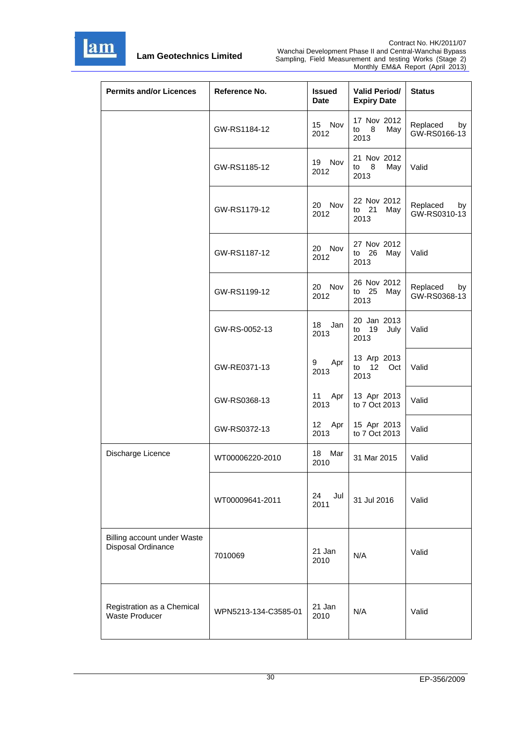| Permits and/or Licences | Reference No. | Issued Date | Valid Period/ Expiry Date | Status |
|---|---|---|---|---|
| | GW-RS1184-12 | 15 Nov 2012 | 17 Nov 2012 to 8 May 2013 | Replaced by GW-RS0166-13 |
| | GW-RS1185-12 | 19 Nov 2012 | 21 Nov 2012 to 8 May 2013 | Valid |
| | GW-RS1179-12 | 20 Nov 2012 | 22 Nov 2012 to 21 May 2013 | Replaced by GW-RS0310-13 |
| | GW-RS1187-12 | 20 Nov 2012 | 27 Nov 2012 to 26 May 2013 | Valid |
| | GW-RS1199-12 | 20 Nov 2012 | 26 Nov 2012 to 25 May 2013 | Replaced by GW-RS0368-13 |
| | GW-RS-0052-13 | 18 Jan 2013 | 20 Jan 2013 to 19 July 2013 | Valid |
| | GW-RE0371-13 | 9 Apr 2013 | 13 Arp 2013 to 12 Oct 2013 | Valid |
| | GW-RS0368-13 | 11 Apr 2013 | 13 Apr 2013 to 7 Oct 2013 | Valid |
| | GW-RS0372-13 | 12 Apr 2013 | 15 Apr 2013 to 7 Oct 2013 | Valid |
| Discharge Licence | WT00006220-2010 | 18 Mar 2010 | 31 Mar 2015 | Valid |
| | WT00009641-2011 | 24 Jul 2011 | 31 Jul 2016 | Valid |
| Billing account under Waste Disposal Ordinance | 7010069 | 21 Jan 2010 | N/A | Valid |
| Registration as a Chemical Waste Producer | WPN5213-134-C3585-01 | 21 Jan 2010 | N/A | Valid |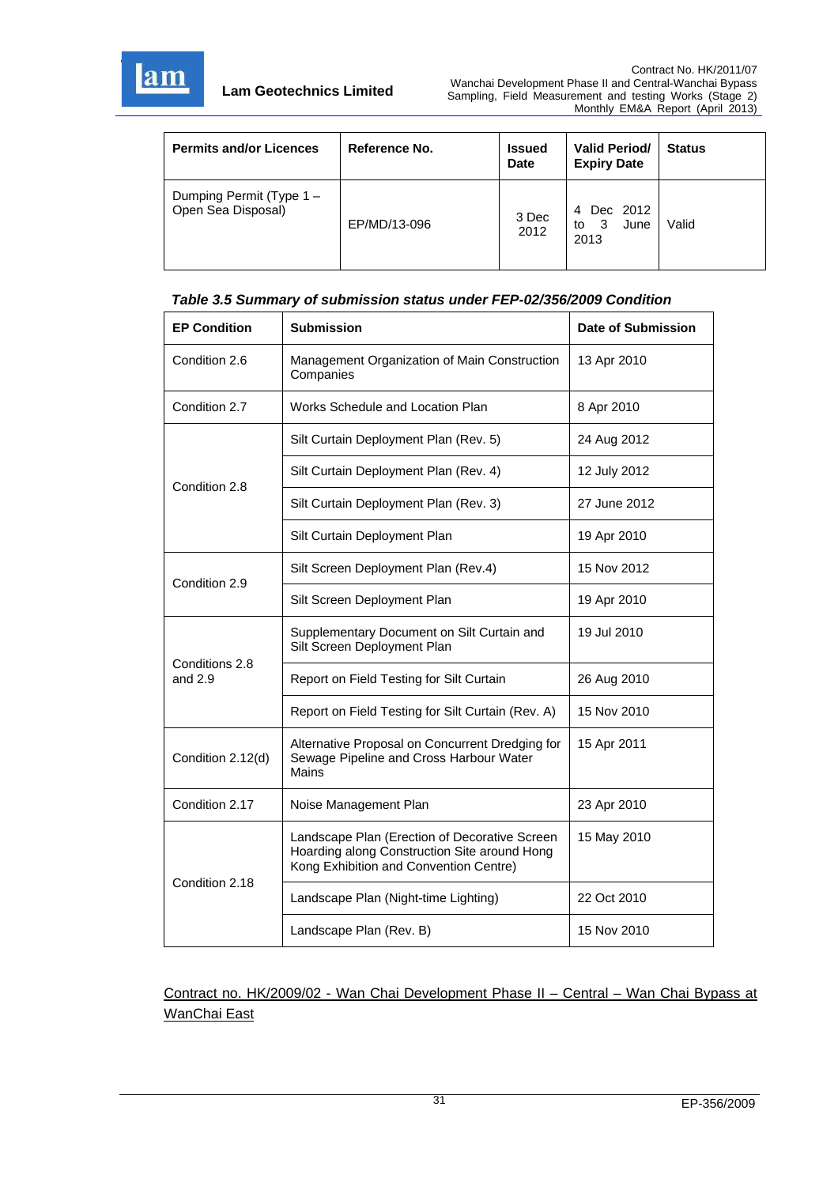| Permits and/or Licences | Reference No. | Issued Date | Valid Period/ Expiry Date | Status |
|---|---|---|---|---|
| Dumping Permit (Type 1 – Open Sea Disposal) | EP/MD/13-096 | 3 Dec 2012 | 4 Dec 2012 to 3 June 2013 | Valid |

***Table 3.5 Summary of submission status under FEP-02/356/2009 Condition***

| EP Condition | Submission | Date of Submission |
|---|---|---|
| Condition 2.6 | Management Organization of Main Construction Companies | 13 Apr 2010 |
| Condition 2.7 | Works Schedule and Location Plan | 8 Apr 2010 |
| Condition 2.8 | Silt Curtain Deployment Plan (Rev. 5) | 24 Aug 2012 |
| | Silt Curtain Deployment Plan (Rev. 4) | 12 July 2012 |
| | Silt Curtain Deployment Plan (Rev. 3) | 27 June 2012 |
| | Silt Curtain Deployment Plan | 19 Apr 2010 |
| Condition 2.9 | Silt Screen Deployment Plan (Rev.4) | 15 Nov 2012 |
| | Silt Screen Deployment Plan | 19 Apr 2010 |
| Conditions 2.8 and 2.9 | Supplementary Document on Silt Curtain and Silt Screen Deployment Plan | 19 Jul 2010 |
| | Report on Field Testing for Silt Curtain | 26 Aug 2010 |
| | Report on Field Testing for Silt Curtain (Rev. A) | 15 Nov 2010 |
| Condition 2.12(d) | Alternative Proposal on Concurrent Dredging for Sewage Pipeline and Cross Harbour Water Mains | 15 Apr 2011 |
| Condition 2.17 | Noise Management Plan | 23 Apr 2010 |
| Condition 2.18 | Landscape Plan (Erection of Decorative Screen Hoarding along Construction Site around Hong Kong Exhibition and Convention Centre) | 15 May 2010 |
| | Landscape Plan (Night-time Lighting) | 22 Oct 2010 |
| | Landscape Plan (Rev. B) | 15 Nov 2010 |

<u>Contract no. HK/2009/02 - Wan Chai Development Phase II – Central – Wan Chai Bypass at WanChai East</u>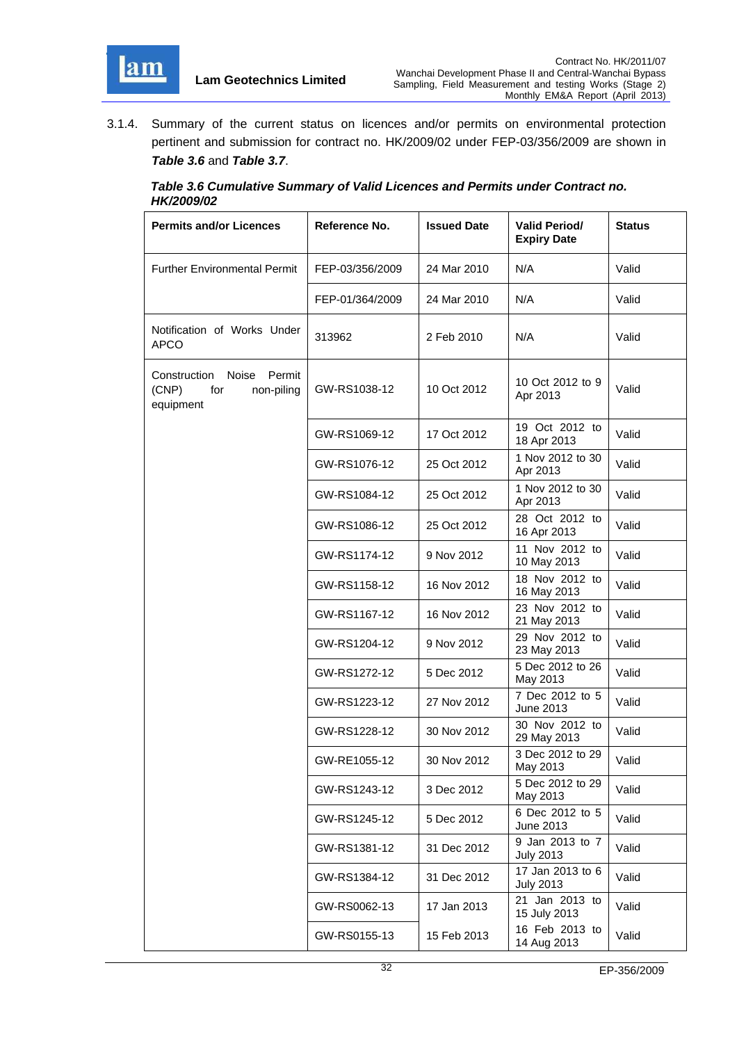3.1.4. Summary of the current status on licences and/or permits on environmental protection pertinent and submission for contract no. HK/2009/02 under FEP-03/356/2009 are shown in ***Table 3.6*** and ***Table 3.7***.

***Table 3.6 Cumulative Summary of Valid Licences and Permits under Contract no. HK/2009/02***

| Permits and/or Licences | Reference No. | Issued Date | Valid Period/ Expiry Date | Status |
|---|---|---|---|---|
| Further Environmental Permit | FEP-03/356/2009 | 24 Mar 2010 | N/A | Valid |
| | FEP-01/364/2009 | 24 Mar 2010 | N/A | Valid |
| Notification of Works Under APCO | 313962 | 2 Feb 2010 | N/A | Valid |
| Construction Noise Permit (CNP) for non-piling equipment | GW-RS1038-12 | 10 Oct 2012 | 10 Oct 2012 to 9 Apr 2013 | Valid |
| | GW-RS1069-12 | 17 Oct 2012 | 19 Oct 2012 to 18 Apr 2013 | Valid |
| | GW-RS1076-12 | 25 Oct 2012 | 1 Nov 2012 to 30 Apr 2013 | Valid |
| | GW-RS1084-12 | 25 Oct 2012 | 1 Nov 2012 to 30 Apr 2013 | Valid |
| | GW-RS1086-12 | 25 Oct 2012 | 28 Oct 2012 to 16 Apr 2013 | Valid |
| | GW-RS1174-12 | 9 Nov 2012 | 11 Nov 2012 to 10 May 2013 | Valid |
| | GW-RS1158-12 | 16 Nov 2012 | 18 Nov 2012 to 16 May 2013 | Valid |
| | GW-RS1167-12 | 16 Nov 2012 | 23 Nov 2012 to 21 May 2013 | Valid |
| | GW-RS1204-12 | 9 Nov 2012 | 29 Nov 2012 to 23 May 2013 | Valid |
| | GW-RS1272-12 | 5 Dec 2012 | 5 Dec 2012 to 26 May 2013 | Valid |
| | GW-RS1223-12 | 27 Nov 2012 | 7 Dec 2012 to 5 June 2013 | Valid |
| | GW-RS1228-12 | 30 Nov 2012 | 30 Nov 2012 to 29 May 2013 | Valid |
| | GW-RE1055-12 | 30 Nov 2012 | 3 Dec 2012 to 29 May 2013 | Valid |
| | GW-RS1243-12 | 3 Dec 2012 | 5 Dec 2012 to 29 May 2013 | Valid |
| | GW-RS1245-12 | 5 Dec 2012 | 6 Dec 2012 to 5 June 2013 | Valid |
| | GW-RS1381-12 | 31 Dec 2012 | 9 Jan 2013 to 7 July 2013 | Valid |
| | GW-RS1384-12 | 31 Dec 2012 | 17 Jan 2013 to 6 July 2013 | Valid |
| | GW-RS0062-13 | 17 Jan 2013 | 21 Jan 2013 to 15 July 2013 | Valid |
| | GW-RS0155-13 | 15 Feb 2013 | 16 Feb 2013 to 14 Aug 2013 | Valid |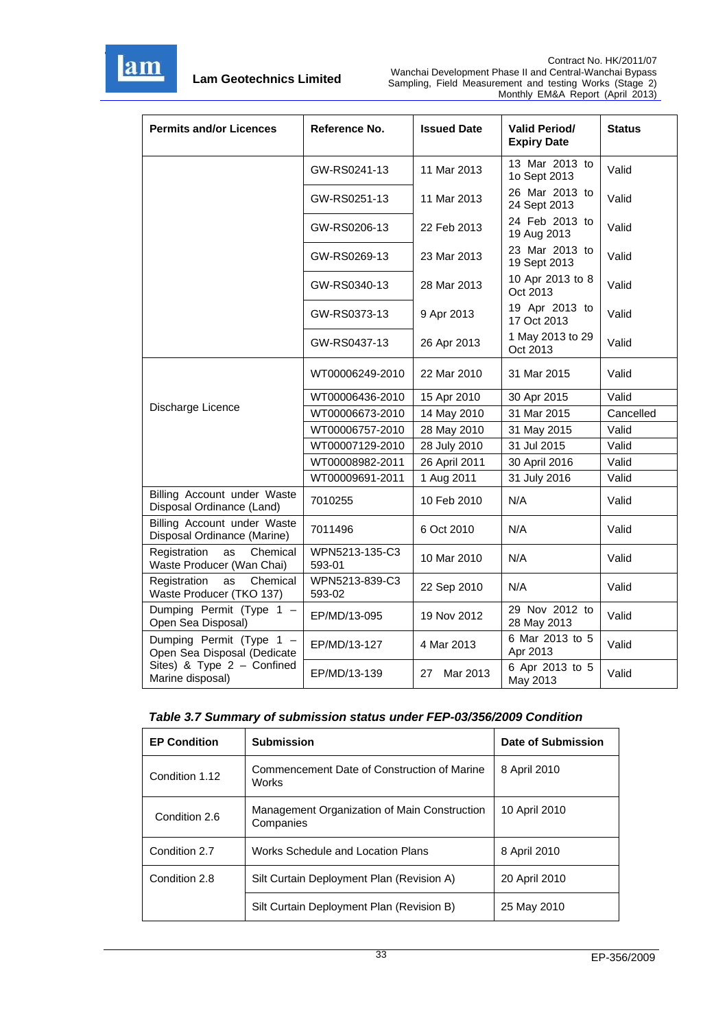| Permits and/or Licences | Reference No. | Issued Date | Valid Period/ Expiry Date | Status |
|---|---|---|---|---|
| | GW-RS0241-13 | 11 Mar 2013 | 13 Mar 2013 to 1o Sept 2013 | Valid |
| | GW-RS0251-13 | 11 Mar 2013 | 26 Mar 2013 to 24 Sept 2013 | Valid |
| | GW-RS0206-13 | 22 Feb 2013 | 24 Feb 2013 to 19 Aug 2013 | Valid |
| | GW-RS0269-13 | 23 Mar 2013 | 23 Mar 2013 to 19 Sept 2013 | Valid |
| | GW-RS0340-13 | 28 Mar 2013 | 10 Apr 2013 to 8 Oct 2013 | Valid |
| | GW-RS0373-13 | 9 Apr 2013 | 19 Apr 2013 to 17 Oct 2013 | Valid |
| | GW-RS0437-13 | 26 Apr 2013 | 1 May 2013 to 29 Oct 2013 | Valid |
| Discharge Licence | WT00006249-2010 | 22 Mar 2010 | 31 Mar 2015 | Valid |
| | WT00006436-2010 | 15 Apr 2010 | 30 Apr 2015 | Valid |
| | WT00006673-2010 | 14 May 2010 | 31 Mar 2015 | Cancelled |
| | WT00006757-2010 | 28 May 2010 | 31 May 2015 | Valid |
| | WT00007129-2010 | 28 July 2010 | 31 Jul 2015 | Valid |
| | WT00008982-2011 | 26 April 2011 | 30 April 2016 | Valid |
| | WT00009691-2011 | 1 Aug 2011 | 31 July 2016 | Valid |
| Billing Account under Waste Disposal Ordinance (Land) | 7010255 | 10 Feb 2010 | N/A | Valid |
| Billing Account under Waste Disposal Ordinance (Marine) | 7011496 | 6 Oct 2010 | N/A | Valid |
| Registration as Chemical Waste Producer (Wan Chai) | WPN5213-135-C3 593-01 | 10 Mar 2010 | N/A | Valid |
| Registration as Chemical Waste Producer (TKO 137) | WPN5213-839-C3 593-02 | 22 Sep 2010 | N/A | Valid |
| Dumping Permit (Type 1 – Open Sea Disposal) | EP/MD/13-095 | 19 Nov 2012 | 29 Nov 2012 to 28 May 2013 | Valid |
| Dumping Permit (Type 1 – Open Sea Disposal (Dedicate Sites) & Type 2 – Confined Marine disposal) | EP/MD/13-127 | 4 Mar 2013 | 6 Mar 2013 to 5 Apr 2013 | Valid |
| | EP/MD/13-139 | 27 Mar 2013 | 6 Apr 2013 to 5 May 2013 | Valid |

***Table 3.7 Summary of submission status under FEP-03/356/2009 Condition***

| EP Condition | Submission | Date of Submission |
|---|---|---|
| Condition 1.12 | Commencement Date of Construction of Marine Works | 8 April 2010 |
| Condition 2.6 | Management Organization of Main Construction Companies | 10 April 2010 |
| Condition 2.7 | Works Schedule and Location Plans | 8 April 2010 |
| Condition 2.8 | Silt Curtain Deployment Plan (Revision A) | 20 April 2010 |
| | Silt Curtain Deployment Plan (Revision B) | 25 May 2010 |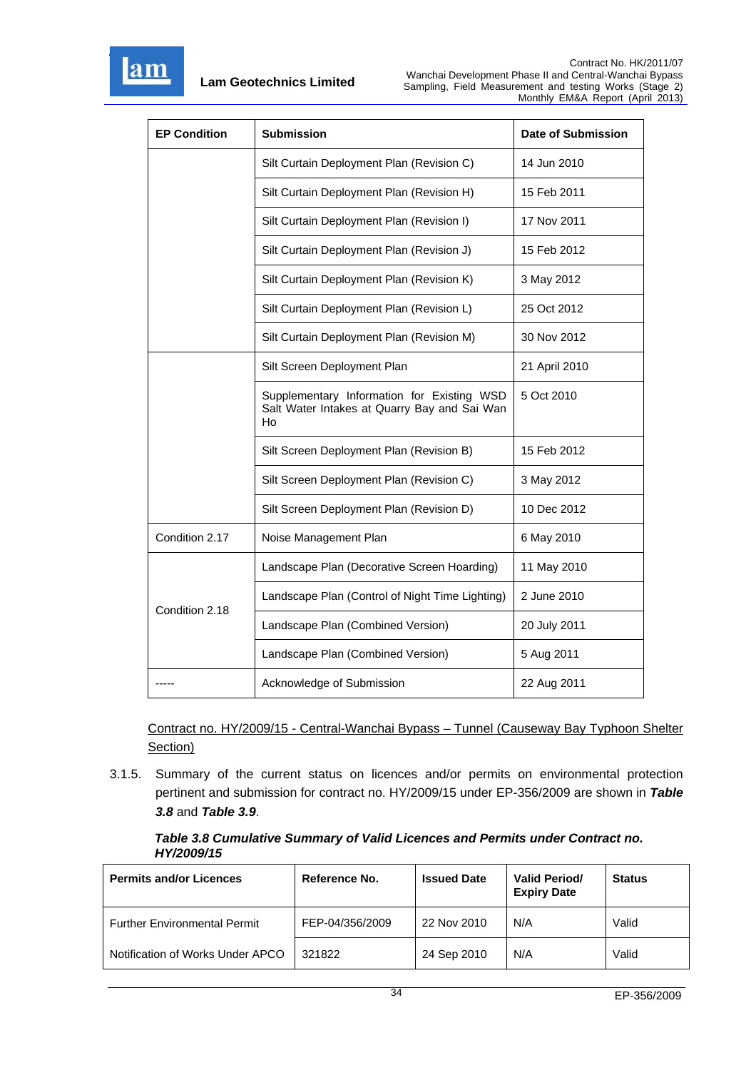| EP Condition | Submission | Date of Submission |
|---|---|---|
| | Silt Curtain Deployment Plan (Revision C) | 14 Jun 2010 |
| | Silt Curtain Deployment Plan (Revision H) | 15 Feb 2011 |
| | Silt Curtain Deployment Plan (Revision I) | 17 Nov 2011 |
| | Silt Curtain Deployment Plan (Revision J) | 15 Feb 2012 |
| | Silt Curtain Deployment Plan (Revision K) | 3 May 2012 |
| | Silt Curtain Deployment Plan (Revision L) | 25 Oct 2012 |
| | Silt Curtain Deployment Plan (Revision M) | 30 Nov 2012 |
| | Silt Screen Deployment Plan | 21 April 2010 |
| | Supplementary Information for Existing WSD Salt Water Intakes at Quarry Bay and Sai Wan Ho | 5 Oct 2010 |
| | Silt Screen Deployment Plan (Revision B) | 15 Feb 2012 |
| | Silt Screen Deployment Plan (Revision C) | 3 May 2012 |
| | Silt Screen Deployment Plan (Revision D) | 10 Dec 2012 |
| Condition 2.17 | Noise Management Plan | 6 May 2010 |
| Condition 2.18 | Landscape Plan (Decorative Screen Hoarding) | 11 May 2010 |
| | Landscape Plan (Control of Night Time Lighting) | 2 June 2010 |
| | Landscape Plan (Combined Version) | 20 July 2011 |
| | Landscape Plan (Combined Version) | 5 Aug 2011 |
| ----- | Acknowledge of Submission | 22 Aug 2011 |

<u>Contract no. HY/2009/15 - Central-Wanchai Bypass – Tunnel (Causeway Bay Typhoon Shelter Section)</u>

3.1.5. Summary of the current status on licences and/or permits on environmental protection pertinent and submission for contract no. HY/2009/15 under EP-356/2009 are shown in ***Table 3.8*** and ***Table 3.9***.

***Table 3.8 Cumulative Summary of Valid Licences and Permits under Contract no. HY/2009/15***

| Permits and/or Licences | Reference No. | Issued Date | Valid Period/ Expiry Date | Status |
|---|---|---|---|---|
| Further Environmental Permit | FEP-04/356/2009 | 22 Nov 2010 | N/A | Valid |
| Notification of Works Under APCO | 321822 | 24 Sep 2010 | N/A | Valid |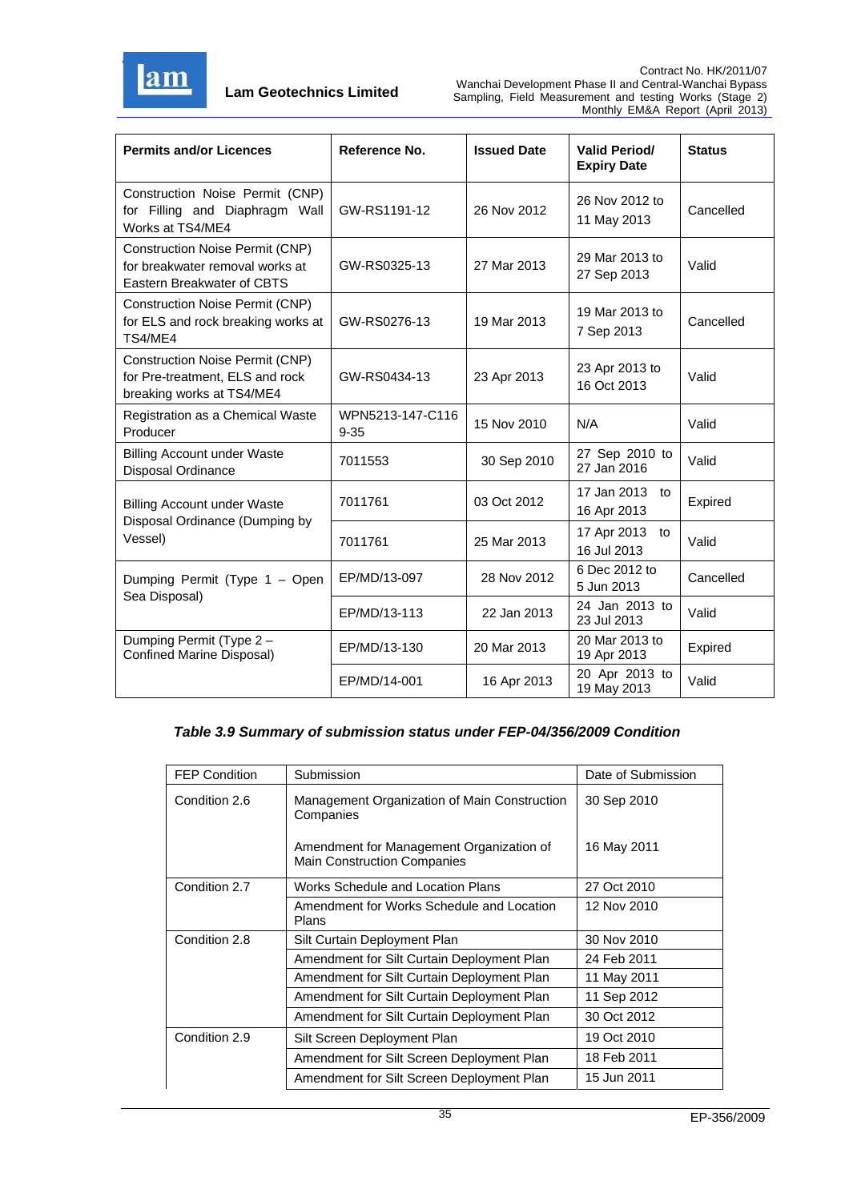| Permits and/or Licences | Reference No. | Issued Date | Valid Period/ Expiry Date | Status |
|---|---|---|---|---|
| Construction Noise Permit (CNP) for Filling and Diaphragm Wall Works at TS4/ME4 | GW-RS1191-12 | 26 Nov 2012 | 26 Nov 2012 to 11 May 2013 | Cancelled |
| Construction Noise Permit (CNP) for breakwater removal works at Eastern Breakwater of CBTS | GW-RS0325-13 | 27 Mar 2013 | 29 Mar 2013 to 27 Sep 2013 | Valid |
| Construction Noise Permit (CNP) for ELS and rock breaking works at TS4/ME4 | GW-RS0276-13 | 19 Mar 2013 | 19 Mar 2013 to 7 Sep 2013 | Cancelled |
| Construction Noise Permit (CNP) for Pre-treatment, ELS and rock breaking works at TS4/ME4 | GW-RS0434-13 | 23 Apr 2013 | 23 Apr 2013 to 16 Oct 2013 | Valid |
| Registration as a Chemical Waste Producer | WPN5213-147-C1169-35 | 15 Nov 2010 | N/A | Valid |
| Billing Account under Waste Disposal Ordinance | 7011553 | 30 Sep 2010 | 27 Sep 2010 to 27 Jan 2016 | Valid |
| Billing Account under Waste Disposal Ordinance (Dumping by Vessel) | 7011761 | 03 Oct 2012 | 17 Jan 2013 to 16 Apr 2013 | Expired |
| | 7011761 | 25 Mar 2013 | 17 Apr 2013 to 16 Jul 2013 | Valid |
| Dumping Permit (Type 1 – Open Sea Disposal) | EP/MD/13-097 | 28 Nov 2012 | 6 Dec 2012 to 5 Jun 2013 | Cancelled |
| | EP/MD/13-113 | 22 Jan 2013 | 24 Jan 2013 to 23 Jul 2013 | Valid |
| Dumping Permit (Type 2 – Confined Marine Disposal) | EP/MD/13-130 | 20 Mar 2013 | 20 Mar 2013 to 19 Apr 2013 | Expired |
| | EP/MD/14-001 | 16 Apr 2013 | 20 Apr 2013 to 19 May 2013 | Valid |

***Table 3.9 Summary of submission status under FEP-04/356/2009 Condition***

| FEP Condition | Submission | Date of Submission |
|---|---|---|
| Condition 2.6 | Management Organization of Main Construction Companies | 30 Sep 2010 |
| | Amendment for Management Organization of Main Construction Companies | 16 May 2011 |
| Condition 2.7 | Works Schedule and Location Plans | 27 Oct 2010 |
| | Amendment for Works Schedule and Location Plans | 12 Nov 2010 |
| Condition 2.8 | Silt Curtain Deployment Plan | 30 Nov 2010 |
| | Amendment for Silt Curtain Deployment Plan | 24 Feb 2011 |
| | Amendment for Silt Curtain Deployment Plan | 11 May 2011 |
| | Amendment for Silt Curtain Deployment Plan | 11 Sep 2012 |
| | Amendment for Silt Curtain Deployment Plan | 30 Oct 2012 |
| Condition 2.9 | Silt Screen Deployment Plan | 19 Oct 2010 |
| | Amendment for Silt Screen Deployment Plan | 18 Feb 2011 |
| | Amendment for Silt Screen Deployment Plan | 15 Jun 2011 |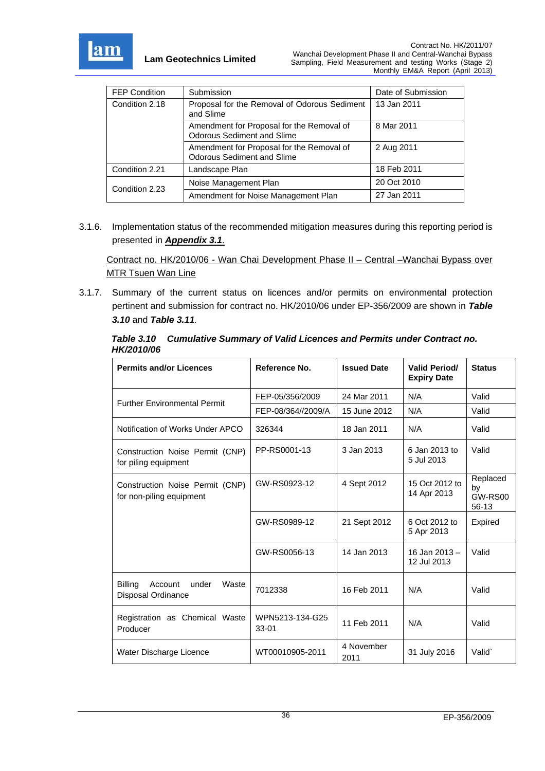| FEP Condition | Submission | Date of Submission |
|---|---|---|
| Condition 2.18 | Proposal for the Removal of Odorous Sediment and Slime | 13 Jan 2011 |
| | Amendment for Proposal for the Removal of Odorous Sediment and Slime | 8 Mar 2011 |
| | Amendment for Proposal for the Removal of Odorous Sediment and Slime | 2 Aug 2011 |
| Condition 2.21 | Landscape Plan | 18 Feb 2011 |
| Condition 2.23 | Noise Management Plan | 20 Oct 2010 |
| | Amendment for Noise Management Plan | 27 Jan 2011 |

3.1.6. Implementation status of the recommended mitigation measures during this reporting period is presented in ***Appendix 3.1***.

Contract no. HK/2010/06 - Wan Chai Development Phase II – Central –Wanchai Bypass over MTR Tsuen Wan Line

3.1.7. Summary of the current status on licences and/or permits on environmental protection pertinent and submission for contract no. HK/2010/06 under EP-356/2009 are shown in ***Table 3.10*** and ***Table 3.11***.

***Table 3.10 Cumulative Summary of Valid Licences and Permits under Contract no. HK/2010/06***

| **Permits and/or Licences** | **Reference No.** | **Issued Date** | **Valid Period/ Expiry Date** | **Status** |
|---|---|---|---|---|
| Further Environmental Permit | FEP-05/356/2009 | 24 Mar 2011 | N/A | Valid |
| | FEP-08/364//2009/A | 15 June 2012 | N/A | Valid |
| Notification of Works Under APCO | 326344 | 18 Jan 2011 | N/A | Valid |
| Construction Noise Permit (CNP) for piling equipment | PP-RS0001-13 | 3 Jan 2013 | 6 Jan 2013 to 5 Jul 2013 | Valid |
| Construction Noise Permit (CNP) for non-piling equipment | GW-RS0923-12 | 4 Sept 2012 | 15 Oct 2012 to 14 Apr 2013 | Replaced by GW-RS0056-13 |
| | GW-RS0989-12 | 21 Sept 2012 | 6 Oct 2012 to 5 Apr 2013 | Expired |
| | GW-RS0056-13 | 14 Jan 2013 | 16 Jan 2013 – 12 Jul 2013 | Valid |
| Billing Account under Waste Disposal Ordinance | 7012338 | 16 Feb 2011 | N/A | Valid |
| Registration as Chemical Waste Producer | WPN5213-134-G2533-01 | 11 Feb 2011 | N/A | Valid |
| Water Discharge Licence | WT00010905-2011 | 4 November 2011 | 31 July 2016 | Valid` |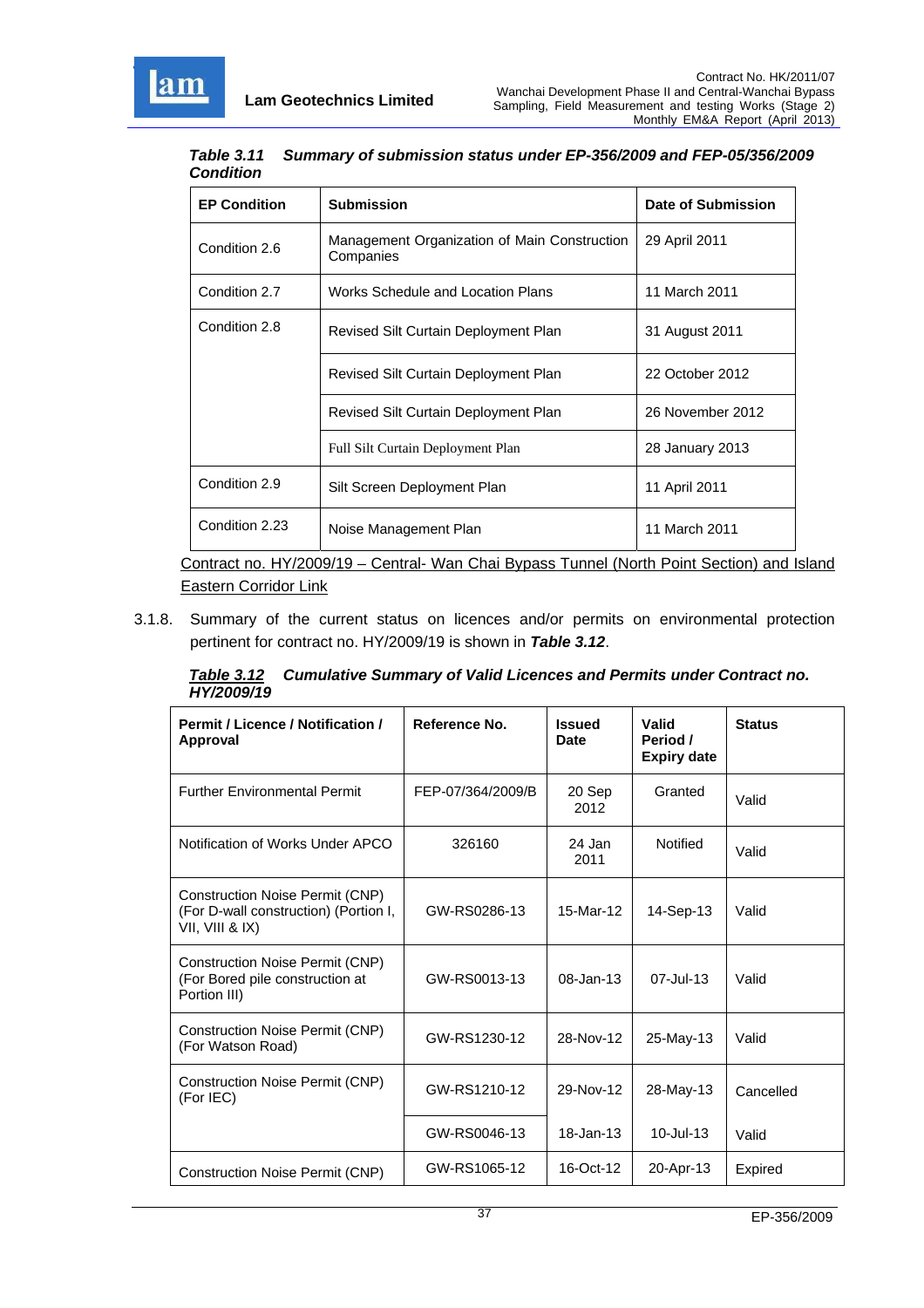***Table 3.11 Summary of submission status under EP-356/2009 and FEP-05/356/2009 Condition***

| EP Condition | Submission | Date of Submission |
|---|---|---|
| Condition 2.6 | Management Organization of Main Construction Companies | 29 April 2011 |
| Condition 2.7 | Works Schedule and Location Plans | 11 March 2011 |
| Condition 2.8 | Revised Silt Curtain Deployment Plan | 31 August 2011 |
| | Revised Silt Curtain Deployment Plan | 22 October 2012 |
| | Revised Silt Curtain Deployment Plan | 26 November 2012 |
| | Full Silt Curtain Deployment Plan | 28 January 2013 |
| Condition 2.9 | Silt Screen Deployment Plan | 11 April 2011 |
| Condition 2.23 | Noise Management Plan | 11 March 2011 |

<u>Contract no. HY/2009/19 – Central- Wan Chai Bypass Tunnel (North Point Section) and Island Eastern Corridor Link</u>

3.1.8. Summary of the current status on licences and/or permits on environmental protection pertinent for contract no. HY/2009/19 is shown in ***Table 3.12***.

***<u>Table 3.12</u> Cumulative Summary of Valid Licences and Permits under Contract no. HY/2009/19***

| Permit / Licence / Notification / Approval | Reference No. | Issued Date | Valid Period / Expiry date | Status |
|---|---|---|---|---|
| Further Environmental Permit | FEP-07/364/2009/B | 20 Sep 2012 | Granted | Valid |
| Notification of Works Under APCO | 326160 | 24 Jan 2011 | Notified | Valid |
| Construction Noise Permit (CNP) (For D-wall construction) (Portion I, VII, VIII & IX) | GW-RS0286-13 | 15-Mar-12 | 14-Sep-13 | Valid |
| Construction Noise Permit (CNP) (For Bored pile construction at Portion III) | GW-RS0013-13 | 08-Jan-13 | 07-Jul-13 | Valid |
| Construction Noise Permit (CNP) (For Watson Road) | GW-RS1230-12 | 28-Nov-12 | 25-May-13 | Valid |
| Construction Noise Permit (CNP) (For IEC) | GW-RS1210-12 | 29-Nov-12 | 28-May-13 | Cancelled |
| | GW-RS0046-13 | 18-Jan-13 | 10-Jul-13 | Valid |
| Construction Noise Permit (CNP) | GW-RS1065-12 | 16-Oct-12 | 20-Apr-13 | Expired |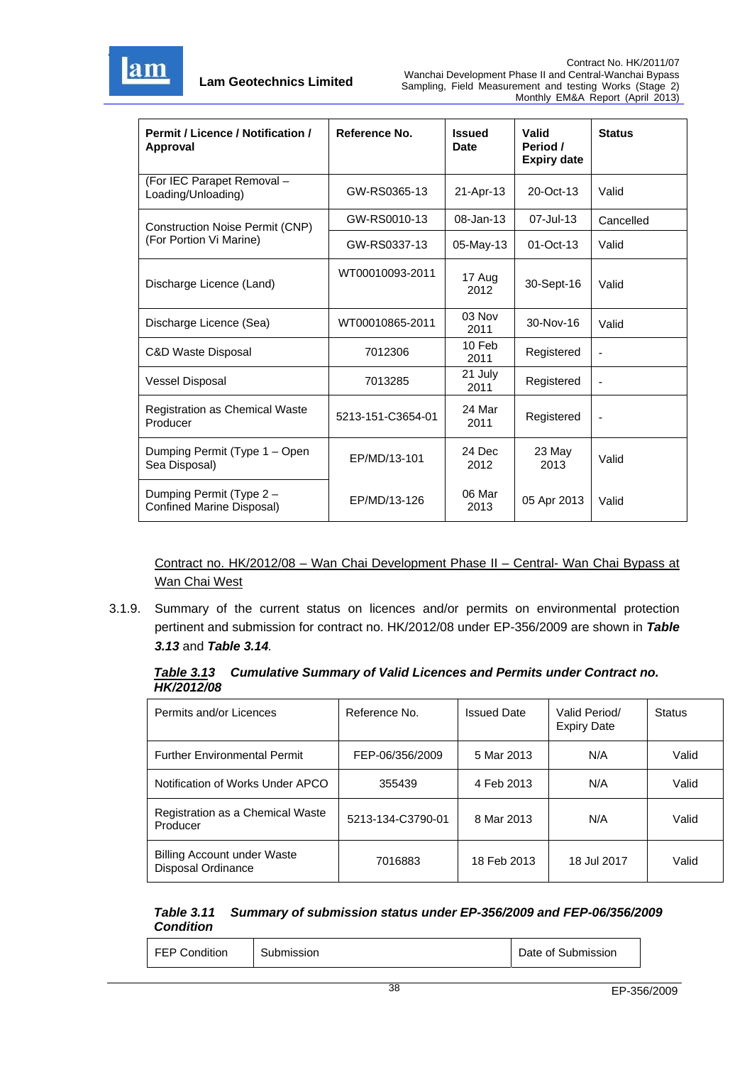| Permit / Licence / Notification / Approval | Reference No. | Issued Date | Valid Period / Expiry date | Status |
|---|---|---|---|---|
| (For IEC Parapet Removal – Loading/Unloading) | GW-RS0365-13 | 21-Apr-13 | 20-Oct-13 | Valid |
| Construction Noise Permit (CNP) (For Portion Vi Marine) | GW-RS0010-13 | 08-Jan-13 | 07-Jul-13 | Cancelled |
| | GW-RS0337-13 | 05-May-13 | 01-Oct-13 | Valid |
| Discharge Licence (Land) | WT00010093-2011 | 17 Aug 2012 | 30-Sept-16 | Valid |
| Discharge Licence (Sea) | WT00010865-2011 | 03 Nov 2011 | 30-Nov-16 | Valid |
| C&D Waste Disposal | 7012306 | 10 Feb 2011 | Registered | - |
| Vessel Disposal | 7013285 | 21 July 2011 | Registered | - |
| Registration as Chemical Waste Producer | 5213-151-C3654-01 | 24 Mar 2011 | Registered | - |
| Dumping Permit (Type 1 – Open Sea Disposal) | EP/MD/13-101 | 24 Dec 2012 | 23 May 2013 | Valid |
| Dumping Permit (Type 2 – Confined Marine Disposal) | EP/MD/13-126 | 06 Mar 2013 | 05 Apr 2013 | Valid |

Contract no. HK/2012/08 – Wan Chai Development Phase II – Central- Wan Chai Bypass at Wan Chai West

3.1.9. Summary of the current status on licences and/or permits on environmental protection pertinent and submission for contract no. HK/2012/08 under EP-356/2009 are shown in ***Table 3.13*** and ***Table 3.14***.

***Table 3.13 Cumulative Summary of Valid Licences and Permits under Contract no. HK/2012/08***

| Permits and/or Licences | Reference No. | Issued Date | Valid Period/ Expiry Date | Status |
|---|---|---|---|---|
| Further Environmental Permit | FEP-06/356/2009 | 5 Mar 2013 | N/A | Valid |
| Notification of Works Under APCO | 355439 | 4 Feb 2013 | N/A | Valid |
| Registration as a Chemical Waste Producer | 5213-134-C3790-01 | 8 Mar 2013 | N/A | Valid |
| Billing Account under Waste Disposal Ordinance | 7016883 | 18 Feb 2013 | 18 Jul 2017 | Valid |

***Table 3.11 Summary of submission status under EP-356/2009 and FEP-06/356/2009 Condition***

| FEP Condition | Submission | Date of Submission |
|---|---|---|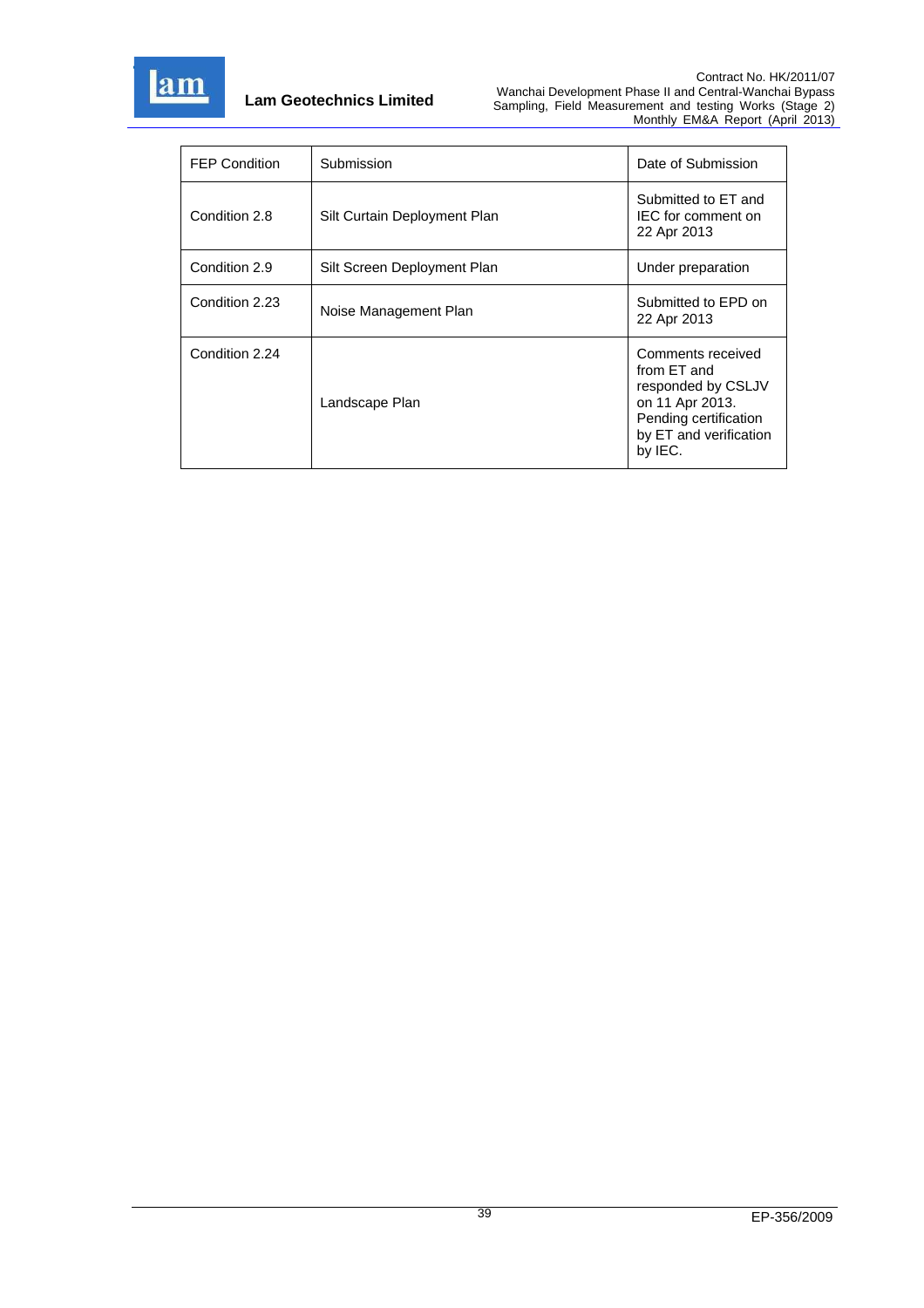| FEP Condition | Submission | Date of Submission |
| --- | --- | --- |
| Condition 2.8 | Silt Curtain Deployment Plan | Submitted to ET and IEC for comment on 22 Apr 2013 |
| Condition 2.9 | Silt Screen Deployment Plan | Under preparation |
| Condition 2.23 | Noise Management Plan | Submitted to EPD on 22 Apr 2013 |
| Condition 2.24 | Landscape Plan | Comments received from ET and responded by CSLJV on 11 Apr 2013. Pending certification by ET and verification by IEC. |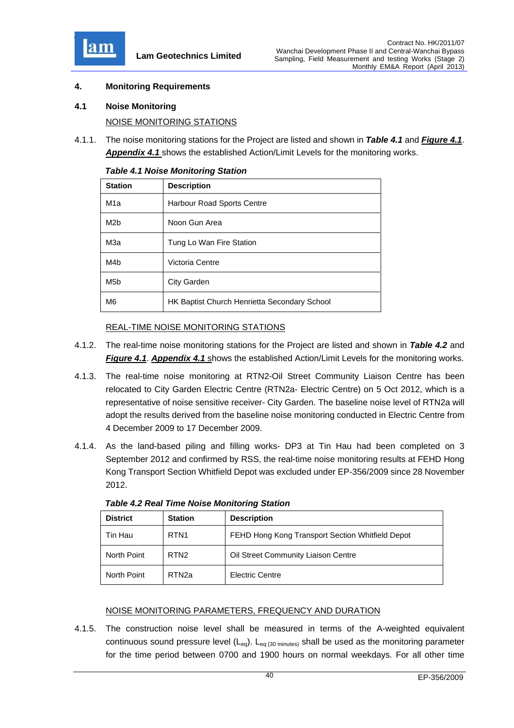## 4. Monitoring Requirements

### 4.1 Noise Monitoring

NOISE MONITORING STATIONS

4.1.1. The noise monitoring stations for the Project are listed and shown in ***Table 4.1*** and ***Figure 4.1***. ***Appendix 4.1*** shows the established Action/Limit Levels for the monitoring works.

***Table 4.1 Noise Monitoring Station***

| Station | Description |
|---|---|
| M1a | Harbour Road Sports Centre |
| M2b | Noon Gun Area |
| M3a | Tung Lo Wan Fire Station |
| M4b | Victoria Centre |
| M5b | City Garden |
| M6 | HK Baptist Church Henrietta Secondary School |

REAL-TIME NOISE MONITORING STATIONS

4.1.2. The real-time noise monitoring stations for the Project are listed and shown in ***Table 4.2*** and ***Figure 4.1***. ***Appendix 4.1*** shows the established Action/Limit Levels for the monitoring works.

4.1.3. The real-time noise monitoring at RTN2-Oil Street Community Liaison Centre has been relocated to City Garden Electric Centre (RTN2a- Electric Centre) on 5 Oct 2012, which is a representative of noise sensitive receiver- City Garden. The baseline noise level of RTN2a will adopt the results derived from the baseline noise monitoring conducted in Electric Centre from 4 December 2009 to 17 December 2009.

4.1.4. As the land-based piling and filling works- DP3 at Tin Hau had been completed on 3 September 2012 and confirmed by RSS, the real-time noise monitoring results at FEHD Hong Kong Transport Section Whitfield Depot was excluded under EP-356/2009 since 28 November 2012.

***Table 4.2 Real Time Noise Monitoring Station***

| District | Station | Description |
|---|---|---|
| Tin Hau | RTN1 | FEHD Hong Kong Transport Section Whitfield Depot |
| North Point | RTN2 | Oil Street Community Liaison Centre |
| North Point | RTN2a | Electric Centre |

NOISE MONITORING PARAMETERS, FREQUENCY AND DURATION

4.1.5. The construction noise level shall be measured in terms of the A-weighted equivalent continuous sound pressure level ($L_{eq}$). $L_{eq\ (30\ minutes)}$ shall be used as the monitoring parameter for the time period between 0700 and 1900 hours on normal weekdays. For all other time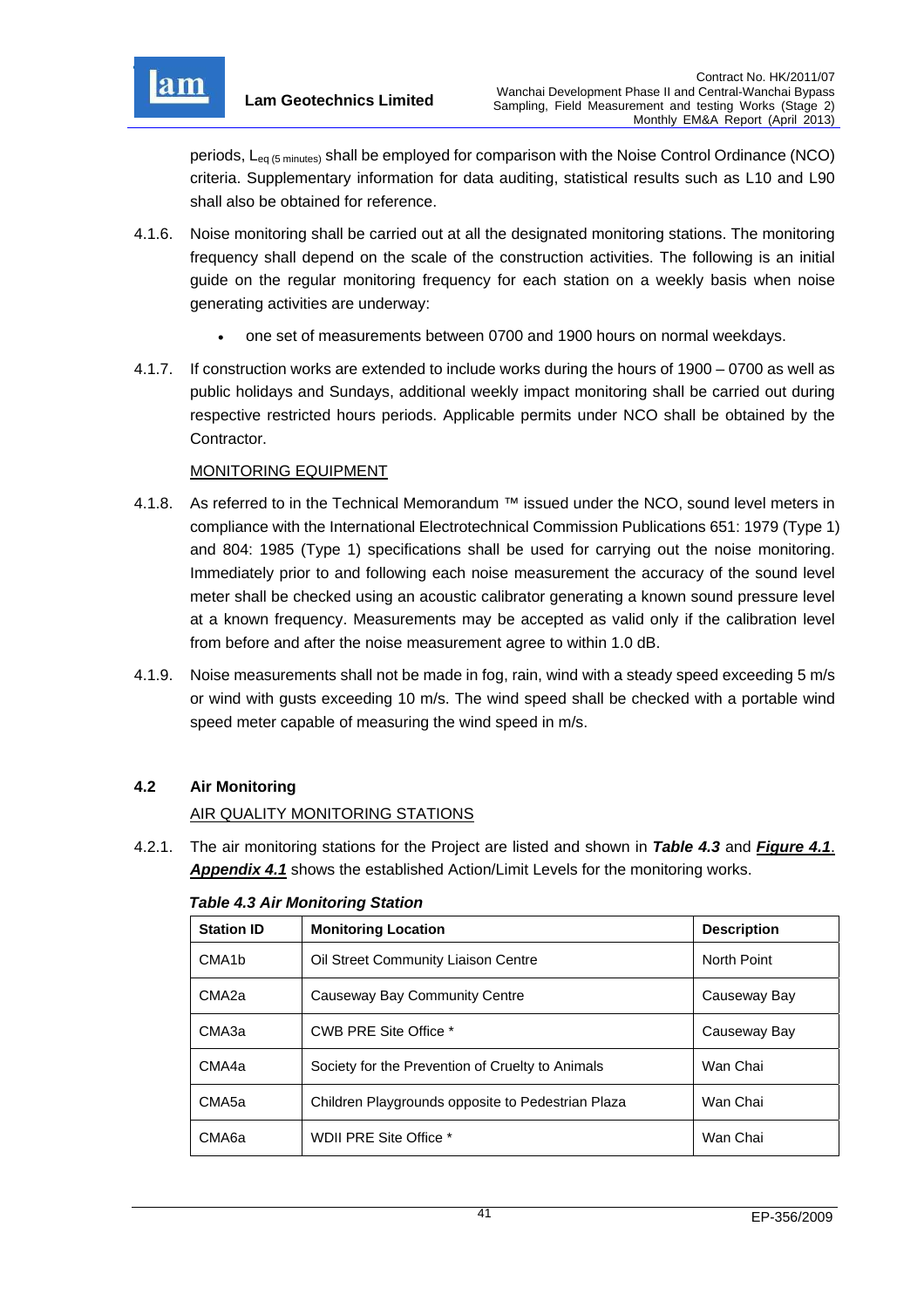periods, $L_{eq\ (5\ minutes)}$ shall be employed for comparison with the Noise Control Ordinance (NCO) criteria. Supplementary information for data auditing, statistical results such as L10 and L90 shall also be obtained for reference.

4.1.6. Noise monitoring shall be carried out at all the designated monitoring stations. The monitoring frequency shall depend on the scale of the construction activities. The following is an initial guide on the regular monitoring frequency for each station on a weekly basis when noise generating activities are underway:

- one set of measurements between 0700 and 1900 hours on normal weekdays.

4.1.7. If construction works are extended to include works during the hours of 1900 – 0700 as well as public holidays and Sundays, additional weekly impact monitoring shall be carried out during respective restricted hours periods. Applicable permits under NCO shall be obtained by the Contractor.

MONITORING EQUIPMENT

4.1.8. As referred to in the Technical Memorandum ™ issued under the NCO, sound level meters in compliance with the International Electrotechnical Commission Publications 651: 1979 (Type 1) and 804: 1985 (Type 1) specifications shall be used for carrying out the noise monitoring. Immediately prior to and following each noise measurement the accuracy of the sound level meter shall be checked using an acoustic calibrator generating a known sound pressure level at a known frequency. Measurements may be accepted as valid only if the calibration level from before and after the noise measurement agree to within 1.0 dB.

4.1.9. Noise measurements shall not be made in fog, rain, wind with a steady speed exceeding 5 m/s or wind with gusts exceeding 10 m/s. The wind speed shall be checked with a portable wind speed meter capable of measuring the wind speed in m/s.

## 4.2 Air Monitoring

AIR QUALITY MONITORING STATIONS

4.2.1. The air monitoring stations for the Project are listed and shown in ***Table 4.3*** and ***Figure 4.1***. ***Appendix 4.1*** shows the established Action/Limit Levels for the monitoring works.

***Table 4.3 Air Monitoring Station***

| Station ID | Monitoring Location | Description |
|---|---|---|
| CMA1b | Oil Street Community Liaison Centre | North Point |
| CMA2a | Causeway Bay Community Centre | Causeway Bay |
| CMA3a | CWB PRE Site Office * | Causeway Bay |
| CMA4a | Society for the Prevention of Cruelty to Animals | Wan Chai |
| CMA5a | Children Playgrounds opposite to Pedestrian Plaza | Wan Chai |
| CMA6a | WDII PRE Site Office * | Wan Chai |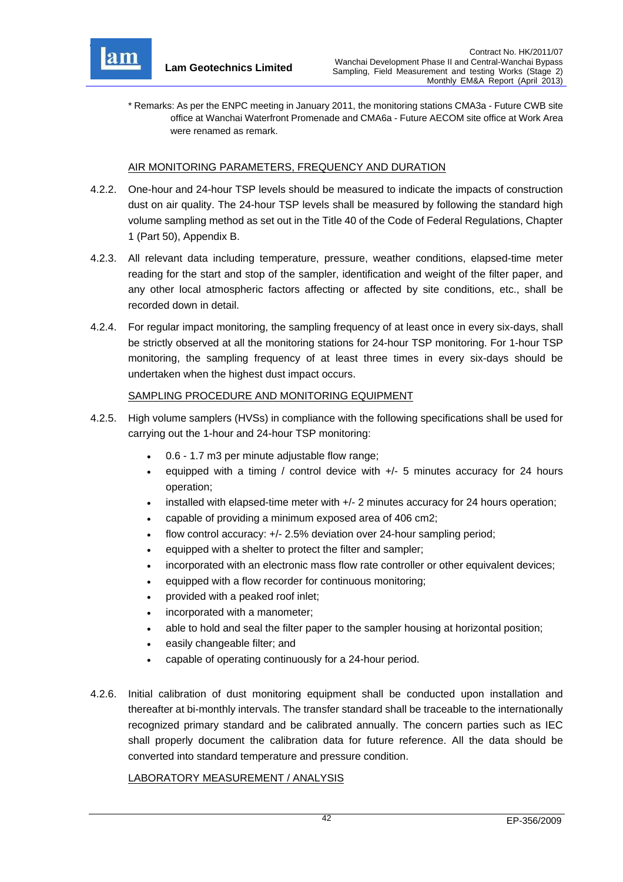\* Remarks: As per the ENPC meeting in January 2011, the monitoring stations CMA3a - Future CWB site office at Wanchai Waterfront Promenade and CMA6a - Future AECOM site office at Work Area were renamed as remark.

<u>AIR MONITORING PARAMETERS, FREQUENCY AND DURATION</u>

4.2.2. One-hour and 24-hour TSP levels should be measured to indicate the impacts of construction dust on air quality. The 24-hour TSP levels shall be measured by following the standard high volume sampling method as set out in the Title 40 of the Code of Federal Regulations, Chapter 1 (Part 50), Appendix B.

4.2.3. All relevant data including temperature, pressure, weather conditions, elapsed-time meter reading for the start and stop of the sampler, identification and weight of the filter paper, and any other local atmospheric factors affecting or affected by site conditions, etc., shall be recorded down in detail.

4.2.4. For regular impact monitoring, the sampling frequency of at least once in every six-days, shall be strictly observed at all the monitoring stations for 24-hour TSP monitoring. For 1-hour TSP monitoring, the sampling frequency of at least three times in every six-days should be undertaken when the highest dust impact occurs.

<u>SAMPLING PROCEDURE AND MONITORING EQUIPMENT</u>

4.2.5. High volume samplers (HVSs) in compliance with the following specifications shall be used for carrying out the 1-hour and 24-hour TSP monitoring:

- 0.6 - 1.7 m3 per minute adjustable flow range;
- equipped with a timing / control device with +/- 5 minutes accuracy for 24 hours operation;
- installed with elapsed-time meter with +/- 2 minutes accuracy for 24 hours operation;
- capable of providing a minimum exposed area of 406 cm2;
- flow control accuracy: +/- 2.5% deviation over 24-hour sampling period;
- equipped with a shelter to protect the filter and sampler;
- incorporated with an electronic mass flow rate controller or other equivalent devices;
- equipped with a flow recorder for continuous monitoring;
- provided with a peaked roof inlet;
- incorporated with a manometer;
- able to hold and seal the filter paper to the sampler housing at horizontal position;
- easily changeable filter; and
- capable of operating continuously for a 24-hour period.

4.2.6. Initial calibration of dust monitoring equipment shall be conducted upon installation and thereafter at bi-monthly intervals. The transfer standard shall be traceable to the internationally recognized primary standard and be calibrated annually. The concern parties such as IEC shall properly document the calibration data for future reference. All the data should be converted into standard temperature and pressure condition.

<u>LABORATORY MEASUREMENT / ANALYSIS</u>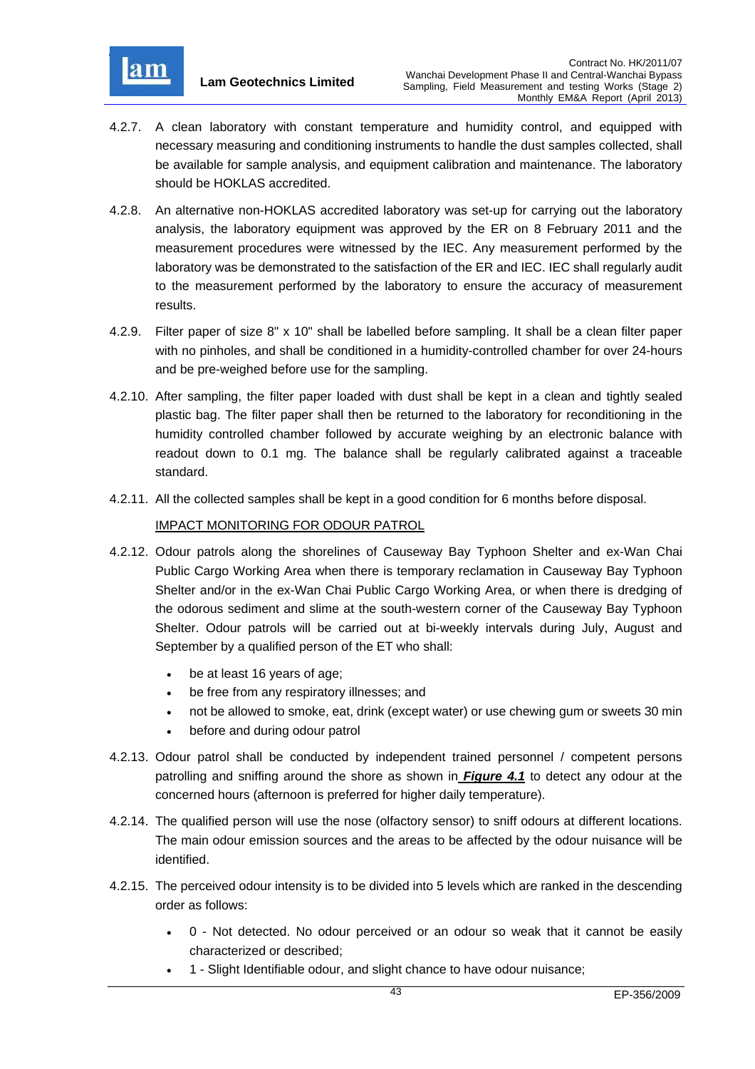4.2.7. A clean laboratory with constant temperature and humidity control, and equipped with necessary measuring and conditioning instruments to handle the dust samples collected, shall be available for sample analysis, and equipment calibration and maintenance. The laboratory should be HOKLAS accredited.

4.2.8. An alternative non-HOKLAS accredited laboratory was set-up for carrying out the laboratory analysis, the laboratory equipment was approved by the ER on 8 February 2011 and the measurement procedures were witnessed by the IEC. Any measurement performed by the laboratory was be demonstrated to the satisfaction of the ER and IEC. IEC shall regularly audit to the measurement performed by the laboratory to ensure the accuracy of measurement results.

4.2.9. Filter paper of size 8" x 10" shall be labelled before sampling. It shall be a clean filter paper with no pinholes, and shall be conditioned in a humidity-controlled chamber for over 24-hours and be pre-weighed before use for the sampling.

4.2.10. After sampling, the filter paper loaded with dust shall be kept in a clean and tightly sealed plastic bag. The filter paper shall then be returned to the laboratory for reconditioning in the humidity controlled chamber followed by accurate weighing by an electronic balance with readout down to 0.1 mg. The balance shall be regularly calibrated against a traceable standard.

4.2.11. All the collected samples shall be kept in a good condition for 6 months before disposal.

<u>IMPACT MONITORING FOR ODOUR PATROL</u>

4.2.12. Odour patrols along the shorelines of Causeway Bay Typhoon Shelter and ex-Wan Chai Public Cargo Working Area when there is temporary reclamation in Causeway Bay Typhoon Shelter and/or in the ex-Wan Chai Public Cargo Working Area, or when there is dredging of the odorous sediment and slime at the south-western corner of the Causeway Bay Typhoon Shelter. Odour patrols will be carried out at bi-weekly intervals during July, August and September by a qualified person of the ET who shall:

- be at least 16 years of age;
- be free from any respiratory illnesses; and
- not be allowed to smoke, eat, drink (except water) or use chewing gum or sweets 30 min
- before and during odour patrol

4.2.13. Odour patrol shall be conducted by independent trained personnel / competent persons patrolling and sniffing around the shore as shown in ***Figure 4.1*** to detect any odour at the concerned hours (afternoon is preferred for higher daily temperature).

4.2.14. The qualified person will use the nose (olfactory sensor) to sniff odours at different locations. The main odour emission sources and the areas to be affected by the odour nuisance will be identified.

4.2.15. The perceived odour intensity is to be divided into 5 levels which are ranked in the descending order as follows:

- 0 - Not detected. No odour perceived or an odour so weak that it cannot be easily characterized or described;
- 1 - Slight Identifiable odour, and slight chance to have odour nuisance;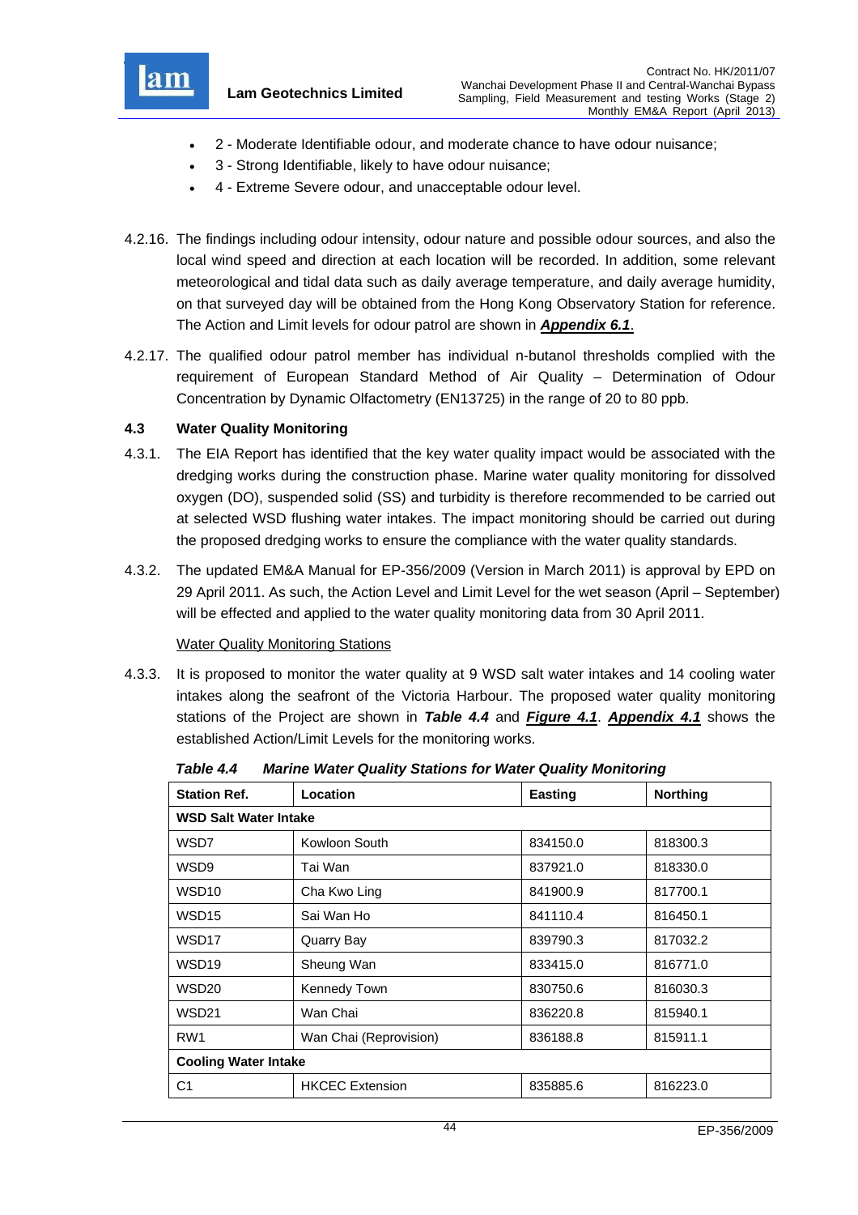- 2 - Moderate Identifiable odour, and moderate chance to have odour nuisance;
- 3 - Strong Identifiable, likely to have odour nuisance;
- 4 - Extreme Severe odour, and unacceptable odour level.

4.2.16. The findings including odour intensity, odour nature and possible odour sources, and also the local wind speed and direction at each location will be recorded. In addition, some relevant meteorological and tidal data such as daily average temperature, and daily average humidity, on that surveyed day will be obtained from the Hong Kong Observatory Station for reference. The Action and Limit levels for odour patrol are shown in ***Appendix 6.1***.

4.2.17. The qualified odour patrol member has individual n-butanol thresholds complied with the requirement of European Standard Method of Air Quality – Determination of Odour Concentration by Dynamic Olfactometry (EN13725) in the range of 20 to 80 ppb.

### 4.3 Water Quality Monitoring

4.3.1. The EIA Report has identified that the key water quality impact would be associated with the dredging works during the construction phase. Marine water quality monitoring for dissolved oxygen (DO), suspended solid (SS) and turbidity is therefore recommended to be carried out at selected WSD flushing water intakes. The impact monitoring should be carried out during the proposed dredging works to ensure the compliance with the water quality standards.

4.3.2. The updated EM&A Manual for EP-356/2009 (Version in March 2011) is approval by EPD on 29 April 2011. As such, the Action Level and Limit Level for the wet season (April – September) will be effected and applied to the water quality monitoring data from 30 April 2011.

<u>Water Quality Monitoring Stations</u>

4.3.3. It is proposed to monitor the water quality at 9 WSD salt water intakes and 14 cooling water intakes along the seafront of the Victoria Harbour. The proposed water quality monitoring stations of the Project are shown in ***Table 4.4*** and ***Figure 4.1***. ***Appendix 4.1*** shows the established Action/Limit Levels for the monitoring works.

***Table 4.4 Marine Water Quality Stations for Water Quality Monitoring***

| Station Ref. | Location | Easting | Northing |
|---|---|---|---|
| **WSD Salt Water Intake** | | | |
| WSD7 | Kowloon South | 834150.0 | 818300.3 |
| WSD9 | Tai Wan | 837921.0 | 818330.0 |
| WSD10 | Cha Kwo Ling | 841900.9 | 817700.1 |
| WSD15 | Sai Wan Ho | 841110.4 | 816450.1 |
| WSD17 | Quarry Bay | 839790.3 | 817032.2 |
| WSD19 | Sheung Wan | 833415.0 | 816771.0 |
| WSD20 | Kennedy Town | 830750.6 | 816030.3 |
| WSD21 | Wan Chai | 836220.8 | 815940.1 |
| RW1 | Wan Chai (Reprovision) | 836188.8 | 815911.1 |
| **Cooling Water Intake** | | | |
| C1 | HKCEC Extension | 835885.6 | 816223.0 |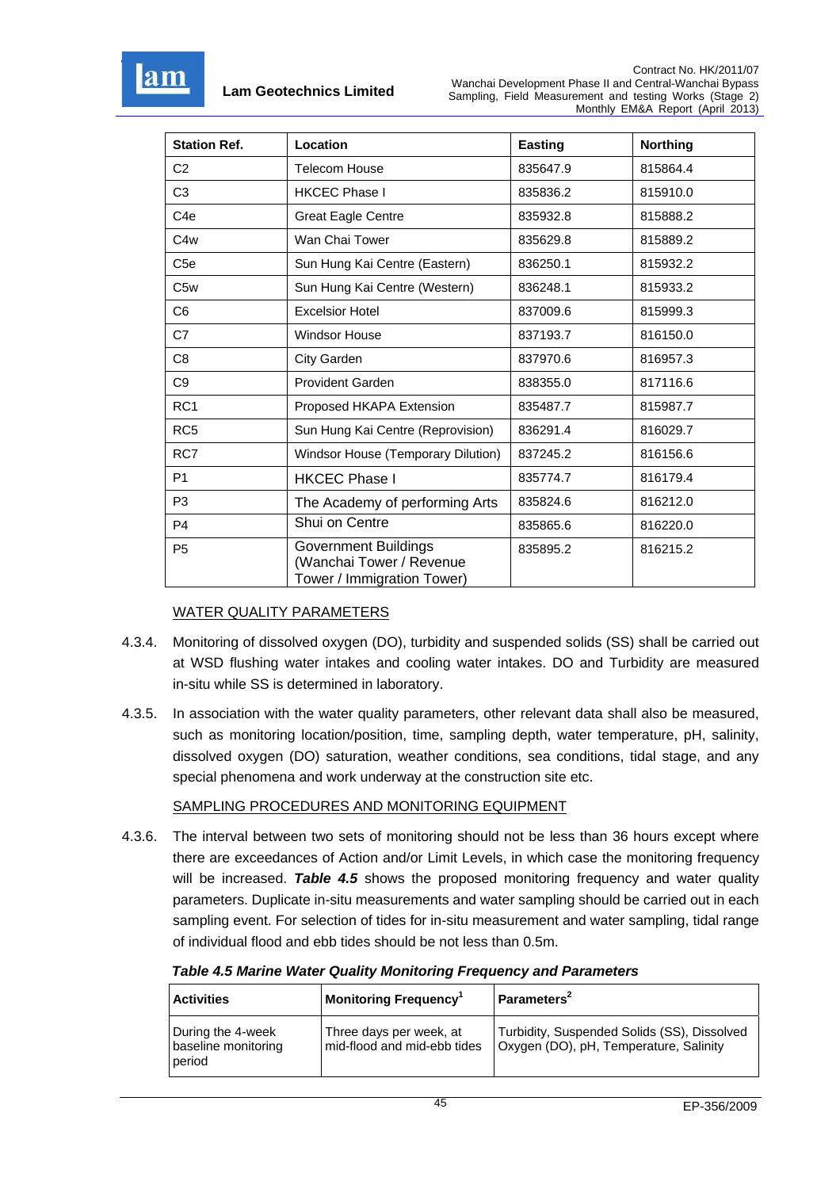| Station Ref. | Location | Easting | Northing |
|---|---|---|---|
| C2 | Telecom House | 835647.9 | 815864.4 |
| C3 | HKCEC Phase I | 835836.2 | 815910.0 |
| C4e | Great Eagle Centre | 835932.8 | 815888.2 |
| C4w | Wan Chai Tower | 835629.8 | 815889.2 |
| C5e | Sun Hung Kai Centre (Eastern) | 836250.1 | 815932.2 |
| C5w | Sun Hung Kai Centre (Western) | 836248.1 | 815933.2 |
| C6 | Excelsior Hotel | 837009.6 | 815999.3 |
| C7 | Windsor House | 837193.7 | 816150.0 |
| C8 | City Garden | 837970.6 | 816957.3 |
| C9 | Provident Garden | 838355.0 | 817116.6 |
| RC1 | Proposed HKAPA Extension | 835487.7 | 815987.7 |
| RC5 | Sun Hung Kai Centre (Reprovision) | 836291.4 | 816029.7 |
| RC7 | Windsor House (Temporary Dilution) | 837245.2 | 816156.6 |
| P1 | HKCEC Phase I | 835774.7 | 816179.4 |
| P3 | The Academy of performing Arts | 835824.6 | 816212.0 |
| P4 | Shui on Centre | 835865.6 | 816220.0 |
| P5 | Government Buildings (Wanchai Tower / Revenue Tower / Immigration Tower) | 835895.2 | 816215.2 |

WATER QUALITY PARAMETERS

4.3.4. Monitoring of dissolved oxygen (DO), turbidity and suspended solids (SS) shall be carried out at WSD flushing water intakes and cooling water intakes. DO and Turbidity are measured in-situ while SS is determined in laboratory.

4.3.5. In association with the water quality parameters, other relevant data shall also be measured, such as monitoring location/position, time, sampling depth, water temperature, pH, salinity, dissolved oxygen (DO) saturation, weather conditions, sea conditions, tidal stage, and any special phenomena and work underway at the construction site etc.

SAMPLING PROCEDURES AND MONITORING EQUIPMENT

4.3.6. The interval between two sets of monitoring should not be less than 36 hours except where there are exceedances of Action and/or Limit Levels, in which case the monitoring frequency will be increased. ***Table 4.5*** shows the proposed monitoring frequency and water quality parameters. Duplicate in-situ measurements and water sampling should be carried out in each sampling event. For selection of tides for in-situ measurement and water sampling, tidal range of individual flood and ebb tides should be not less than 0.5m.

***Table 4.5 Marine Water Quality Monitoring Frequency and Parameters***

| Activities | Monitoring Frequency[1] | Parameters[2] |
|---|---|---|
| During the 4-week baseline monitoring period | Three days per week, at mid-flood and mid-ebb tides | Turbidity, Suspended Solids (SS), Dissolved Oxygen (DO), pH, Temperature, Salinity |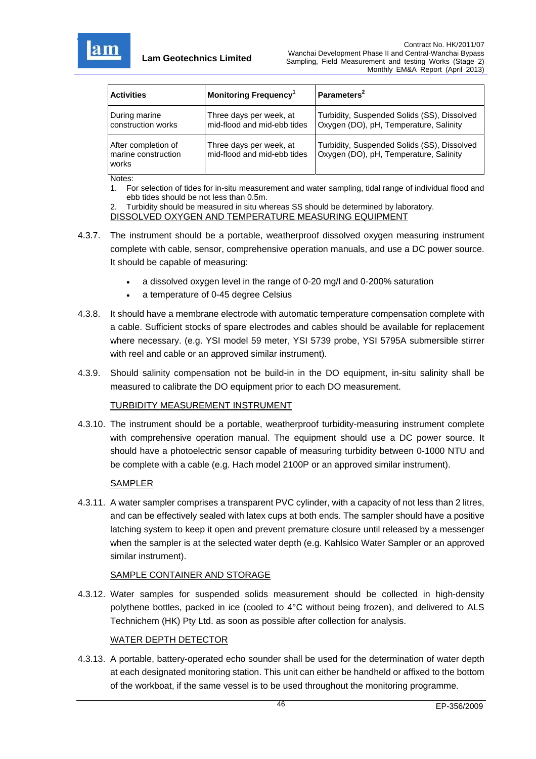| Activities | Monitoring Frequency[1] | Parameters[2] |
| --- | --- | --- |
| During marine construction works | Three days per week, at mid-flood and mid-ebb tides | Turbidity, Suspended Solids (SS), Dissolved Oxygen (DO), pH, Temperature, Salinity |
| After completion of marine construction works | Three days per week, at mid-flood and mid-ebb tides | Turbidity, Suspended Solids (SS), Dissolved Oxygen (DO), pH, Temperature, Salinity |

Notes:

1. For selection of tides for in-situ measurement and water sampling, tidal range of individual flood and ebb tides should be not less than 0.5m.
2. Turbidity should be measured in situ whereas SS should be determined by laboratory.

DISSOLVED OXYGEN AND TEMPERATURE MEASURING EQUIPMENT

4.3.7. The instrument should be a portable, weatherproof dissolved oxygen measuring instrument complete with cable, sensor, comprehensive operation manuals, and use a DC power source. It should be capable of measuring:

- a dissolved oxygen level in the range of 0-20 mg/l and 0-200% saturation
- a temperature of 0-45 degree Celsius

4.3.8. It should have a membrane electrode with automatic temperature compensation complete with a cable. Sufficient stocks of spare electrodes and cables should be available for replacement where necessary. (e.g. YSI model 59 meter, YSI 5739 probe, YSI 5795A submersible stirrer with reel and cable or an approved similar instrument).

4.3.9. Should salinity compensation not be build-in in the DO equipment, in-situ salinity shall be measured to calibrate the DO equipment prior to each DO measurement.

TURBIDITY MEASUREMENT INSTRUMENT

4.3.10. The instrument should be a portable, weatherproof turbidity-measuring instrument complete with comprehensive operation manual. The equipment should use a DC power source. It should have a photoelectric sensor capable of measuring turbidity between 0-1000 NTU and be complete with a cable (e.g. Hach model 2100P or an approved similar instrument).

SAMPLER

4.3.11. A water sampler comprises a transparent PVC cylinder, with a capacity of not less than 2 litres, and can be effectively sealed with latex cups at both ends. The sampler should have a positive latching system to keep it open and prevent premature closure until released by a messenger when the sampler is at the selected water depth (e.g. Kahlsico Water Sampler or an approved similar instrument).

SAMPLE CONTAINER AND STORAGE

4.3.12. Water samples for suspended solids measurement should be collected in high-density polythene bottles, packed in ice (cooled to 4°C without being frozen), and delivered to ALS Technichem (HK) Pty Ltd. as soon as possible after collection for analysis.

WATER DEPTH DETECTOR

4.3.13. A portable, battery-operated echo sounder shall be used for the determination of water depth at each designated monitoring station. This unit can either be handheld or affixed to the bottom of the workboat, if the same vessel is to be used throughout the monitoring programme.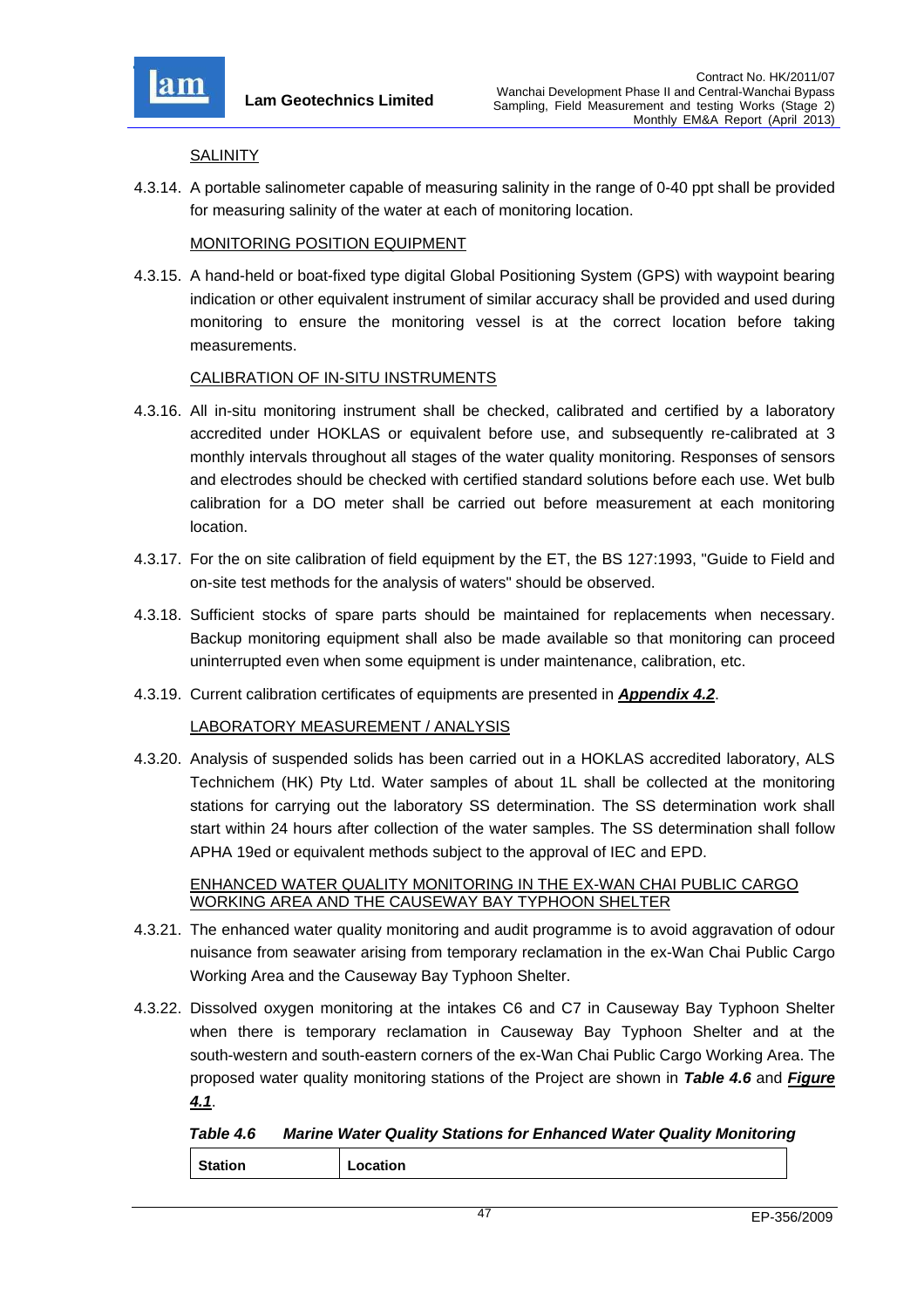SALINITY

4.3.14. A portable salinometer capable of measuring salinity in the range of 0-40 ppt shall be provided for measuring salinity of the water at each of monitoring location.

MONITORING POSITION EQUIPMENT

4.3.15. A hand-held or boat-fixed type digital Global Positioning System (GPS) with waypoint bearing indication or other equivalent instrument of similar accuracy shall be provided and used during monitoring to ensure the monitoring vessel is at the correct location before taking measurements.

CALIBRATION OF IN-SITU INSTRUMENTS

4.3.16. All in-situ monitoring instrument shall be checked, calibrated and certified by a laboratory accredited under HOKLAS or equivalent before use, and subsequently re-calibrated at 3 monthly intervals throughout all stages of the water quality monitoring. Responses of sensors and electrodes should be checked with certified standard solutions before each use. Wet bulb calibration for a DO meter shall be carried out before measurement at each monitoring location.

4.3.17. For the on site calibration of field equipment by the ET, the BS 127:1993, "Guide to Field and on-site test methods for the analysis of waters" should be observed.

4.3.18. Sufficient stocks of spare parts should be maintained for replacements when necessary. Backup monitoring equipment shall also be made available so that monitoring can proceed uninterrupted even when some equipment is under maintenance, calibration, etc.

4.3.19. Current calibration certificates of equipments are presented in ***Appendix 4.2***.

LABORATORY MEASUREMENT / ANALYSIS

4.3.20. Analysis of suspended solids has been carried out in a HOKLAS accredited laboratory, ALS Technichem (HK) Pty Ltd. Water samples of about 1L shall be collected at the monitoring stations for carrying out the laboratory SS determination. The SS determination work shall start within 24 hours after collection of the water samples. The SS determination shall follow APHA 19ed or equivalent methods subject to the approval of IEC and EPD.

ENHANCED WATER QUALITY MONITORING IN THE EX-WAN CHAI PUBLIC CARGO WORKING AREA AND THE CAUSEWAY BAY TYPHOON SHELTER

4.3.21. The enhanced water quality monitoring and audit programme is to avoid aggravation of odour nuisance from seawater arising from temporary reclamation in the ex-Wan Chai Public Cargo Working Area and the Causeway Bay Typhoon Shelter.

4.3.22. Dissolved oxygen monitoring at the intakes C6 and C7 in Causeway Bay Typhoon Shelter when there is temporary reclamation in Causeway Bay Typhoon Shelter and at the south-western and south-eastern corners of the ex-Wan Chai Public Cargo Working Area. The proposed water quality monitoring stations of the Project are shown in ***Table 4.6*** and ***Figure 4.1***.

***Table 4.6 Marine Water Quality Stations for Enhanced Water Quality Monitoring***

| Station | Location |
|---|---|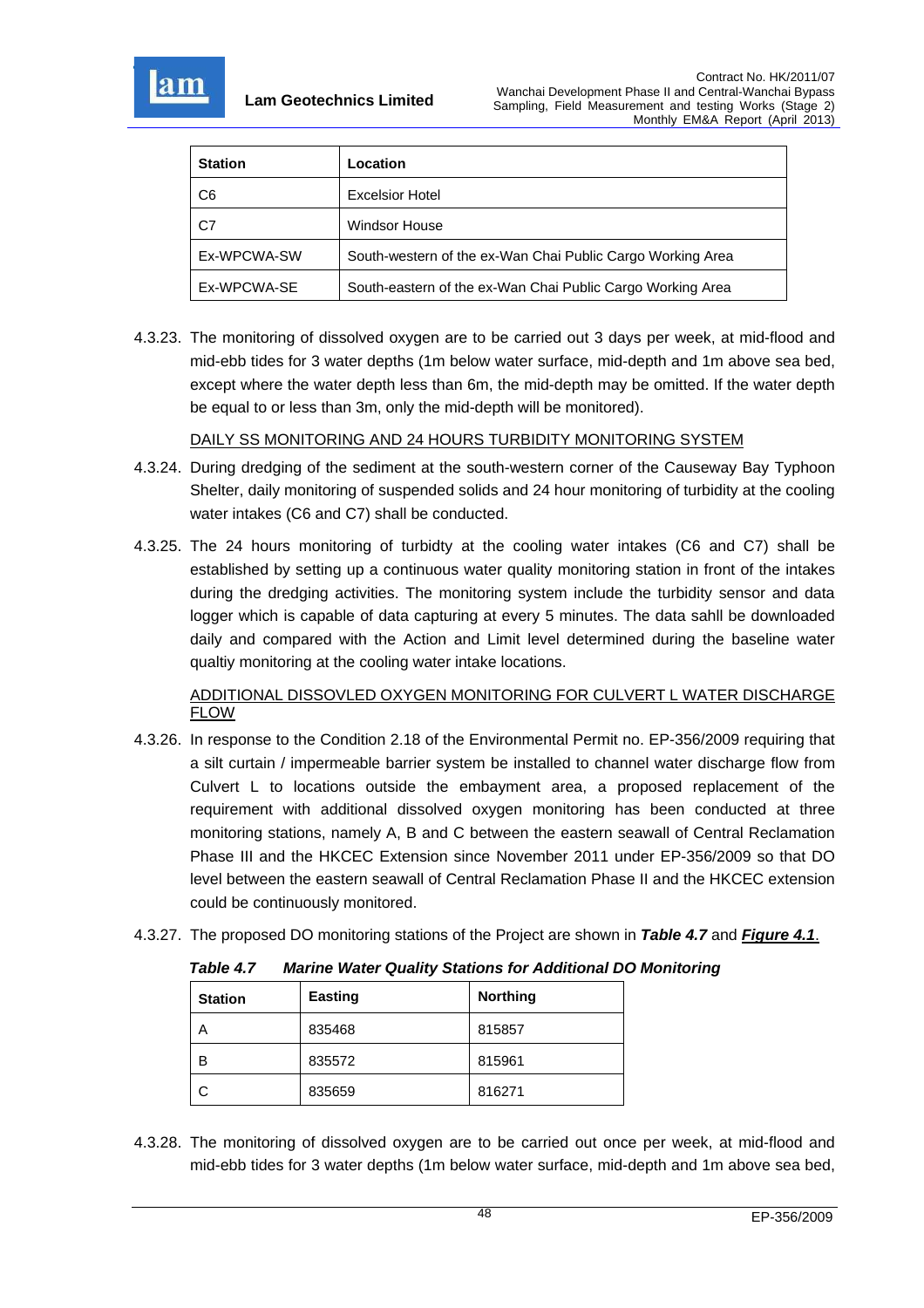| Station | Location |
| --- | --- |
| C6 | Excelsior Hotel |
| C7 | Windsor House |
| Ex-WPCWA-SW | South-western of the ex-Wan Chai Public Cargo Working Area |
| Ex-WPCWA-SE | South-eastern of the ex-Wan Chai Public Cargo Working Area |

4.3.23. The monitoring of dissolved oxygen are to be carried out 3 days per week, at mid-flood and mid-ebb tides for 3 water depths (1m below water surface, mid-depth and 1m above sea bed, except where the water depth less than 6m, the mid-depth may be omitted. If the water depth be equal to or less than 3m, only the mid-depth will be monitored).

DAILY SS MONITORING AND 24 HOURS TURBIDITY MONITORING SYSTEM

4.3.24. During dredging of the sediment at the south-western corner of the Causeway Bay Typhoon Shelter, daily monitoring of suspended solids and 24 hour monitoring of turbidity at the cooling water intakes (C6 and C7) shall be conducted.

4.3.25. The 24 hours monitoring of turbidty at the cooling water intakes (C6 and C7) shall be established by setting up a continuous water quality monitoring station in front of the intakes during the dredging activities. The monitoring system include the turbidity sensor and data logger which is capable of data capturing at every 5 minutes. The data sahll be downloaded daily and compared with the Action and Limit level determined during the baseline water qualtiy monitoring at the cooling water intake locations.

ADDITIONAL DISSOVLED OXYGEN MONITORING FOR CULVERT L WATER DISCHARGE FLOW

4.3.26. In response to the Condition 2.18 of the Environmental Permit no. EP-356/2009 requiring that a silt curtain / impermeable barrier system be installed to channel water discharge flow from Culvert L to locations outside the embayment area, a proposed replacement of the requirement with additional dissolved oxygen monitoring has been conducted at three monitoring stations, namely A, B and C between the eastern seawall of Central Reclamation Phase III and the HKCEC Extension since November 2011 under EP-356/2009 so that DO level between the eastern seawall of Central Reclamation Phase II and the HKCEC extension could be continuously monitored.

4.3.27. The proposed DO monitoring stations of the Project are shown in ***Table 4.7*** and ***Figure 4.1***.

***Table 4.7 Marine Water Quality Stations for Additional DO Monitoring***

| Station | Easting | Northing |
| --- | --- | --- |
| A | 835468 | 815857 |
| B | 835572 | 815961 |
| C | 835659 | 816271 |

4.3.28. The monitoring of dissolved oxygen are to be carried out once per week, at mid-flood and mid-ebb tides for 3 water depths (1m below water surface, mid-depth and 1m above sea bed,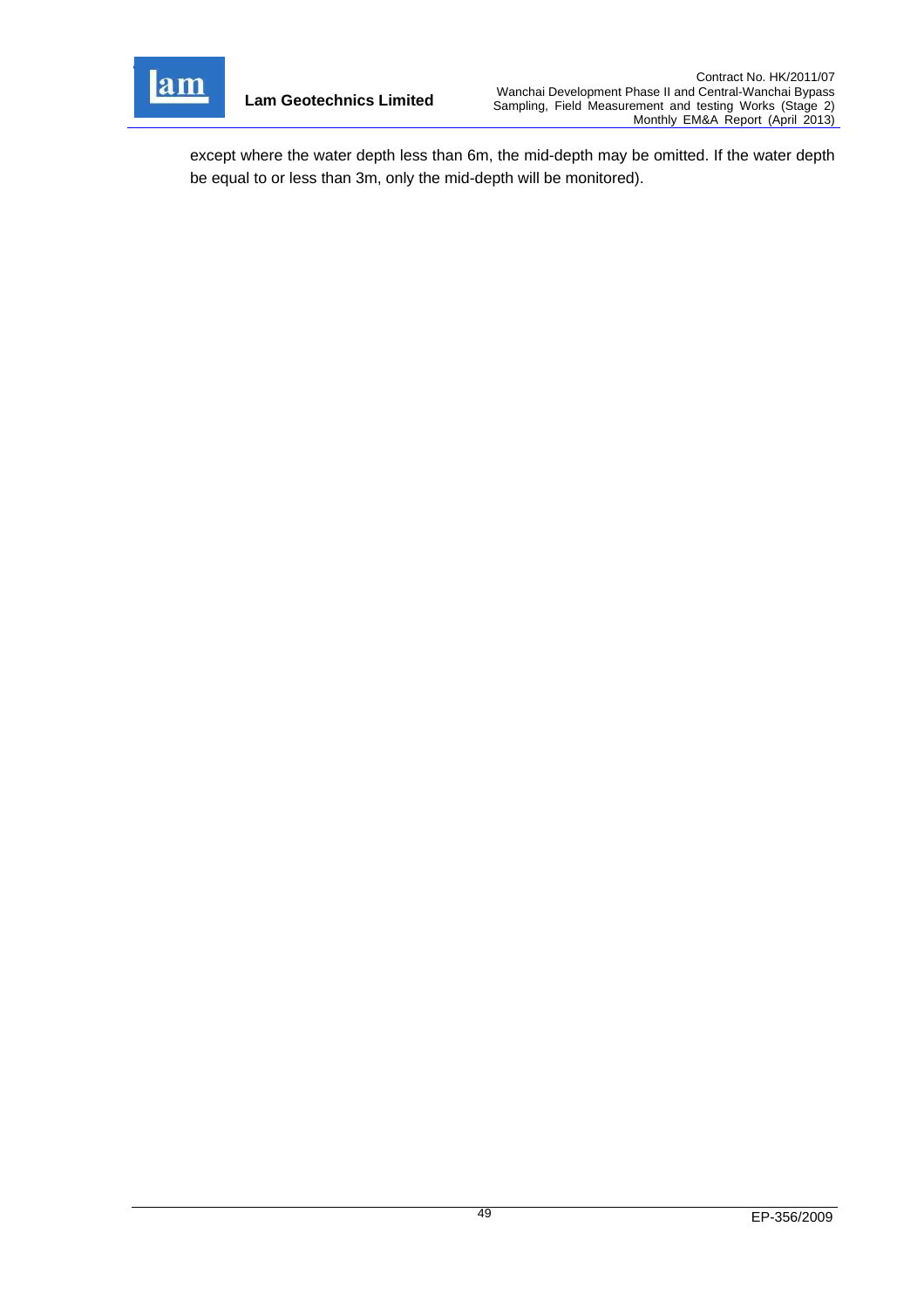except where the water depth less than 6m, the mid-depth may be omitted. If the water depth be equal to or less than 3m, only the mid-depth will be monitored).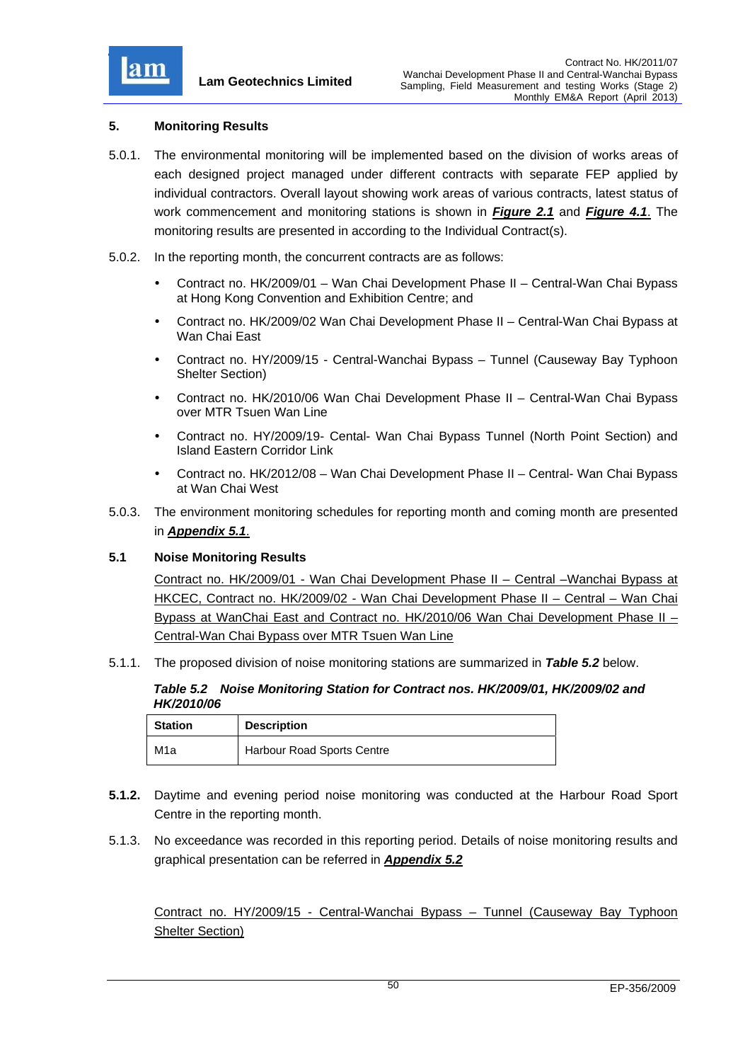## 5. Monitoring Results

5.0.1. The environmental monitoring will be implemented based on the division of works areas of each designed project managed under different contracts with separate FEP applied by individual contractors. Overall layout showing work areas of various contracts, latest status of work commencement and monitoring stations is shown in ***Figure 2.1*** and ***Figure 4.1***. The monitoring results are presented in according to the Individual Contract(s).

5.0.2. In the reporting month, the concurrent contracts are as follows:

- Contract no. HK/2009/01 – Wan Chai Development Phase II – Central-Wan Chai Bypass at Hong Kong Convention and Exhibition Centre; and
- Contract no. HK/2009/02 Wan Chai Development Phase II – Central-Wan Chai Bypass at Wan Chai East
- Contract no. HY/2009/15 - Central-Wanchai Bypass – Tunnel (Causeway Bay Typhoon Shelter Section)
- Contract no. HK/2010/06 Wan Chai Development Phase II – Central-Wan Chai Bypass over MTR Tsuen Wan Line
- Contract no. HY/2009/19- Cental- Wan Chai Bypass Tunnel (North Point Section) and Island Eastern Corridor Link
- Contract no. HK/2012/08 – Wan Chai Development Phase II – Central- Wan Chai Bypass at Wan Chai West

5.0.3. The environment monitoring schedules for reporting month and coming month are presented in ***Appendix 5.1***.

### 5.1 Noise Monitoring Results

Contract no. HK/2009/01 - Wan Chai Development Phase II – Central –Wanchai Bypass at HKCEC, Contract no. HK/2009/02 - Wan Chai Development Phase II – Central – Wan Chai Bypass at WanChai East and Contract no. HK/2010/06 Wan Chai Development Phase II – Central-Wan Chai Bypass over MTR Tsuen Wan Line

5.1.1. The proposed division of noise monitoring stations are summarized in ***Table 5.2*** below.

***Table 5.2 Noise Monitoring Station for Contract nos. HK/2009/01, HK/2009/02 and HK/2010/06***

| Station | Description |
|---|---|
| M1a | Harbour Road Sports Centre |

**5.1.2.** Daytime and evening period noise monitoring was conducted at the Harbour Road Sport Centre in the reporting month.

5.1.3. No exceedance was recorded in this reporting period. Details of noise monitoring results and graphical presentation can be referred in ***Appendix 5.2***

Contract no. HY/2009/15 - Central-Wanchai Bypass – Tunnel (Causeway Bay Typhoon Shelter Section)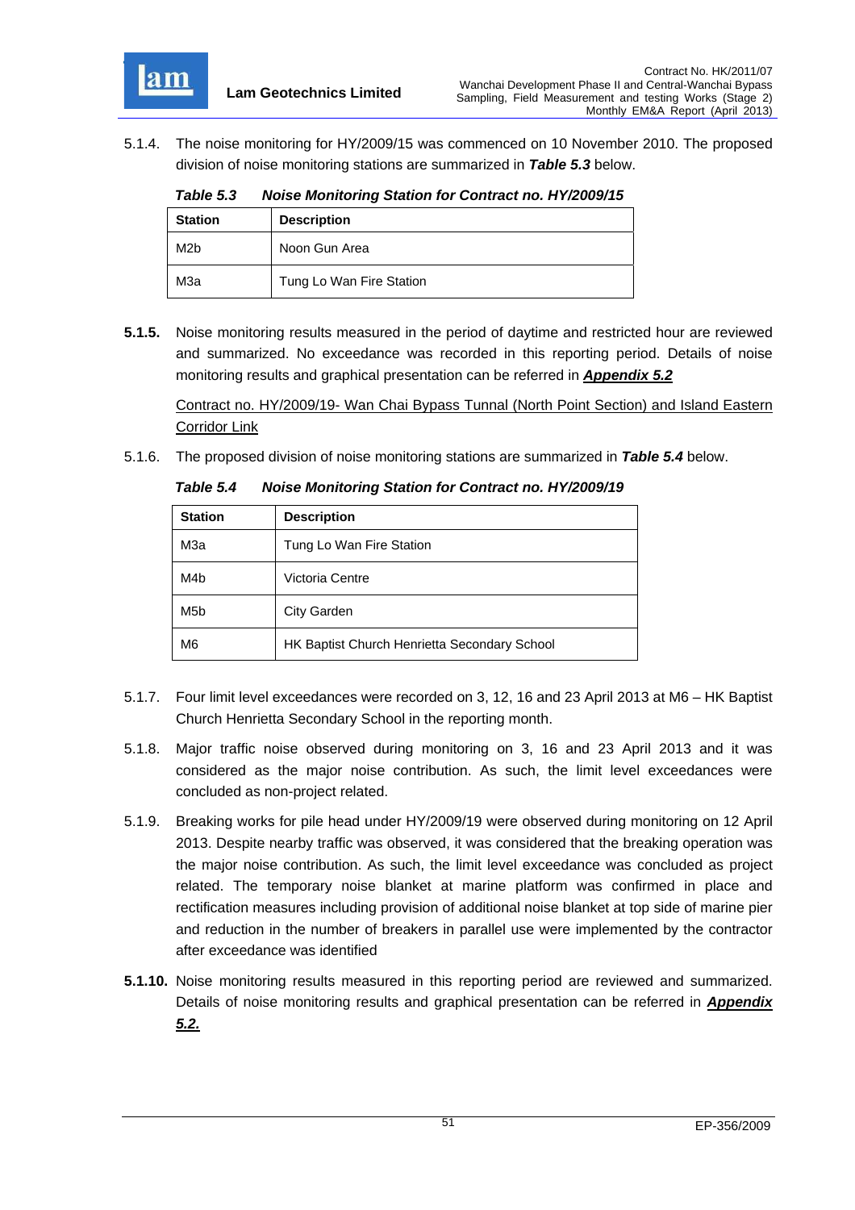5.1.4. The noise monitoring for HY/2009/15 was commenced on 10 November 2010. The proposed division of noise monitoring stations are summarized in ***Table 5.3*** below.

***Table 5.3 Noise Monitoring Station for Contract no. HY/2009/15***

| Station | Description |
|---|---|
| M2b | Noon Gun Area |
| M3a | Tung Lo Wan Fire Station |

**5.1.5.** Noise monitoring results measured in the period of daytime and restricted hour are reviewed and summarized. No exceedance was recorded in this reporting period. Details of noise monitoring results and graphical presentation can be referred in ***Appendix 5.2***

Contract no. HY/2009/19- Wan Chai Bypass Tunnal (North Point Section) and Island Eastern Corridor Link

5.1.6. The proposed division of noise monitoring stations are summarized in ***Table 5.4*** below.

***Table 5.4 Noise Monitoring Station for Contract no. HY/2009/19***

| Station | Description |
|---|---|
| M3a | Tung Lo Wan Fire Station |
| M4b | Victoria Centre |
| M5b | City Garden |
| M6 | HK Baptist Church Henrietta Secondary School |

5.1.7. Four limit level exceedances were recorded on 3, 12, 16 and 23 April 2013 at M6 – HK Baptist Church Henrietta Secondary School in the reporting month.

5.1.8. Major traffic noise observed during monitoring on 3, 16 and 23 April 2013 and it was considered as the major noise contribution. As such, the limit level exceedances were concluded as non-project related.

5.1.9. Breaking works for pile head under HY/2009/19 were observed during monitoring on 12 April 2013. Despite nearby traffic was observed, it was considered that the breaking operation was the major noise contribution. As such, the limit level exceedance was concluded as project related. The temporary noise blanket at marine platform was confirmed in place and rectification measures including provision of additional noise blanket at top side of marine pier and reduction in the number of breakers in parallel use were implemented by the contractor after exceedance was identified

**5.1.10.** Noise monitoring results measured in this reporting period are reviewed and summarized. Details of noise monitoring results and graphical presentation can be referred in ***Appendix 5.2.***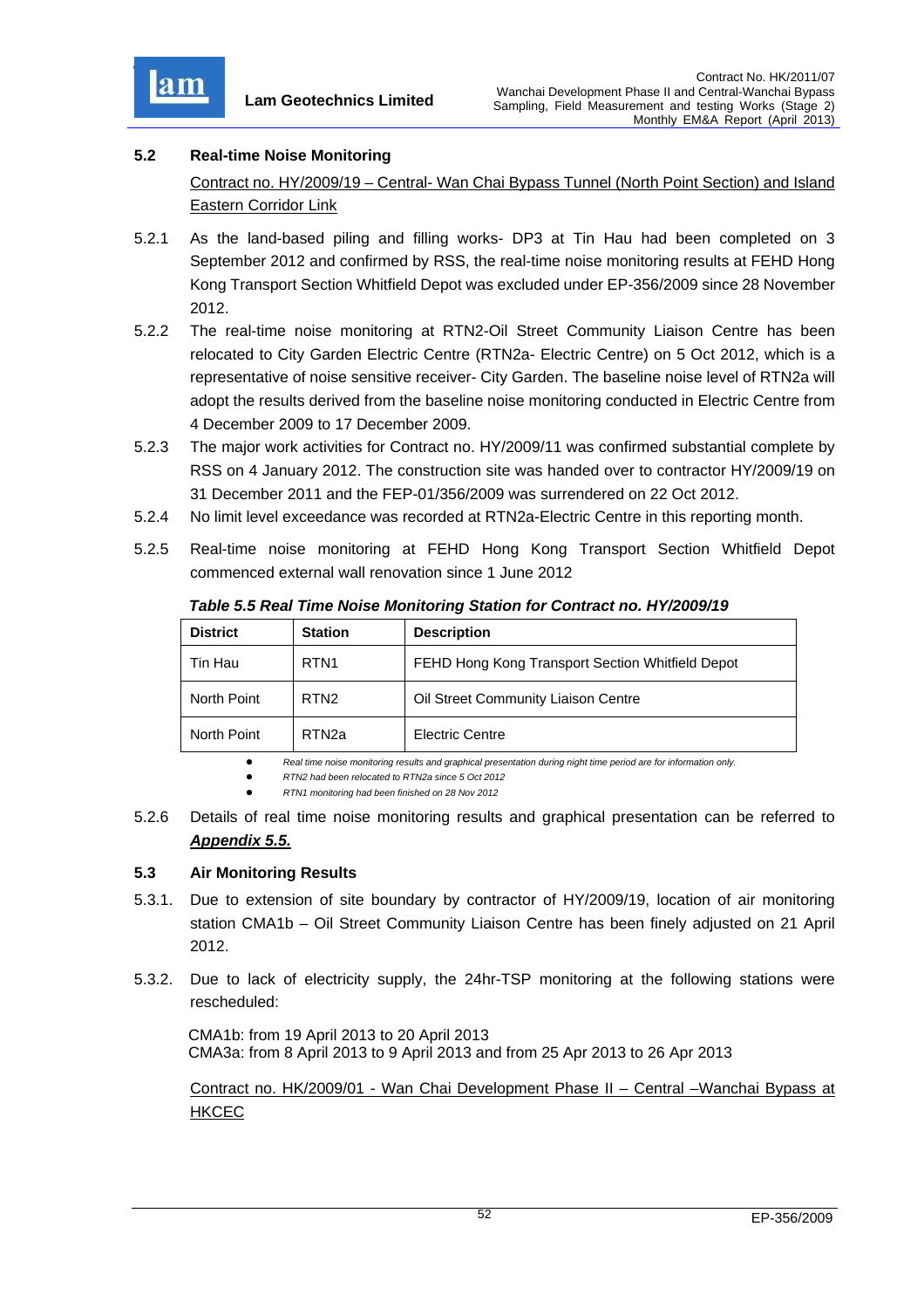### 5.2 Real-time Noise Monitoring

<u>Contract no. HY/2009/19 – Central- Wan Chai Bypass Tunnel (North Point Section) and Island Eastern Corridor Link</u>

5.2.1 As the land-based piling and filling works- DP3 at Tin Hau had been completed on 3 September 2012 and confirmed by RSS, the real-time noise monitoring results at FEHD Hong Kong Transport Section Whitfield Depot was excluded under EP-356/2009 since 28 November 2012.

5.2.2 The real-time noise monitoring at RTN2-Oil Street Community Liaison Centre has been relocated to City Garden Electric Centre (RTN2a- Electric Centre) on 5 Oct 2012, which is a representative of noise sensitive receiver- City Garden. The baseline noise level of RTN2a will adopt the results derived from the baseline noise monitoring conducted in Electric Centre from 4 December 2009 to 17 December 2009.

5.2.3 The major work activities for Contract no. HY/2009/11 was confirmed substantial complete by RSS on 4 January 2012. The construction site was handed over to contractor HY/2009/19 on 31 December 2011 and the FEP-01/356/2009 was surrendered on 22 Oct 2012.

5.2.4 No limit level exceedance was recorded at RTN2a-Electric Centre in this reporting month.

5.2.5 Real-time noise monitoring at FEHD Hong Kong Transport Section Whitfield Depot commenced external wall renovation since 1 June 2012

***Table 5.5 Real Time Noise Monitoring Station for Contract no. HY/2009/19***

| District | Station | Description |
|---|---|---|
| Tin Hau | RTN1 | FEHD Hong Kong Transport Section Whitfield Depot |
| North Point | RTN2 | Oil Street Community Liaison Centre |
| North Point | RTN2a | Electric Centre |

- *Real time noise monitoring results and graphical presentation during night time period are for information only.*
- *RTN2 had been relocated to RTN2a since 5 Oct 2012*
- *RTN1 monitoring had been finished on 28 Nov 2012*

5.2.6 Details of real time noise monitoring results and graphical presentation can be referred to ***<u>Appendix 5.5.</u>***

### 5.3 Air Monitoring Results

5.3.1. Due to extension of site boundary by contractor of HY/2009/19, location of air monitoring station CMA1b – Oil Street Community Liaison Centre has been finely adjusted on 21 April 2012.

5.3.2. Due to lack of electricity supply, the 24hr-TSP monitoring at the following stations were rescheduled:

CMA1b: from 19 April 2013 to 20 April 2013
CMA3a: from 8 April 2013 to 9 April 2013 and from 25 Apr 2013 to 26 Apr 2013

<u>Contract no. HK/2009/01 - Wan Chai Development Phase II – Central –Wanchai Bypass at HKCEC</u>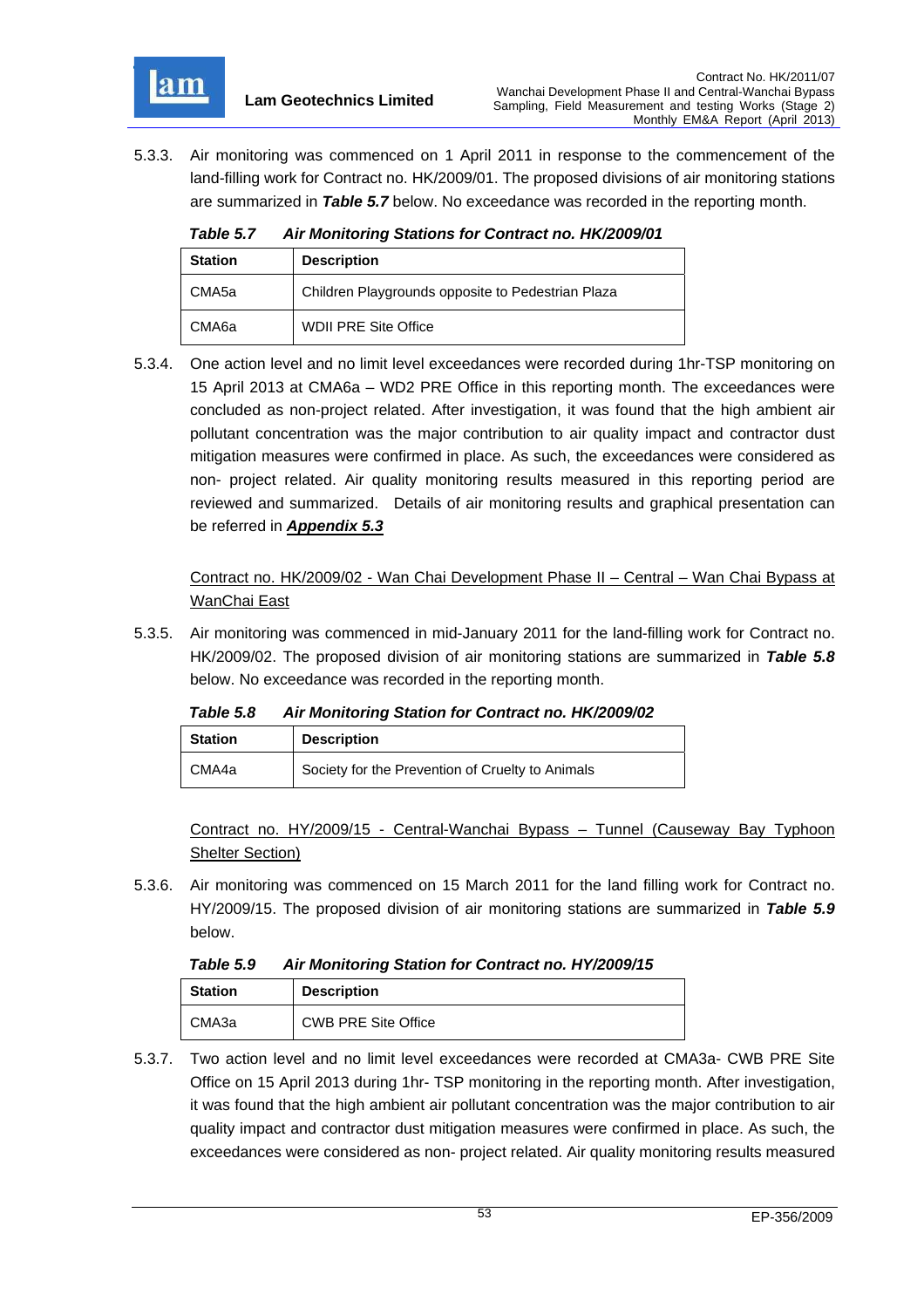5.3.3. Air monitoring was commenced on 1 April 2011 in response to the commencement of the land-filling work for Contract no. HK/2009/01. The proposed divisions of air monitoring stations are summarized in ***Table 5.7*** below. No exceedance was recorded in the reporting month.

***Table 5.7 Air Monitoring Stations for Contract no. HK/2009/01***

| Station | Description |
|---|---|
| CMA5a | Children Playgrounds opposite to Pedestrian Plaza |
| CMA6a | WDII PRE Site Office |

5.3.4. One action level and no limit level exceedances were recorded during 1hr-TSP monitoring on 15 April 2013 at CMA6a – WD2 PRE Office in this reporting month. The exceedances were concluded as non-project related. After investigation, it was found that the high ambient air pollutant concentration was the major contribution to air quality impact and contractor dust mitigation measures were confirmed in place. As such, the exceedances were considered as non- project related. Air quality monitoring results measured in this reporting period are reviewed and summarized. Details of air monitoring results and graphical presentation can be referred in ***<u>Appendix 5.3</u>***

<u>Contract no. HK/2009/02 - Wan Chai Development Phase II – Central – Wan Chai Bypass at WanChai East</u>

5.3.5. Air monitoring was commenced in mid-January 2011 for the land-filling work for Contract no. HK/2009/02. The proposed division of air monitoring stations are summarized in ***Table 5.8*** below. No exceedance was recorded in the reporting month.

***Table 5.8 Air Monitoring Station for Contract no. HK/2009/02***

| Station | Description |
|---|---|
| CMA4a | Society for the Prevention of Cruelty to Animals |

<u>Contract no. HY/2009/15 - Central-Wanchai Bypass – Tunnel (Causeway Bay Typhoon Shelter Section)</u>

5.3.6. Air monitoring was commenced on 15 March 2011 for the land filling work for Contract no. HY/2009/15. The proposed division of air monitoring stations are summarized in ***Table 5.9*** below.

***Table 5.9 Air Monitoring Station for Contract no. HY/2009/15***

| Station | Description |
|---|---|
| CMA3a | CWB PRE Site Office |

5.3.7. Two action level and no limit level exceedances were recorded at CMA3a- CWB PRE Site Office on 15 April 2013 during 1hr- TSP monitoring in the reporting month. After investigation, it was found that the high ambient air pollutant concentration was the major contribution to air quality impact and contractor dust mitigation measures were confirmed in place. As such, the exceedances were considered as non- project related. Air quality monitoring results measured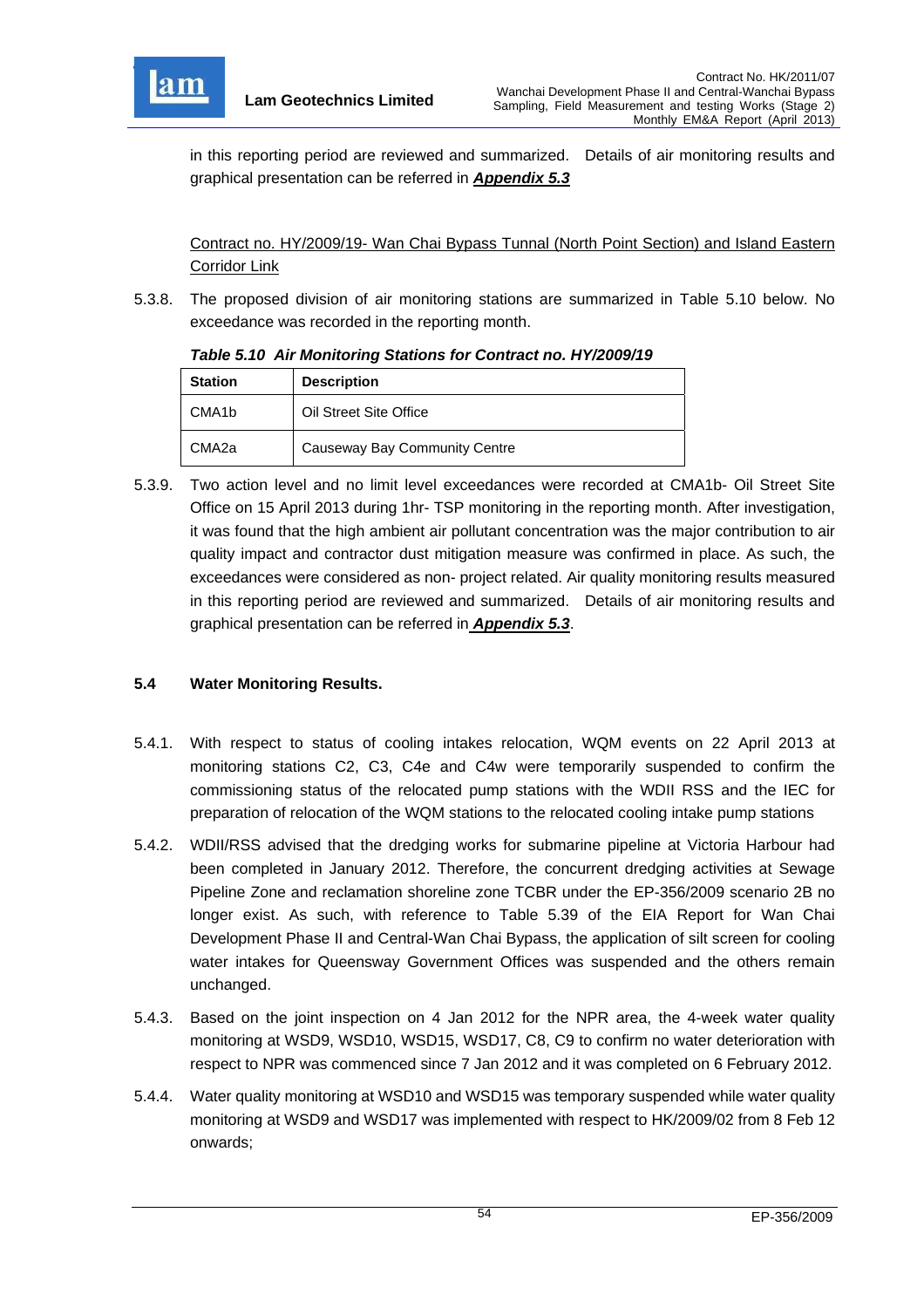in this reporting period are reviewed and summarized. Details of air monitoring results and graphical presentation can be referred in ***Appendix 5.3***

Contract no. HY/2009/19- Wan Chai Bypass Tunnal (North Point Section) and Island Eastern Corridor Link

5.3.8. The proposed division of air monitoring stations are summarized in Table 5.10 below. No exceedance was recorded in the reporting month.

***Table 5.10 Air Monitoring Stations for Contract no. HY/2009/19***

| Station | Description |
|---|---|
| CMA1b | Oil Street Site Office |
| CMA2a | Causeway Bay Community Centre |

5.3.9. Two action level and no limit level exceedances were recorded at CMA1b- Oil Street Site Office on 15 April 2013 during 1hr- TSP monitoring in the reporting month. After investigation, it was found that the high ambient air pollutant concentration was the major contribution to air quality impact and contractor dust mitigation measure was confirmed in place. As such, the exceedances were considered as non- project related. Air quality monitoring results measured in this reporting period are reviewed and summarized. Details of air monitoring results and graphical presentation can be referred in ***Appendix 5.3***.

## 5.4 Water Monitoring Results.

5.4.1. With respect to status of cooling intakes relocation, WQM events on 22 April 2013 at monitoring stations C2, C3, C4e and C4w were temporarily suspended to confirm the commissioning status of the relocated pump stations with the WDII RSS and the IEC for preparation of relocation of the WQM stations to the relocated cooling intake pump stations

5.4.2. WDII/RSS advised that the dredging works for submarine pipeline at Victoria Harbour had been completed in January 2012. Therefore, the concurrent dredging activities at Sewage Pipeline Zone and reclamation shoreline zone TCBR under the EP-356/2009 scenario 2B no longer exist. As such, with reference to Table 5.39 of the EIA Report for Wan Chai Development Phase II and Central-Wan Chai Bypass, the application of silt screen for cooling water intakes for Queensway Government Offices was suspended and the others remain unchanged.

5.4.3. Based on the joint inspection on 4 Jan 2012 for the NPR area, the 4-week water quality monitoring at WSD9, WSD10, WSD15, WSD17, C8, C9 to confirm no water deterioration with respect to NPR was commenced since 7 Jan 2012 and it was completed on 6 February 2012.

5.4.4. Water quality monitoring at WSD10 and WSD15 was temporary suspended while water quality monitoring at WSD9 and WSD17 was implemented with respect to HK/2009/02 from 8 Feb 12 onwards;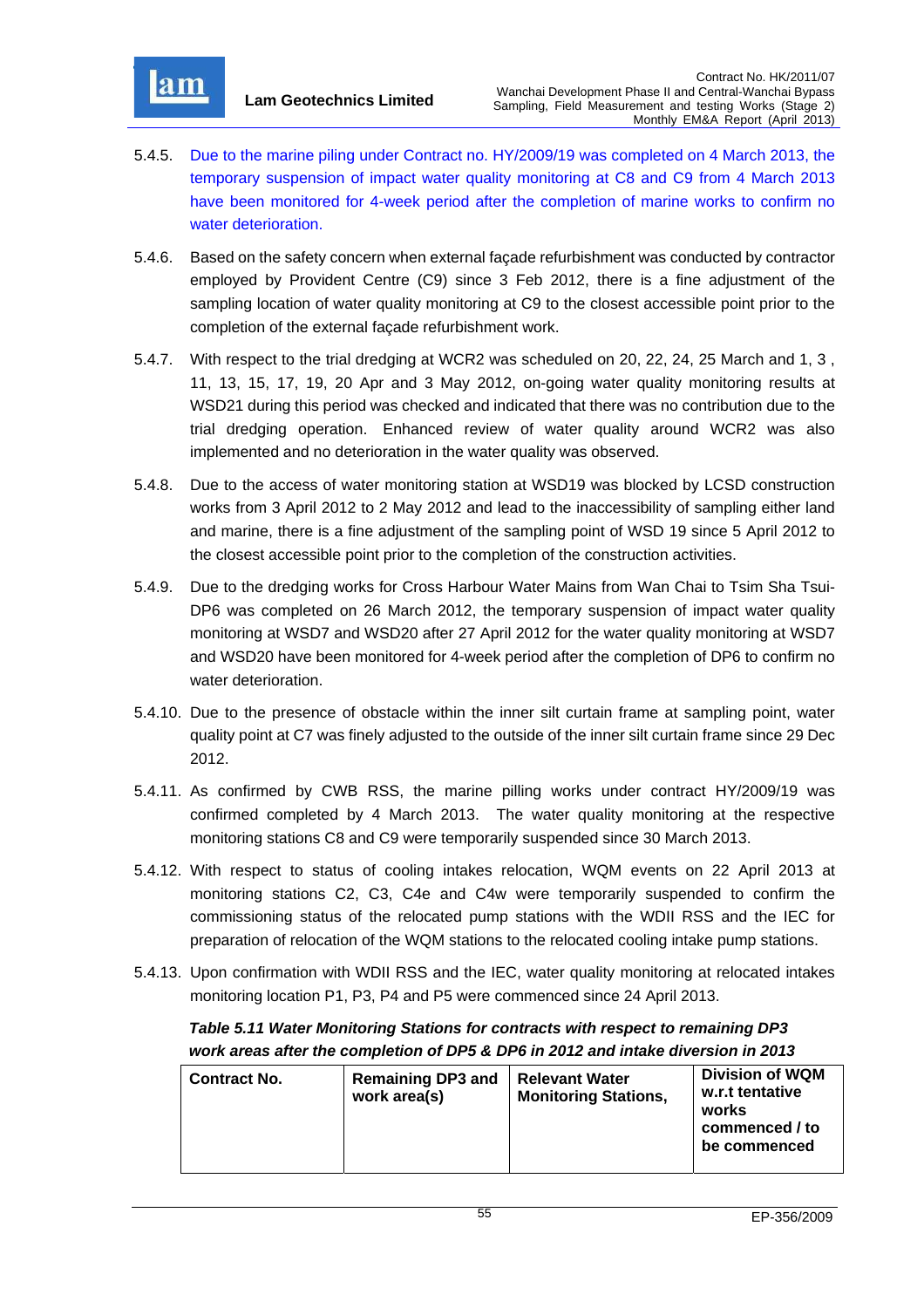5.4.5. Due to the marine piling under Contract no. HY/2009/19 was completed on 4 March 2013, the temporary suspension of impact water quality monitoring at C8 and C9 from 4 March 2013 have been monitored for 4-week period after the completion of marine works to confirm no water deterioration.

5.4.6. Based on the safety concern when external façade refurbishment was conducted by contractor employed by Provident Centre (C9) since 3 Feb 2012, there is a fine adjustment of the sampling location of water quality monitoring at C9 to the closest accessible point prior to the completion of the external façade refurbishment work.

5.4.7. With respect to the trial dredging at WCR2 was scheduled on 20, 22, 24, 25 March and 1, 3 , 11, 13, 15, 17, 19, 20 Apr and 3 May 2012, on-going water quality monitoring results at WSD21 during this period was checked and indicated that there was no contribution due to the trial dredging operation. Enhanced review of water quality around WCR2 was also implemented and no deterioration in the water quality was observed.

5.4.8. Due to the access of water monitoring station at WSD19 was blocked by LCSD construction works from 3 April 2012 to 2 May 2012 and lead to the inaccessibility of sampling either land and marine, there is a fine adjustment of the sampling point of WSD 19 since 5 April 2012 to the closest accessible point prior to the completion of the construction activities.

5.4.9. Due to the dredging works for Cross Harbour Water Mains from Wan Chai to Tsim Sha Tsui-DP6 was completed on 26 March 2012, the temporary suspension of impact water quality monitoring at WSD7 and WSD20 after 27 April 2012 for the water quality monitoring at WSD7 and WSD20 have been monitored for 4-week period after the completion of DP6 to confirm no water deterioration.

5.4.10. Due to the presence of obstacle within the inner silt curtain frame at sampling point, water quality point at C7 was finely adjusted to the outside of the inner silt curtain frame since 29 Dec 2012.

5.4.11. As confirmed by CWB RSS, the marine pilling works under contract HY/2009/19 was confirmed completed by 4 March 2013. The water quality monitoring at the respective monitoring stations C8 and C9 were temporarily suspended since 30 March 2013.

5.4.12. With respect to status of cooling intakes relocation, WQM events on 22 April 2013 at monitoring stations C2, C3, C4e and C4w were temporarily suspended to confirm the commissioning status of the relocated pump stations with the WDII RSS and the IEC for preparation of relocation of the WQM stations to the relocated cooling intake pump stations.

5.4.13. Upon confirmation with WDII RSS and the IEC, water quality monitoring at relocated intakes monitoring location P1, P3, P4 and P5 were commenced since 24 April 2013.

***Table 5.11 Water Monitoring Stations for contracts with respect to remaining DP3 work areas after the completion of DP5 & DP6 in 2012 and intake diversion in 2013***

| Contract No. | Remaining DP3 and work area(s) | Relevant Water Monitoring Stations, | Division of WQM w.r.t tentative works commenced / to be commenced |
|---|---|---|---|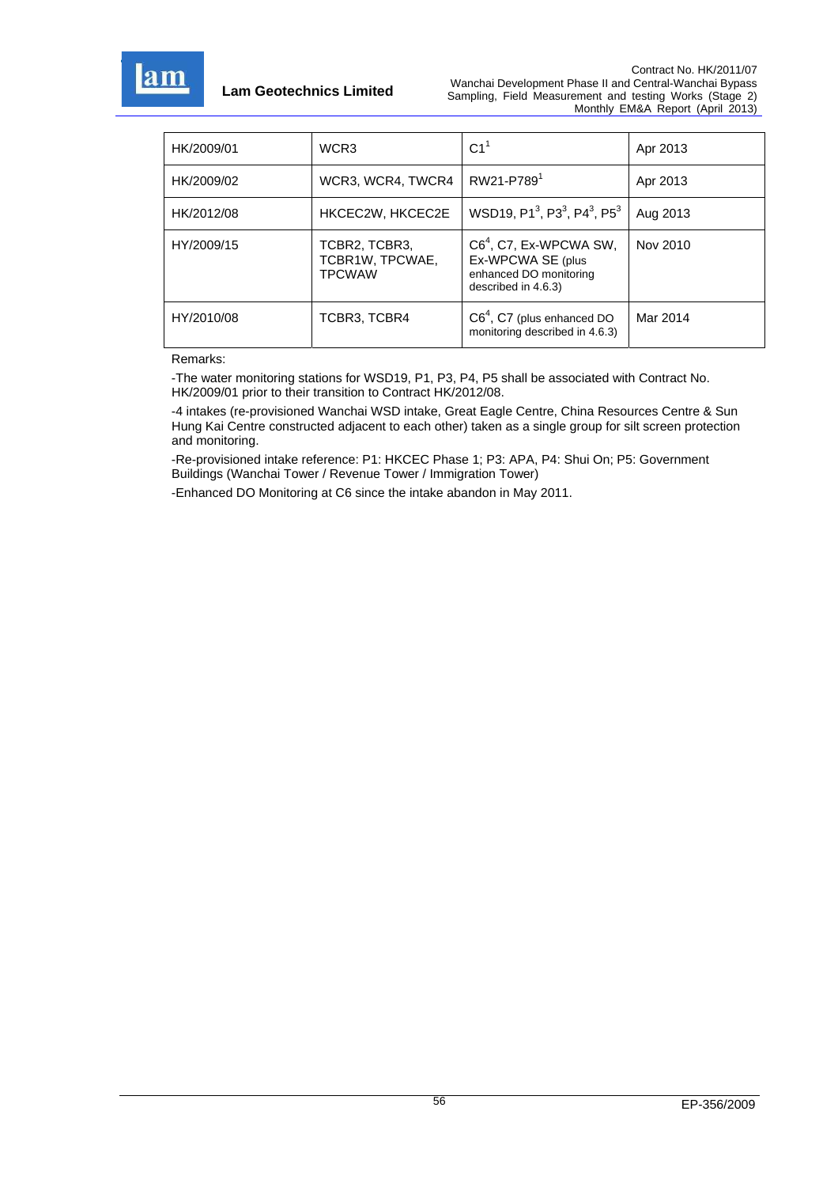| HK/2009/01 | WCR3 | C1[1] | Apr 2013 |
|---|---|---|---|
| HK/2009/02 | WCR3, WCR4, TWCR4 | RW21-P789[1] | Apr 2013 |
| HK/2012/08 | HKCEC2W, HKCEC2E | WSD19, P1[3], P3[3], P4[3], P5[3] | Aug 2013 |
| HY/2009/15 | TCBR2, TCBR3, TCBR1W, TPCWAE, TPCWAW | C6[4], C7, Ex-WPCWA SW, Ex-WPCWA SE (plus enhanced DO monitoring described in 4.6.3) | Nov 2010 |
| HY/2010/08 | TCBR3, TCBR4 | C6[4], C7 (plus enhanced DO monitoring described in 4.6.3) | Mar 2014 |

Remarks:

-The water monitoring stations for WSD19, P1, P3, P4, P5 shall be associated with Contract No. HK/2009/01 prior to their transition to Contract HK/2012/08.

-4 intakes (re-provisioned Wanchai WSD intake, Great Eagle Centre, China Resources Centre & Sun Hung Kai Centre constructed adjacent to each other) taken as a single group for silt screen protection and monitoring.

-Re-provisioned intake reference: P1: HKCEC Phase 1; P3: APA, P4: Shui On; P5: Government Buildings (Wanchai Tower / Revenue Tower / Immigration Tower)

-Enhanced DO Monitoring at C6 since the intake abandon in May 2011.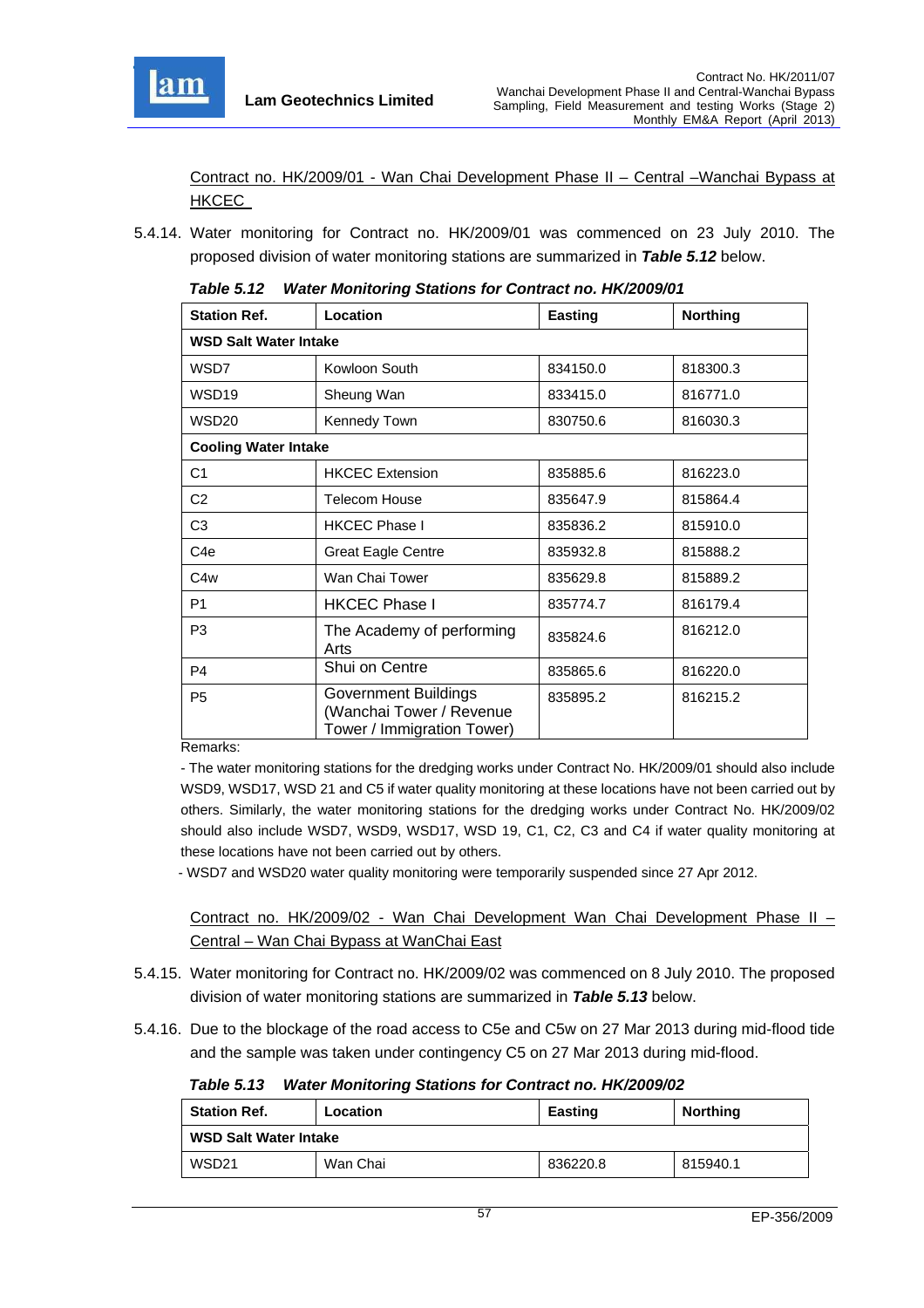Contract no. HK/2009/01 - Wan Chai Development Phase II – Central –Wanchai Bypass at HKCEC

5.4.14. Water monitoring for Contract no. HK/2009/01 was commenced on 23 July 2010. The proposed division of water monitoring stations are summarized in ***Table 5.12*** below.

***Table 5.12 Water Monitoring Stations for Contract no. HK/2009/01***

| Station Ref. | Location | Easting | Northing |
|---|---|---|---|
| **WSD Salt Water Intake** | | | |
| WSD7 | Kowloon South | 834150.0 | 818300.3 |
| WSD19 | Sheung Wan | 833415.0 | 816771.0 |
| WSD20 | Kennedy Town | 830750.6 | 816030.3 |
| **Cooling Water Intake** | | | |
| C1 | HKCEC Extension | 835885.6 | 816223.0 |
| C2 | Telecom House | 835647.9 | 815864.4 |
| C3 | HKCEC Phase I | 835836.2 | 815910.0 |
| C4e | Great Eagle Centre | 835932.8 | 815888.2 |
| C4w | Wan Chai Tower | 835629.8 | 815889.2 |
| P1 | HKCEC Phase I | 835774.7 | 816179.4 |
| P3 | The Academy of performing Arts | 835824.6 | 816212.0 |
| P4 | Shui on Centre | 835865.6 | 816220.0 |
| P5 | Government Buildings (Wanchai Tower / Revenue Tower / Immigration Tower) | 835895.2 | 816215.2 |

Remarks:

- The water monitoring stations for the dredging works under Contract No. HK/2009/01 should also include WSD9, WSD17, WSD 21 and C5 if water quality monitoring at these locations have not been carried out by others. Similarly, the water monitoring stations for the dredging works under Contract No. HK/2009/02 should also include WSD7, WSD9, WSD17, WSD 19, C1, C2, C3 and C4 if water quality monitoring at these locations have not been carried out by others.
- WSD7 and WSD20 water quality monitoring were temporarily suspended since 27 Apr 2012.

Contract no. HK/2009/02 - Wan Chai Development Wan Chai Development Phase II – Central – Wan Chai Bypass at WanChai East

5.4.15. Water monitoring for Contract no. HK/2009/02 was commenced on 8 July 2010. The proposed division of water monitoring stations are summarized in ***Table 5.13*** below.

5.4.16. Due to the blockage of the road access to C5e and C5w on 27 Mar 2013 during mid-flood tide and the sample was taken under contingency C5 on 27 Mar 2013 during mid-flood.

***Table 5.13 Water Monitoring Stations for Contract no. HK/2009/02***

| Station Ref. | Location | Easting | Northing |
|---|---|---|---|
| **WSD Salt Water Intake** | | | |
| WSD21 | Wan Chai | 836220.8 | 815940.1 |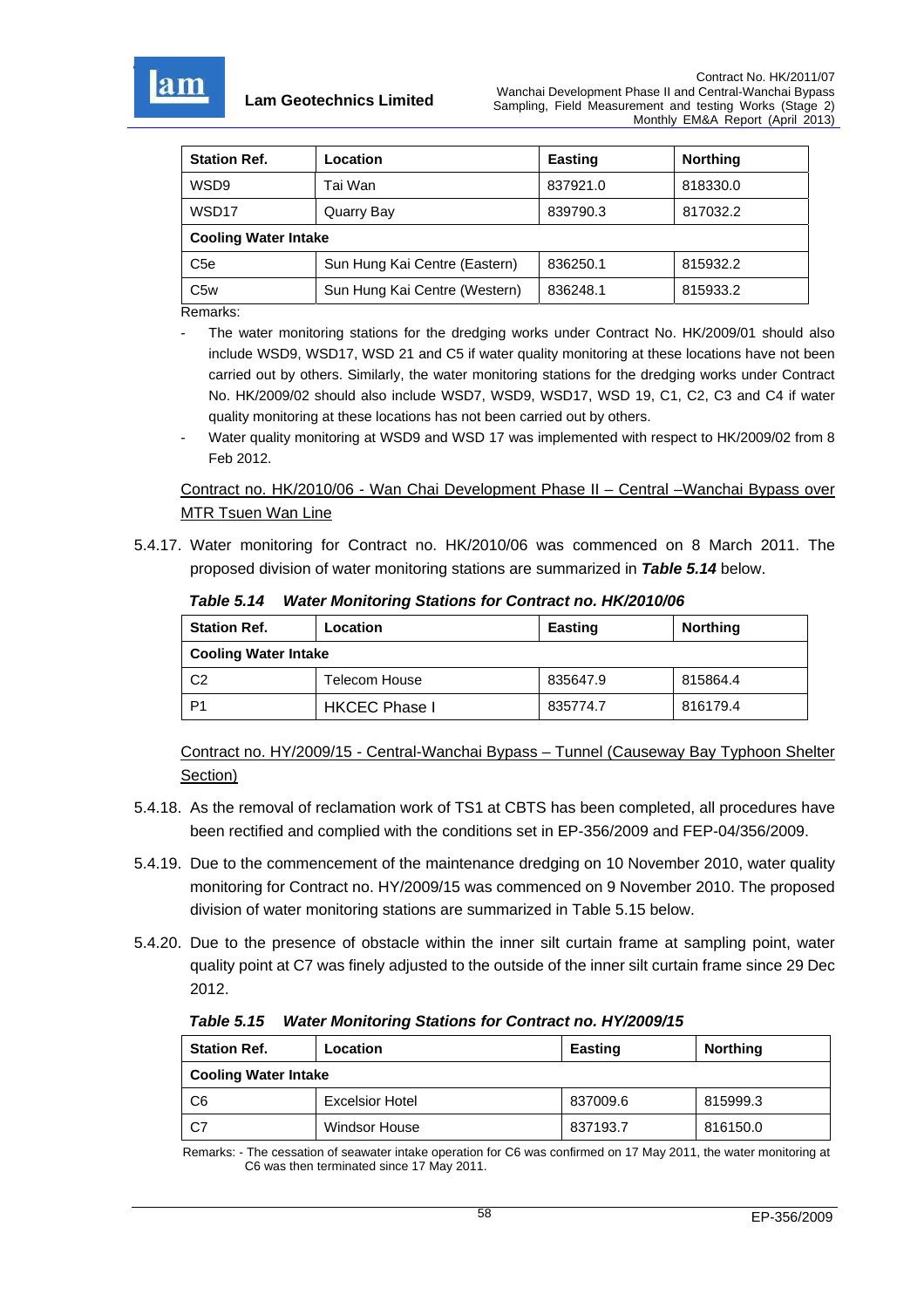| Station Ref. | Location | Easting | Northing |
|---|---|---|---|
| WSD9 | Tai Wan | 837921.0 | 818330.0 |
| WSD17 | Quarry Bay | 839790.3 | 817032.2 |
| **Cooling Water Intake** | | | |
| C5e | Sun Hung Kai Centre (Eastern) | 836250.1 | 815932.2 |
| C5w | Sun Hung Kai Centre (Western) | 836248.1 | 815933.2 |

Remarks:

- The water monitoring stations for the dredging works under Contract No. HK/2009/01 should also include WSD9, WSD17, WSD 21 and C5 if water quality monitoring at these locations have not been carried out by others. Similarly, the water monitoring stations for the dredging works under Contract No. HK/2009/02 should also include WSD7, WSD9, WSD17, WSD 19, C1, C2, C3 and C4 if water quality monitoring at these locations has not been carried out by others.
- Water quality monitoring at WSD9 and WSD 17 was implemented with respect to HK/2009/02 from 8 Feb 2012.

Contract no. HK/2010/06 - Wan Chai Development Phase II – Central –Wanchai Bypass over MTR Tsuen Wan Line

5.4.17. Water monitoring for Contract no. HK/2010/06 was commenced on 8 March 2011. The proposed division of water monitoring stations are summarized in ***Table 5.14*** below.

***Table 5.14 Water Monitoring Stations for Contract no. HK/2010/06***

| Station Ref. | Location | Easting | Northing |
|---|---|---|---|
| **Cooling Water Intake** | | | |
| C2 | Telecom House | 835647.9 | 815864.4 |
| P1 | HKCEC Phase I | 835774.7 | 816179.4 |

Contract no. HY/2009/15 - Central-Wanchai Bypass – Tunnel (Causeway Bay Typhoon Shelter Section)

5.4.18. As the removal of reclamation work of TS1 at CBTS has been completed, all procedures have been rectified and complied with the conditions set in EP-356/2009 and FEP-04/356/2009.

5.4.19. Due to the commencement of the maintenance dredging on 10 November 2010, water quality monitoring for Contract no. HY/2009/15 was commenced on 9 November 2010. The proposed division of water monitoring stations are summarized in Table 5.15 below.

5.4.20. Due to the presence of obstacle within the inner silt curtain frame at sampling point, water quality point at C7 was finely adjusted to the outside of the inner silt curtain frame since 29 Dec 2012.

***Table 5.15 Water Monitoring Stations for Contract no. HY/2009/15***

| Station Ref. | Location | Easting | Northing |
|---|---|---|---|
| **Cooling Water Intake** | | | |
| C6 | Excelsior Hotel | 837009.6 | 815999.3 |
| C7 | Windsor House | 837193.7 | 816150.0 |

Remarks: - The cessation of seawater intake operation for C6 was confirmed on 17 May 2011, the water monitoring at C6 was then terminated since 17 May 2011.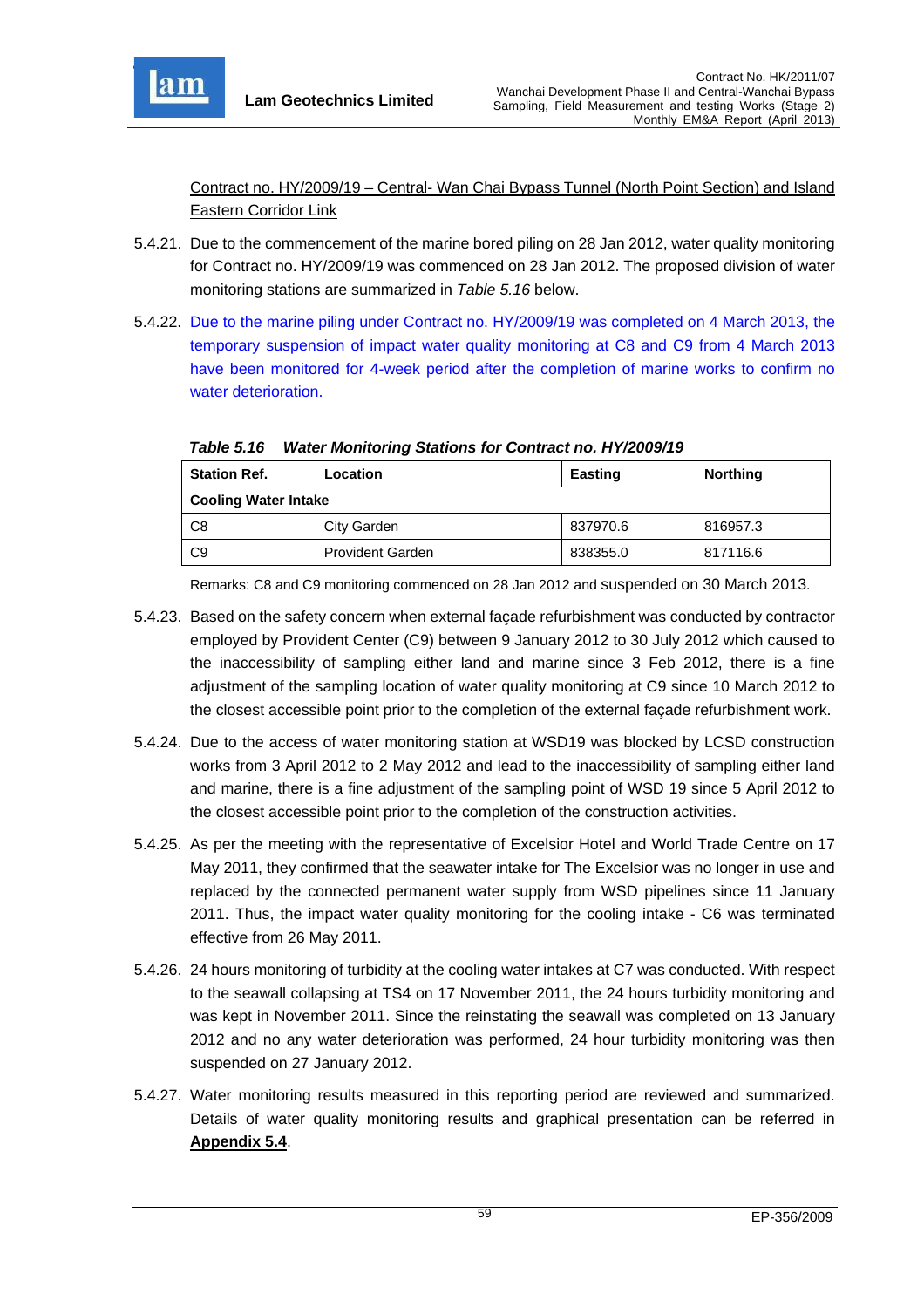Contract no. HY/2009/19 – Central- Wan Chai Bypass Tunnel (North Point Section) and Island Eastern Corridor Link

5.4.21. Due to the commencement of the marine bored piling on 28 Jan 2012, water quality monitoring for Contract no. HY/2009/19 was commenced on 28 Jan 2012. The proposed division of water monitoring stations are summarized in *Table 5.16* below.

5.4.22. Due to the marine piling under Contract no. HY/2009/19 was completed on 4 March 2013, the temporary suspension of impact water quality monitoring at C8 and C9 from 4 March 2013 have been monitored for 4-week period after the completion of marine works to confirm no water deterioration.

***Table 5.16 Water Monitoring Stations for Contract no. HY/2009/19***

| **Station Ref.** | **Location** | **Easting** | **Northing** |
|---|---|---|---|
| **Cooling Water Intake** | | | |
| C8 | City Garden | 837970.6 | 816957.3 |
| C9 | Provident Garden | 838355.0 | 817116.6 |

Remarks: C8 and C9 monitoring commenced on 28 Jan 2012 and suspended on 30 March 2013.

5.4.23. Based on the safety concern when external façade refurbishment was conducted by contractor employed by Provident Center (C9) between 9 January 2012 to 30 July 2012 which caused to the inaccessibility of sampling either land and marine since 3 Feb 2012, there is a fine adjustment of the sampling location of water quality monitoring at C9 since 10 March 2012 to the closest accessible point prior to the completion of the external façade refurbishment work.

5.4.24. Due to the access of water monitoring station at WSD19 was blocked by LCSD construction works from 3 April 2012 to 2 May 2012 and lead to the inaccessibility of sampling either land and marine, there is a fine adjustment of the sampling point of WSD 19 since 5 April 2012 to the closest accessible point prior to the completion of the construction activities.

5.4.25. As per the meeting with the representative of Excelsior Hotel and World Trade Centre on 17 May 2011, they confirmed that the seawater intake for The Excelsior was no longer in use and replaced by the connected permanent water supply from WSD pipelines since 11 January 2011. Thus, the impact water quality monitoring for the cooling intake - C6 was terminated effective from 26 May 2011.

5.4.26. 24 hours monitoring of turbidity at the cooling water intakes at C7 was conducted. With respect to the seawall collapsing at TS4 on 17 November 2011, the 24 hours turbidity monitoring and was kept in November 2011. Since the reinstating the seawall was completed on 13 January 2012 and no any water deterioration was performed, 24 hour turbidity monitoring was then suspended on 27 January 2012.

5.4.27. Water monitoring results measured in this reporting period are reviewed and summarized. Details of water quality monitoring results and graphical presentation can be referred in **Appendix 5.4**.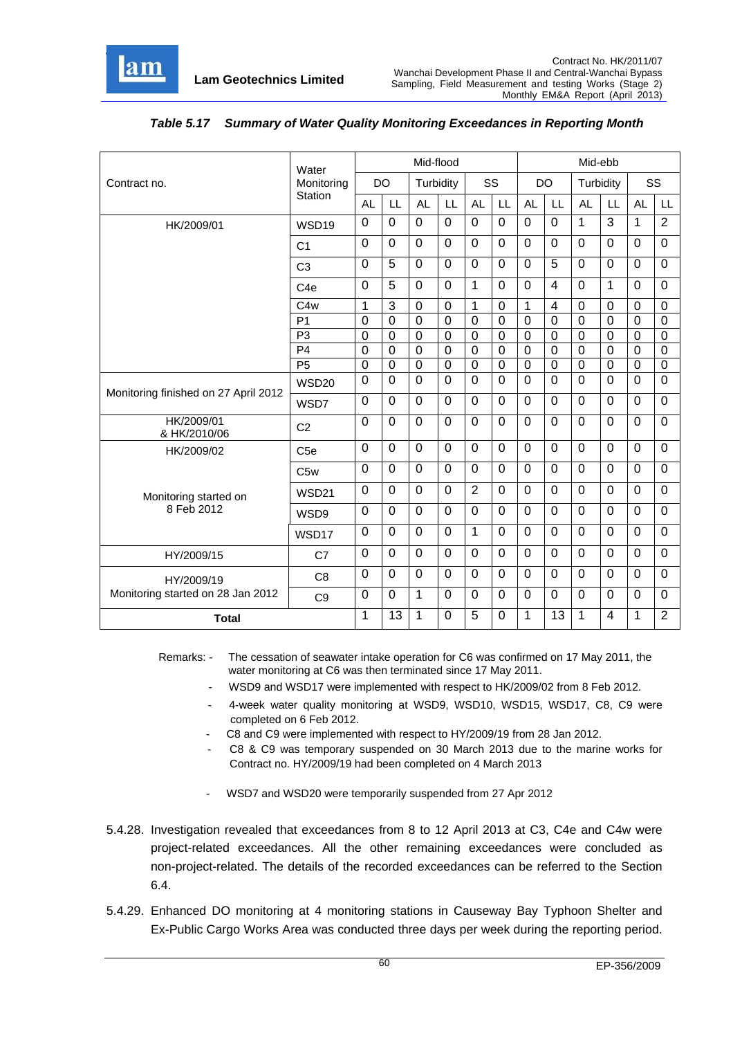***Table 5.17 Summary of Water Quality Monitoring Exceedances in Reporting Month***

| Contract no. | Water Monitoring Station | Mid-flood | | | | | | Mid-ebb | | | | | |
|---|---|---|---|---|---|---|---|---|---|---|---|---|---|
| | | DO | | Turbidity | | SS | | DO | | Turbidity | | SS | |
| | | AL | LL | AL | LL | AL | LL | AL | LL | AL | LL | AL | LL |
| HK/2009/01 | WSD19 | 0 | 0 | 0 | 0 | 0 | 0 | 0 | 0 | 1 | 3 | 1 | 2 |
| | C1 | 0 | 0 | 0 | 0 | 0 | 0 | 0 | 0 | 0 | 0 | 0 | 0 |
| | C3 | 0 | 5 | 0 | 0 | 0 | 0 | 0 | 5 | 0 | 0 | 0 | 0 |
| | C4e | 0 | 5 | 0 | 0 | 1 | 0 | 0 | 4 | 0 | 1 | 0 | 0 |
| | C4w | 1 | 3 | 0 | 0 | 1 | 0 | 1 | 4 | 0 | 0 | 0 | 0 |
| | P1 | 0 | 0 | 0 | 0 | 0 | 0 | 0 | 0 | 0 | 0 | 0 | 0 |
| | P3 | 0 | 0 | 0 | 0 | 0 | 0 | 0 | 0 | 0 | 0 | 0 | 0 |
| | P4 | 0 | 0 | 0 | 0 | 0 | 0 | 0 | 0 | 0 | 0 | 0 | 0 |
| | P5 | 0 | 0 | 0 | 0 | 0 | 0 | 0 | 0 | 0 | 0 | 0 | 0 |
| Monitoring finished on 27 April 2012 | WSD20 | 0 | 0 | 0 | 0 | 0 | 0 | 0 | 0 | 0 | 0 | 0 | 0 |
| | WSD7 | 0 | 0 | 0 | 0 | 0 | 0 | 0 | 0 | 0 | 0 | 0 | 0 |
| HK/2009/01 & HK/2010/06 | C2 | 0 | 0 | 0 | 0 | 0 | 0 | 0 | 0 | 0 | 0 | 0 | 0 |
| HK/2009/02 | C5e | 0 | 0 | 0 | 0 | 0 | 0 | 0 | 0 | 0 | 0 | 0 | 0 |
| | C5w | 0 | 0 | 0 | 0 | 0 | 0 | 0 | 0 | 0 | 0 | 0 | 0 |
| Monitoring started on 8 Feb 2012 | WSD21 | 0 | 0 | 0 | 0 | 2 | 0 | 0 | 0 | 0 | 0 | 0 | 0 |
| | WSD9 | 0 | 0 | 0 | 0 | 0 | 0 | 0 | 0 | 0 | 0 | 0 | 0 |
| | WSD17 | 0 | 0 | 0 | 0 | 1 | 0 | 0 | 0 | 0 | 0 | 0 | 0 |
| HY/2009/15 | C7 | 0 | 0 | 0 | 0 | 0 | 0 | 0 | 0 | 0 | 0 | 0 | 0 |
| HY/2009/19 | C8 | 0 | 0 | 0 | 0 | 0 | 0 | 0 | 0 | 0 | 0 | 0 | 0 |
| Monitoring started on 28 Jan 2012 | C9 | 0 | 0 | 1 | 0 | 0 | 0 | 0 | 0 | 0 | 0 | 0 | 0 |
| **Total** | | 1 | 13 | 1 | 0 | 5 | 0 | 1 | 13 | 1 | 4 | 1 | 2 |

Remarks:
- The cessation of seawater intake operation for C6 was confirmed on 17 May 2011, the water monitoring at C6 was then terminated since 17 May 2011.
- WSD9 and WSD17 were implemented with respect to HK/2009/02 from 8 Feb 2012.
- 4-week water quality monitoring at WSD9, WSD10, WSD15, WSD17, C8, C9 were completed on 6 Feb 2012.
- C8 and C9 were implemented with respect to HY/2009/19 from 28 Jan 2012.
- C8 & C9 was temporary suspended on 30 March 2013 due to the marine works for Contract no. HY/2009/19 had been completed on 4 March 2013
- WSD7 and WSD20 were temporarily suspended from 27 Apr 2012

5.4.28. Investigation revealed that exceedances from 8 to 12 April 2013 at C3, C4e and C4w were project-related exceedances. All the other remaining exceedances were concluded as non-project-related. The details of the recorded exceedances can be referred to the Section 6.4.

5.4.29. Enhanced DO monitoring at 4 monitoring stations in Causeway Bay Typhoon Shelter and Ex-Public Cargo Works Area was conducted three days per week during the reporting period.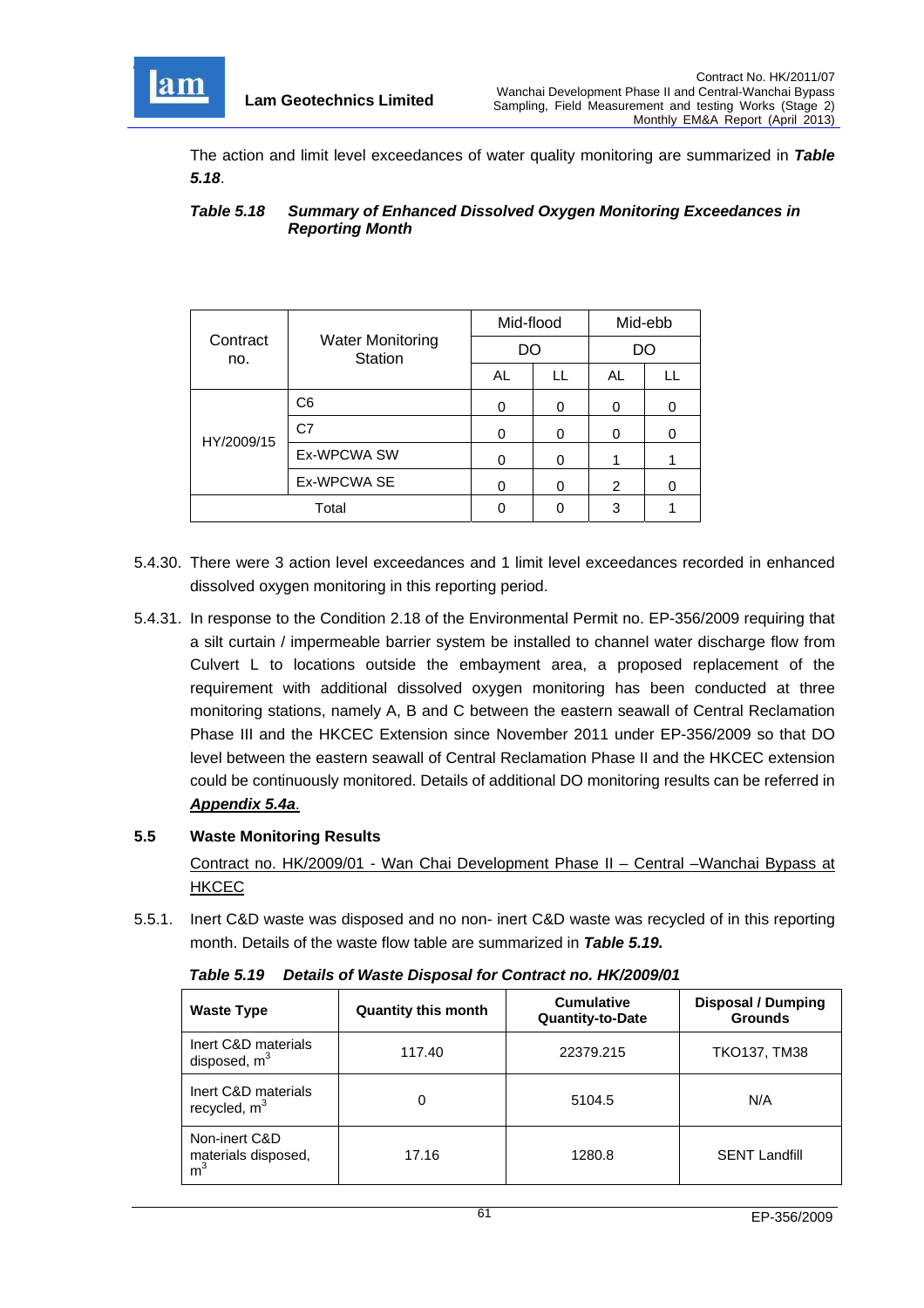The action and limit level exceedances of water quality monitoring are summarized in ***Table 5.18***.

***Table 5.18 Summary of Enhanced Dissolved Oxygen Monitoring Exceedances in Reporting Month***

| Contract no. | Water Monitoring Station | Mid-flood | | Mid-ebb | |
|---|---|---|---|---|---|
| | | DO | | DO | |
| | | AL | LL | AL | LL |
| HY/2009/15 | C6 | 0 | 0 | 0 | 0 |
| | C7 | 0 | 0 | 0 | 0 |
| | Ex-WPCWA SW | 0 | 0 | 1 | 1 |
| | Ex-WPCWA SE | 0 | 0 | 2 | 0 |
| Total | | 0 | 0 | 3 | 1 |

5.4.30. There were 3 action level exceedances and 1 limit level exceedances recorded in enhanced dissolved oxygen monitoring in this reporting period.

5.4.31. In response to the Condition 2.18 of the Environmental Permit no. EP-356/2009 requiring that a silt curtain / impermeable barrier system be installed to channel water discharge flow from Culvert L to locations outside the embayment area, a proposed replacement of the requirement with additional dissolved oxygen monitoring has been conducted at three monitoring stations, namely A, B and C between the eastern seawall of Central Reclamation Phase III and the HKCEC Extension since November 2011 under EP-356/2009 so that DO level between the eastern seawall of Central Reclamation Phase II and the HKCEC extension could be continuously monitored. Details of additional DO monitoring results can be referred in ***Appendix 5.4a***.

## 5.5 Waste Monitoring Results

Contract no. HK/2009/01 - Wan Chai Development Phase II – Central –Wanchai Bypass at HKCEC

5.5.1. Inert C&D waste was disposed and no non- inert C&D waste was recycled of in this reporting month. Details of the waste flow table are summarized in ***Table 5.19.***

***Table 5.19 Details of Waste Disposal for Contract no. HK/2009/01***

| Waste Type | Quantity this month | Cumulative Quantity-to-Date | Disposal / Dumping Grounds |
|---|---|---|---|
| Inert C&D materials disposed, $m^3$ | 117.40 | 22379.215 | TKO137, TM38 |
| Inert C&D materials recycled, $m^3$ | 0 | 5104.5 | N/A |
| Non-inert C&D materials disposed, $m^3$ | 17.16 | 1280.8 | SENT Landfill |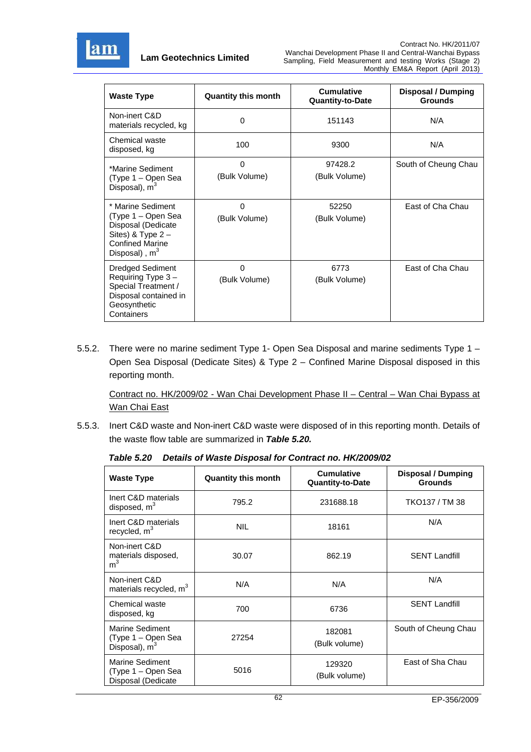| Waste Type | Quantity this month | Cumulative Quantity-to-Date | Disposal / Dumping Grounds |
|---|---|---|---|
| Non-inert C&D materials recycled, kg | 0 | 151143 | N/A |
| Chemical waste disposed, kg | 100 | 9300 | N/A |
| *Marine Sediment (Type 1 – Open Sea Disposal), $m^3$ | 0 (Bulk Volume) | 97428.2 (Bulk Volume) | South of Cheung Chau |
| * Marine Sediment (Type 1 – Open Sea Disposal (Dedicate Sites) & Type 2 – Confined Marine Disposal) , $m^3$ | 0 (Bulk Volume) | 52250 (Bulk Volume) | East of Cha Chau |
| Dredged Sediment Requiring Type 3 – Special Treatment / Disposal contained in Geosynthetic Containers | 0 (Bulk Volume) | 6773 (Bulk Volume) | East of Cha Chau |

5.5.2. There were no marine sediment Type 1- Open Sea Disposal and marine sediments Type 1 – Open Sea Disposal (Dedicate Sites) & Type 2 – Confined Marine Disposal disposed in this reporting month.

Contract no. HK/2009/02 - Wan Chai Development Phase II – Central – Wan Chai Bypass at Wan Chai East

5.5.3. Inert C&D waste and Non-inert C&D waste were disposed of in this reporting month. Details of the waste flow table are summarized in ***Table 5.20.***

***Table 5.20 Details of Waste Disposal for Contract no. HK/2009/02***

| Waste Type | Quantity this month | Cumulative Quantity-to-Date | Disposal / Dumping Grounds |
|---|---|---|---|
| Inert C&D materials disposed, $m^3$ | 795.2 | 231688.18 | TKO137 / TM 38 |
| Inert C&D materials recycled, $m^3$ | NIL | 18161 | N/A |
| Non-inert C&D materials disposed, $m^3$ | 30.07 | 862.19 | SENT Landfill |
| Non-inert C&D materials recycled, $m^3$ | N/A | N/A | N/A |
| Chemical waste disposed, kg | 700 | 6736 | SENT Landfill |
| Marine Sediment (Type 1 – Open Sea Disposal), $m^3$ | 27254 | 182081 (Bulk volume) | South of Cheung Chau |
| Marine Sediment (Type 1 – Open Sea Disposal (Dedicate | 5016 | 129320 (Bulk volume) | East of Sha Chau |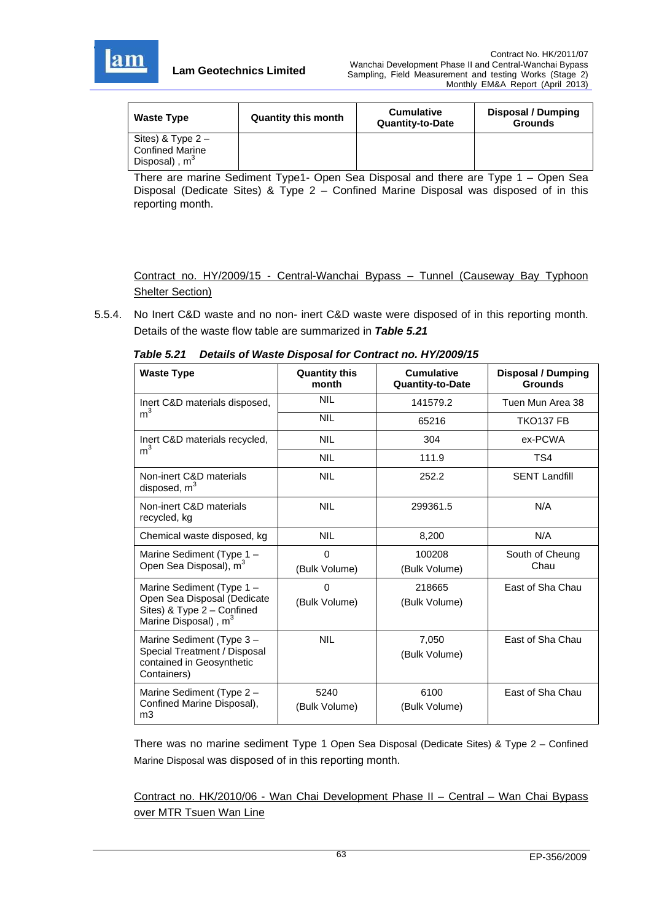| Waste Type | Quantity this month | Cumulative Quantity-to-Date | Disposal / Dumping Grounds |
|---|---|---|---|
| Sites) & Type 2 – Confined Marine Disposal) , $m^3$ | | | |

There are marine Sediment Type1- Open Sea Disposal and there are Type 1 – Open Sea Disposal (Dedicate Sites) & Type 2 – Confined Marine Disposal was disposed of in this reporting month.

<u>Contract no. HY/2009/15 - Central-Wanchai Bypass – Tunnel (Causeway Bay Typhoon Shelter Section)</u>

5.5.4. No Inert C&D waste and no non- inert C&D waste were disposed of in this reporting month. Details of the waste flow table are summarized in ***Table 5.21***

***Table 5.21 Details of Waste Disposal for Contract no. HY/2009/15***

| Waste Type | Quantity this month | Cumulative Quantity-to-Date | Disposal / Dumping Grounds |
|---|---|---|---|
| Inert C&D materials disposed, $m^3$ | NIL | 141579.2 | Tuen Mun Area 38 |
| | NIL | 65216 | TKO137 FB |
| Inert C&D materials recycled, $m^3$ | NIL | 304 | ex-PCWA |
| | NIL | 111.9 | TS4 |
| Non-inert C&D materials disposed, $m^3$ | NIL | 252.2 | SENT Landfill |
| Non-inert C&D materials recycled, kg | NIL | 299361.5 | N/A |
| Chemical waste disposed, kg | NIL | 8,200 | N/A |
| Marine Sediment (Type 1 – Open Sea Disposal), $m^3$ | 0 (Bulk Volume) | 100208 (Bulk Volume) | South of Cheung Chau |
| Marine Sediment (Type 1 – Open Sea Disposal (Dedicate Sites) & Type 2 – Confined Marine Disposal) , $m^3$ | 0 (Bulk Volume) | 218665 (Bulk Volume) | East of Sha Chau |
| Marine Sediment (Type 3 – Special Treatment / Disposal contained in Geosynthetic Containers) | NIL | 7,050 (Bulk Volume) | East of Sha Chau |
| Marine Sediment (Type 2 – Confined Marine Disposal), m3 | 5240 (Bulk Volume) | 6100 (Bulk Volume) | East of Sha Chau |

There was no marine sediment Type 1 Open Sea Disposal (Dedicate Sites) & Type 2 – Confined Marine Disposal was disposed of in this reporting month.

<u>Contract no. HK/2010/06 - Wan Chai Development Phase II – Central – Wan Chai Bypass over MTR Tsuen Wan Line</u>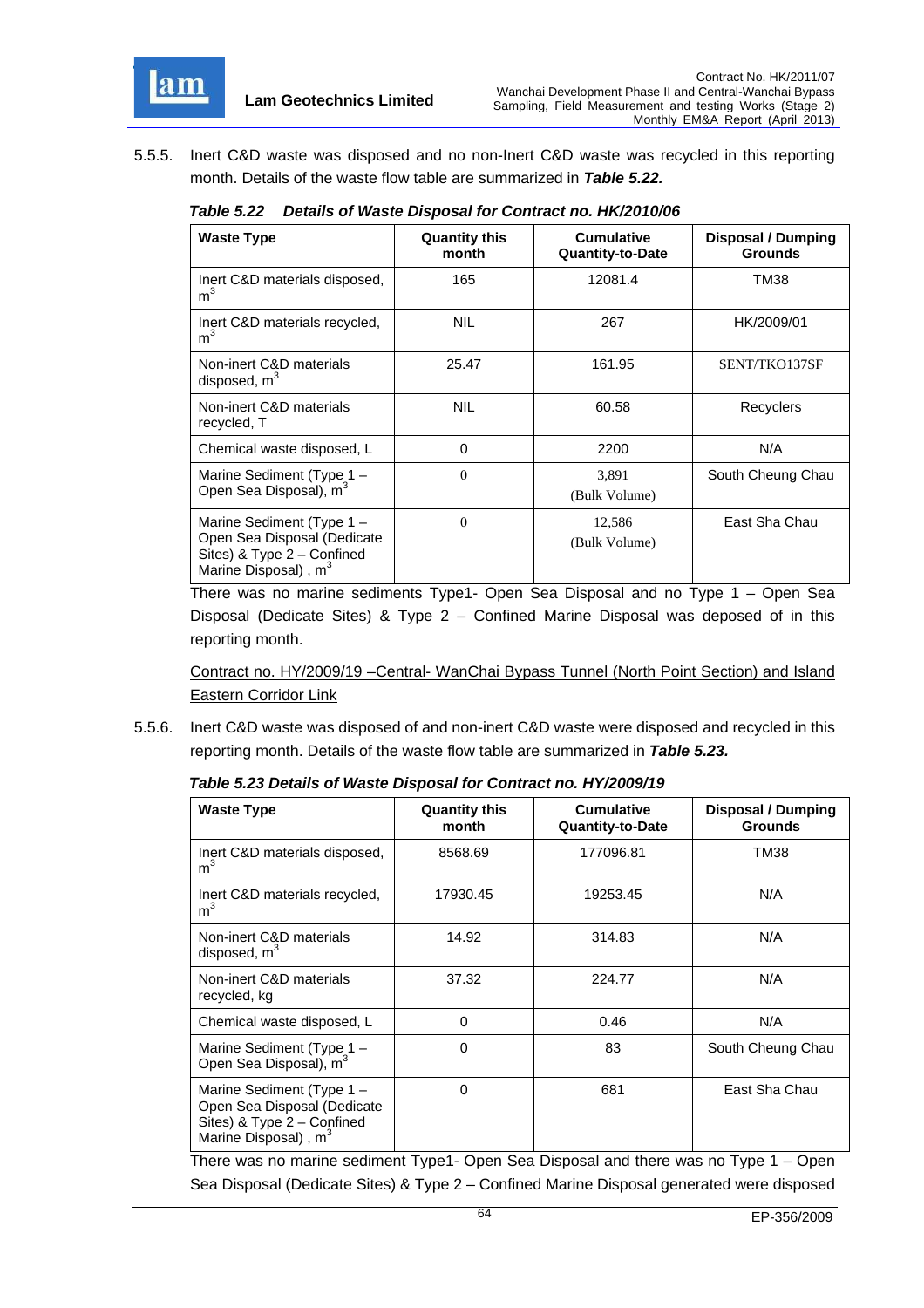5.5.5. Inert C&D waste was disposed and no non-Inert C&D waste was recycled in this reporting month. Details of the waste flow table are summarized in ***Table 5.22.***

***Table 5.22 Details of Waste Disposal for Contract no. HK/2010/06***

| Waste Type | Quantity this month | Cumulative Quantity-to-Date | Disposal / Dumping Grounds |
|---|---|---|---|
| Inert C&D materials disposed, $m^3$ | 165 | 12081.4 | TM38 |
| Inert C&D materials recycled, $m^3$ | NIL | 267 | HK/2009/01 |
| Non-inert C&D materials disposed, $m^3$ | 25.47 | 161.95 | SENT/TKO137SF |
| Non-inert C&D materials recycled, T | NIL | 60.58 | Recyclers |
| Chemical waste disposed, L | 0 | 2200 | N/A |
| Marine Sediment (Type 1 – Open Sea Disposal), $m^3$ | 0 | 3,891 (Bulk Volume) | South Cheung Chau |
| Marine Sediment (Type 1 – Open Sea Disposal (Dedicate Sites) & Type 2 – Confined Marine Disposal) , $m^3$ | 0 | 12,586 (Bulk Volume) | East Sha Chau |

There was no marine sediments Type1- Open Sea Disposal and no Type 1 – Open Sea Disposal (Dedicate Sites) & Type 2 – Confined Marine Disposal was deposed of in this reporting month.

<u>Contract no. HY/2009/19 –Central- WanChai Bypass Tunnel (North Point Section) and Island Eastern Corridor Link</u>

5.5.6. Inert C&D waste was disposed of and non-inert C&D waste were disposed and recycled in this reporting month. Details of the waste flow table are summarized in ***Table 5.23.***

***Table 5.23 Details of Waste Disposal for Contract no. HY/2009/19***

| Waste Type | Quantity this month | Cumulative Quantity-to-Date | Disposal / Dumping Grounds |
|---|---|---|---|
| Inert C&D materials disposed, $m^3$ | 8568.69 | 177096.81 | TM38 |
| Inert C&D materials recycled, $m^3$ | 17930.45 | 19253.45 | N/A |
| Non-inert C&D materials disposed, $m^3$ | 14.92 | 314.83 | N/A |
| Non-inert C&D materials recycled, kg | 37.32 | 224.77 | N/A |
| Chemical waste disposed, L | 0 | 0.46 | N/A |
| Marine Sediment (Type 1 – Open Sea Disposal), $m^3$ | 0 | 83 | South Cheung Chau |
| Marine Sediment (Type 1 – Open Sea Disposal (Dedicate Sites) & Type 2 – Confined Marine Disposal) , $m^3$ | 0 | 681 | East Sha Chau |

There was no marine sediment Type1- Open Sea Disposal and there was no Type 1 – Open Sea Disposal (Dedicate Sites) & Type 2 – Confined Marine Disposal generated were disposed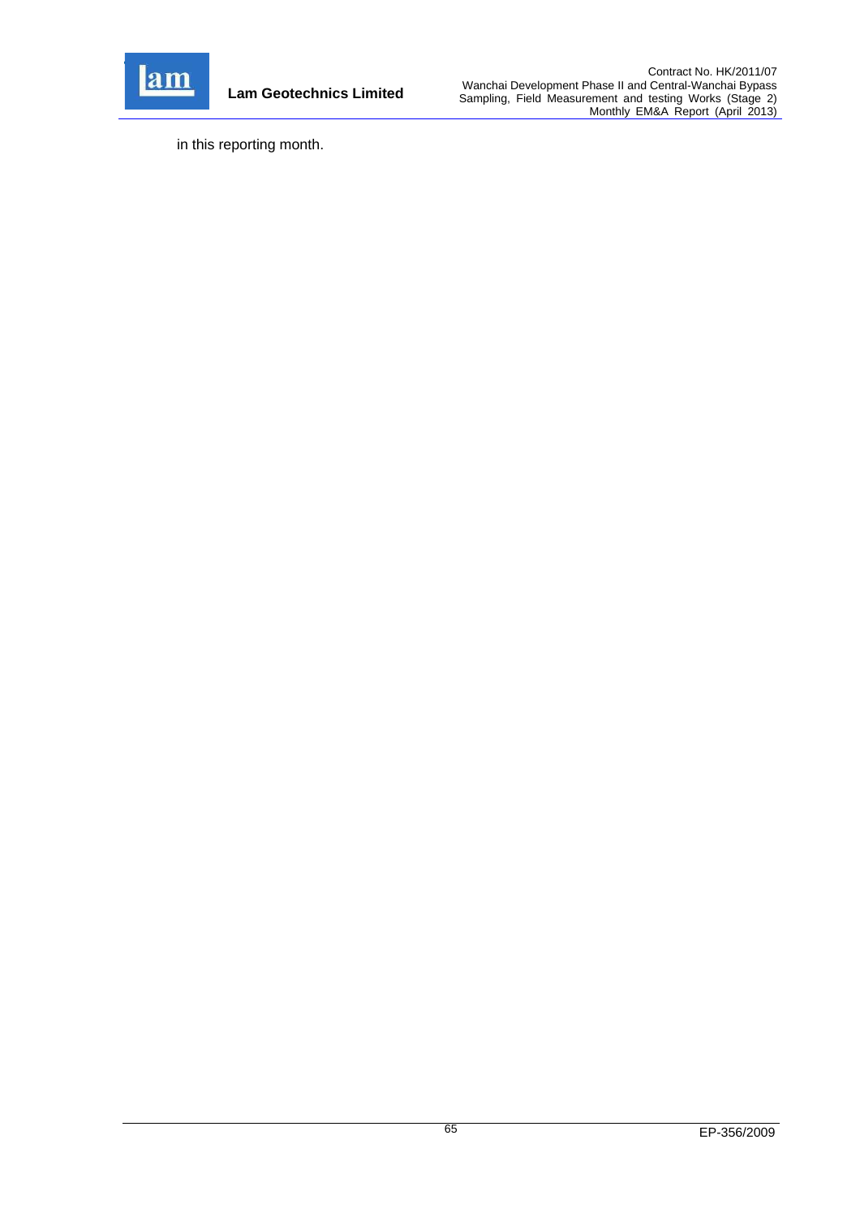in this reporting month.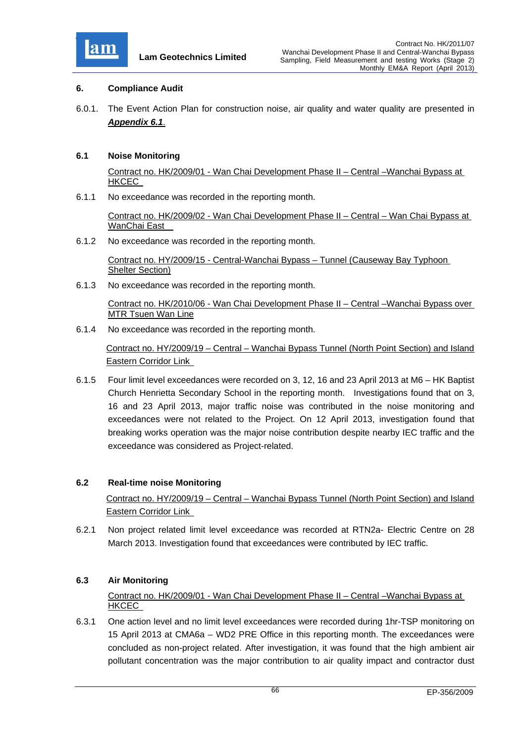## 6. Compliance Audit

6.0.1. The Event Action Plan for construction noise, air quality and water quality are presented in ***Appendix 6.1***.

### 6.1 Noise Monitoring

Contract no. HK/2009/01 - Wan Chai Development Phase II – Central –Wanchai Bypass at HKCEC

6.1.1 No exceedance was recorded in the reporting month.

Contract no. HK/2009/02 - Wan Chai Development Phase II – Central – Wan Chai Bypass at WanChai East

6.1.2 No exceedance was recorded in the reporting month.

Contract no. HY/2009/15 - Central-Wanchai Bypass – Tunnel (Causeway Bay Typhoon Shelter Section)

6.1.3 No exceedance was recorded in the reporting month.

Contract no. HK/2010/06 - Wan Chai Development Phase II – Central –Wanchai Bypass over MTR Tsuen Wan Line

6.1.4 No exceedance was recorded in the reporting month.

Contract no. HY/2009/19 – Central – Wanchai Bypass Tunnel (North Point Section) and Island Eastern Corridor Link

6.1.5 Four limit level exceedances were recorded on 3, 12, 16 and 23 April 2013 at M6 – HK Baptist Church Henrietta Secondary School in the reporting month. Investigations found that on 3, 16 and 23 April 2013, major traffic noise was contributed in the noise monitoring and exceedances were not related to the Project. On 12 April 2013, investigation found that breaking works operation was the major noise contribution despite nearby IEC traffic and the exceedance was considered as Project-related.

### 6.2 Real-time noise Monitoring

Contract no. HY/2009/19 – Central – Wanchai Bypass Tunnel (North Point Section) and Island Eastern Corridor Link

6.2.1 Non project related limit level exceedance was recorded at RTN2a- Electric Centre on 28 March 2013. Investigation found that exceedances were contributed by IEC traffic.

### 6.3 Air Monitoring

Contract no. HK/2009/01 - Wan Chai Development Phase II – Central –Wanchai Bypass at HKCEC

6.3.1 One action level and no limit level exceedances were recorded during 1hr-TSP monitoring on 15 April 2013 at CMA6a – WD2 PRE Office in this reporting month. The exceedances were concluded as non-project related. After investigation, it was found that the high ambient air pollutant concentration was the major contribution to air quality impact and contractor dust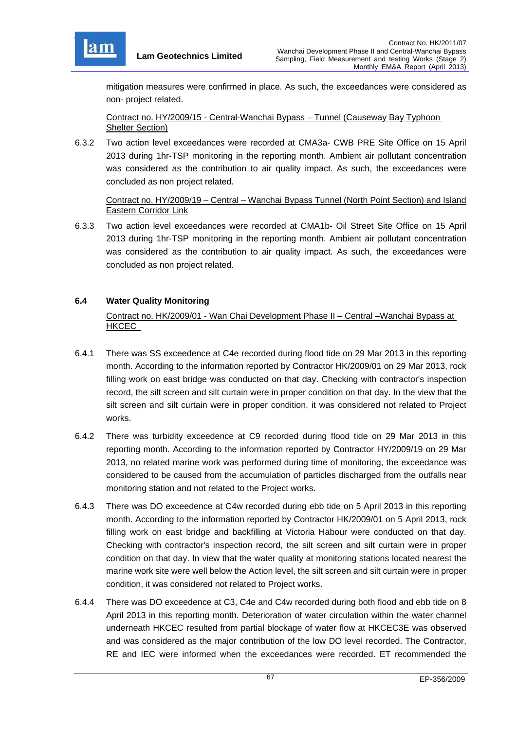mitigation measures were confirmed in place. As such, the exceedances were considered as non- project related.

Contract no. HY/2009/15 - Central-Wanchai Bypass – Tunnel (Causeway Bay Typhoon Shelter Section)

6.3.2 Two action level exceedances were recorded at CMA3a- CWB PRE Site Office on 15 April 2013 during 1hr-TSP monitoring in the reporting month. Ambient air pollutant concentration was considered as the contribution to air quality impact. As such, the exceedances were concluded as non project related.

Contract no. HY/2009/19 – Central – Wanchai Bypass Tunnel (North Point Section) and Island Eastern Corridor Link

6.3.3 Two action level exceedances were recorded at CMA1b- Oil Street Site Office on 15 April 2013 during 1hr-TSP monitoring in the reporting month. Ambient air pollutant concentration was considered as the contribution to air quality impact. As such, the exceedances were concluded as non project related.

### 6.4 Water Quality Monitoring

Contract no. HK/2009/01 - Wan Chai Development Phase II – Central –Wanchai Bypass at HKCEC

6.4.1 There was SS exceedence at C4e recorded during flood tide on 29 Mar 2013 in this reporting month. According to the information reported by Contractor HK/2009/01 on 29 Mar 2013, rock filling work on east bridge was conducted on that day. Checking with contractor's inspection record, the silt screen and silt curtain were in proper condition on that day. In the view that the silt screen and silt curtain were in proper condition, it was considered not related to Project works.

6.4.2 There was turbidity exceedence at C9 recorded during flood tide on 29 Mar 2013 in this reporting month. According to the information reported by Contractor HY/2009/19 on 29 Mar 2013, no related marine work was performed during time of monitoring, the exceedance was considered to be caused from the accumulation of particles discharged from the outfalls near monitoring station and not related to the Project works.

6.4.3 There was DO exceedence at C4w recorded during ebb tide on 5 April 2013 in this reporting month. According to the information reported by Contractor HK/2009/01 on 5 April 2013, rock filling work on east bridge and backfilling at Victoria Habour were conducted on that day. Checking with contractor's inspection record, the silt screen and silt curtain were in proper condition on that day. In view that the water quality at monitoring stations located nearest the marine work site were well below the Action level, the silt screen and silt curtain were in proper condition, it was considered not related to Project works.

6.4.4 There was DO exceedence at C3, C4e and C4w recorded during both flood and ebb tide on 8 April 2013 in this reporting month. Deterioration of water circulation within the water channel underneath HKCEC resulted from partial blockage of water flow at HKCEC3E was observed and was considered as the major contribution of the low DO level recorded. The Contractor, RE and IEC were informed when the exceedances were recorded. ET recommended the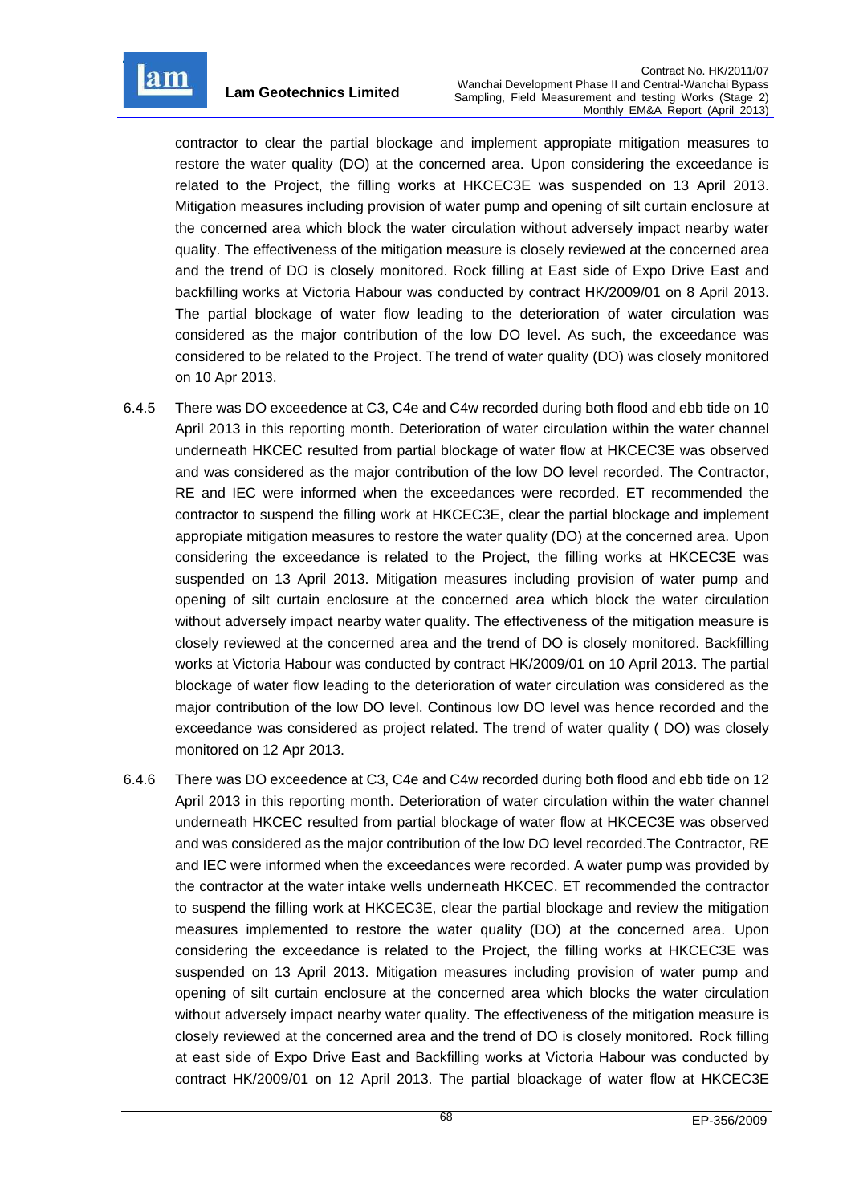contractor to clear the partial blockage and implement appropiate mitigation measures to restore the water quality (DO) at the concerned area. Upon considering the exceedance is related to the Project, the filling works at HKCEC3E was suspended on 13 April 2013. Mitigation measures including provision of water pump and opening of silt curtain enclosure at the concerned area which block the water circulation without adversely impact nearby water quality. The effectiveness of the mitigation measure is closely reviewed at the concerned area and the trend of DO is closely monitored. Rock filling at East side of Expo Drive East and backfilling works at Victoria Habour was conducted by contract HK/2009/01 on 8 April 2013. The partial blockage of water flow leading to the deterioration of water circulation was considered as the major contribution of the low DO level. As such, the exceedance was considered to be related to the Project. The trend of water quality (DO) was closely monitored on 10 Apr 2013.

6.4.5 There was DO exceedence at C3, C4e and C4w recorded during both flood and ebb tide on 10 April 2013 in this reporting month. Deterioration of water circulation within the water channel underneath HKCEC resulted from partial blockage of water flow at HKCEC3E was observed and was considered as the major contribution of the low DO level recorded. The Contractor, RE and IEC were informed when the exceedances were recorded. ET recommended the contractor to suspend the filling work at HKCEC3E, clear the partial blockage and implement appropiate mitigation measures to restore the water quality (DO) at the concerned area. Upon considering the exceedance is related to the Project, the filling works at HKCEC3E was suspended on 13 April 2013. Mitigation measures including provision of water pump and opening of silt curtain enclosure at the concerned area which block the water circulation without adversely impact nearby water quality. The effectiveness of the mitigation measure is closely reviewed at the concerned area and the trend of DO is closely monitored. Backfilling works at Victoria Habour was conducted by contract HK/2009/01 on 10 April 2013. The partial blockage of water flow leading to the deterioration of water circulation was considered as the major contribution of the low DO level. Continous low DO level was hence recorded and the exceedance was considered as project related. The trend of water quality ( DO) was closely monitored on 12 Apr 2013.

6.4.6 There was DO exceedence at C3, C4e and C4w recorded during both flood and ebb tide on 12 April 2013 in this reporting month. Deterioration of water circulation within the water channel underneath HKCEC resulted from partial blockage of water flow at HKCEC3E was observed and was considered as the major contribution of the low DO level recorded.The Contractor, RE and IEC were informed when the exceedances were recorded. A water pump was provided by the contractor at the water intake wells underneath HKCEC. ET recommended the contractor to suspend the filling work at HKCEC3E, clear the partial blockage and review the mitigation measures implemented to restore the water quality (DO) at the concerned area. Upon considering the exceedance is related to the Project, the filling works at HKCEC3E was suspended on 13 April 2013. Mitigation measures including provision of water pump and opening of silt curtain enclosure at the concerned area which blocks the water circulation without adversely impact nearby water quality. The effectiveness of the mitigation measure is closely reviewed at the concerned area and the trend of DO is closely monitored. Rock filling at east side of Expo Drive East and Backfilling works at Victoria Habour was conducted by contract HK/2009/01 on 12 April 2013. The partial bloackage of water flow at HKCEC3E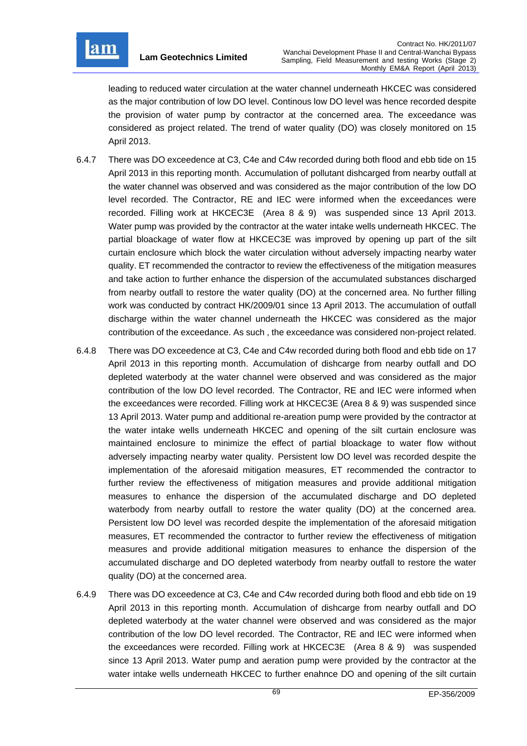leading to reduced water circulation at the water channel underneath HKCEC was considered as the major contribution of low DO level. Continous low DO level was hence recorded despite the provision of water pump by contractor at the concerned area. The exceedance was considered as project related. The trend of water quality (DO) was closely monitored on 15 April 2013.

6.4.7 There was DO exceedence at C3, C4e and C4w recorded during both flood and ebb tide on 15 April 2013 in this reporting month. Accumulation of pollutant dishcarged from nearby outfall at the water channel was observed and was considered as the major contribution of the low DO level recorded. The Contractor, RE and IEC were informed when the exceedances were recorded. Filling work at HKCEC3E (Area 8 & 9) was suspended since 13 April 2013. Water pump was provided by the contractor at the water intake wells underneath HKCEC. The partial bloackage of water flow at HKCEC3E was improved by opening up part of the silt curtain enclosure which block the water circulation without adversely impacting nearby water quality. ET recommended the contractor to review the effectiveness of the mitigation measures and take action to further enhance the dispersion of the accumulated substances discharged from nearby outfall to restore the water quality (DO) at the concerned area. No further filling work was conducted by contract HK/2009/01 since 13 April 2013. The accumulation of outfall discharge within the water channel underneath the HKCEC was considered as the major contribution of the exceedance. As such , the exceedance was considered non-project related.

6.4.8 There was DO exceedence at C3, C4e and C4w recorded during both flood and ebb tide on 17 April 2013 in this reporting month. Accumulation of dishcarge from nearby outfall and DO depleted waterbody at the water channel were observed and was considered as the major contribution of the low DO level recorded. The Contractor, RE and IEC were informed when the exceedances were recorded. Filling work at HKCEC3E (Area 8 & 9) was suspended since 13 April 2013. Water pump and additional re-areation pump were provided by the contractor at the water intake wells underneath HKCEC and opening of the silt curtain enclosure was maintained enclosure to minimize the effect of partial bloackage to water flow without adversely impacting nearby water quality. Persistent low DO level was recorded despite the implementation of the aforesaid mitigation measures, ET recommended the contractor to further review the effectiveness of mitigation measures and provide additional mitigation measures to enhance the dispersion of the accumulated discharge and DO depleted waterbody from nearby outfall to restore the water quality (DO) at the concerned area. Persistent low DO level was recorded despite the implementation of the aforesaid mitigation measures, ET recommended the contractor to further review the effectiveness of mitigation measures and provide additional mitigation measures to enhance the dispersion of the accumulated discharge and DO depleted waterbody from nearby outfall to restore the water quality (DO) at the concerned area.

6.4.9 There was DO exceedence at C3, C4e and C4w recorded during both flood and ebb tide on 19 April 2013 in this reporting month. Accumulation of dishcarge from nearby outfall and DO depleted waterbody at the water channel were observed and was considered as the major contribution of the low DO level recorded. The Contractor, RE and IEC were informed when the exceedances were recorded. Filling work at HKCEC3E (Area 8 & 9) was suspended since 13 April 2013. Water pump and aeration pump were provided by the contractor at the water intake wells underneath HKCEC to further enahnce DO and opening of the silt curtain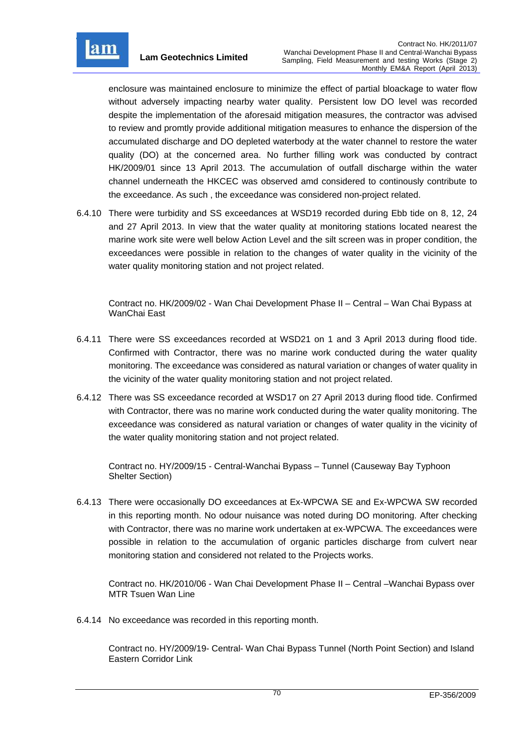enclosure was maintained enclosure to minimize the effect of partial bloackage to water flow without adversely impacting nearby water quality. Persistent low DO level was recorded despite the implementation of the aforesaid mitigation measures, the contractor was advised to review and promtly provide additional mitigation measures to enhance the dispersion of the accumulated discharge and DO depleted waterbody at the water channel to restore the water quality (DO) at the concerned area. No further filling work was conducted by contract HK/2009/01 since 13 April 2013. The accumulation of outfall discharge within the water channel underneath the HKCEC was observed amd considered to continously contribute to the exceedance. As such , the exceedance was considered non-project related.

6.4.10 There were turbidity and SS exceedances at WSD19 recorded during Ebb tide on 8, 12, 24 and 27 April 2013. In view that the water quality at monitoring stations located nearest the marine work site were well below Action Level and the silt screen was in proper condition, the exceedances were possible in relation to the changes of water quality in the vicinity of the water quality monitoring station and not project related.

Contract no. HK/2009/02 - Wan Chai Development Phase II – Central – Wan Chai Bypass at WanChai East

6.4.11 There were SS exceedances recorded at WSD21 on 1 and 3 April 2013 during flood tide. Confirmed with Contractor, there was no marine work conducted during the water quality monitoring. The exceedance was considered as natural variation or changes of water quality in the vicinity of the water quality monitoring station and not project related.

6.4.12 There was SS exceedance recorded at WSD17 on 27 April 2013 during flood tide. Confirmed with Contractor, there was no marine work conducted during the water quality monitoring. The exceedance was considered as natural variation or changes of water quality in the vicinity of the water quality monitoring station and not project related.

Contract no. HY/2009/15 - Central-Wanchai Bypass – Tunnel (Causeway Bay Typhoon Shelter Section)

6.4.13 There were occasionally DO exceedances at Ex-WPCWA SE and Ex-WPCWA SW recorded in this reporting month. No odour nuisance was noted during DO monitoring. After checking with Contractor, there was no marine work undertaken at ex-WPCWA. The exceedances were possible in relation to the accumulation of organic particles discharge from culvert near monitoring station and considered not related to the Projects works.

Contract no. HK/2010/06 - Wan Chai Development Phase II – Central –Wanchai Bypass over MTR Tsuen Wan Line

6.4.14 No exceedance was recorded in this reporting month.

Contract no. HY/2009/19- Central- Wan Chai Bypass Tunnel (North Point Section) and Island Eastern Corridor Link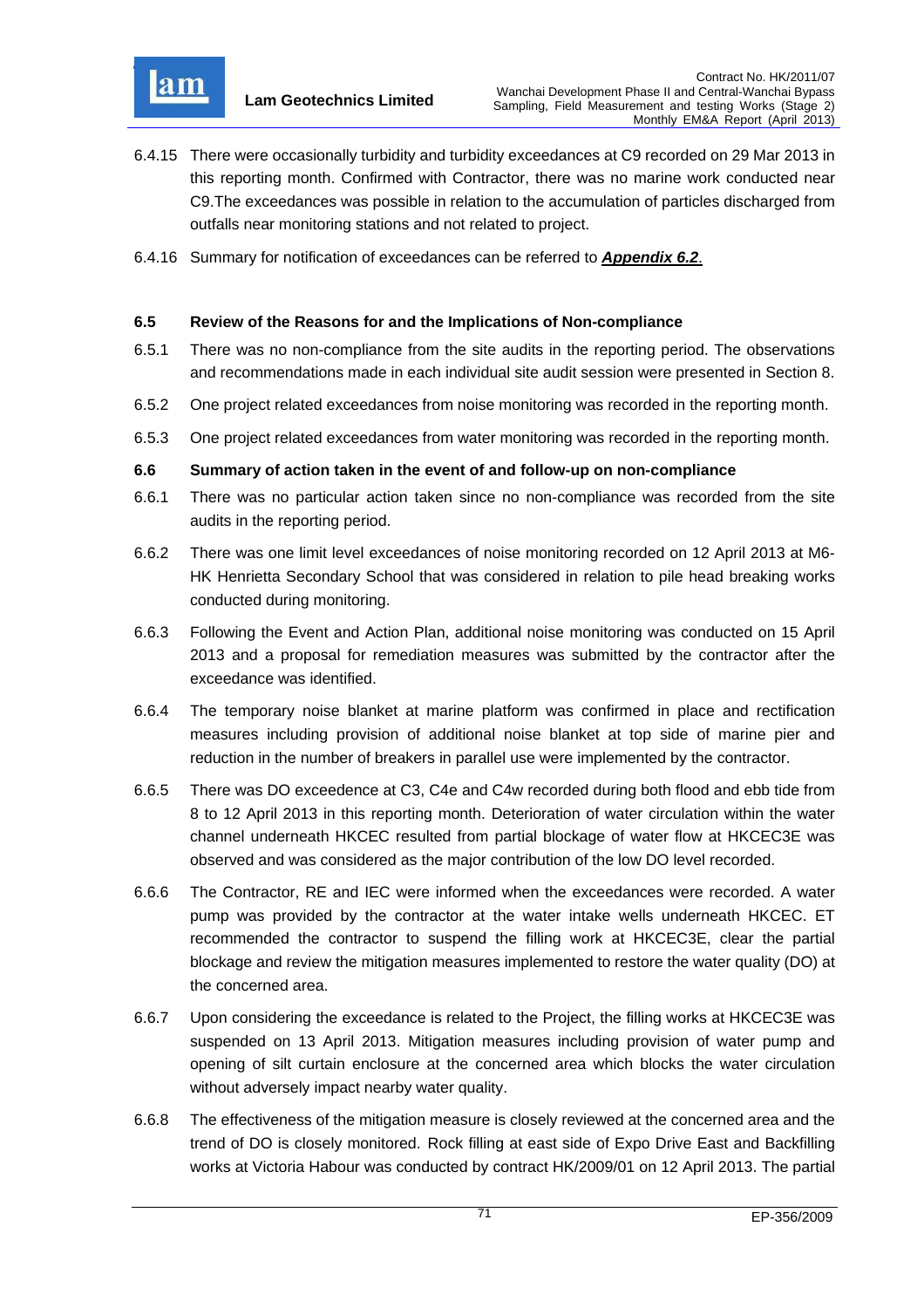6.4.15 There were occasionally turbidity and turbidity exceedances at C9 recorded on 29 Mar 2013 in this reporting month. Confirmed with Contractor, there was no marine work conducted near C9.The exceedances was possible in relation to the accumulation of particles discharged from outfalls near monitoring stations and not related to project.

6.4.16 Summary for notification of exceedances can be referred to ***Appendix 6.2***.

### 6.5 Review of the Reasons for and the Implications of Non-compliance

6.5.1 There was no non-compliance from the site audits in the reporting period. The observations and recommendations made in each individual site audit session were presented in Section 8.

6.5.2 One project related exceedances from noise monitoring was recorded in the reporting month.

6.5.3 One project related exceedances from water monitoring was recorded in the reporting month.

### 6.6 Summary of action taken in the event of and follow-up on non-compliance

6.6.1 There was no particular action taken since no non-compliance was recorded from the site audits in the reporting period.

6.6.2 There was one limit level exceedances of noise monitoring recorded on 12 April 2013 at M6-HK Henrietta Secondary School that was considered in relation to pile head breaking works conducted during monitoring.

6.6.3 Following the Event and Action Plan, additional noise monitoring was conducted on 15 April 2013 and a proposal for remediation measures was submitted by the contractor after the exceedance was identified.

6.6.4 The temporary noise blanket at marine platform was confirmed in place and rectification measures including provision of additional noise blanket at top side of marine pier and reduction in the number of breakers in parallel use were implemented by the contractor.

6.6.5 There was DO exceedence at C3, C4e and C4w recorded during both flood and ebb tide from 8 to 12 April 2013 in this reporting month. Deterioration of water circulation within the water channel underneath HKCEC resulted from partial blockage of water flow at HKCEC3E was observed and was considered as the major contribution of the low DO level recorded.

6.6.6 The Contractor, RE and IEC were informed when the exceedances were recorded. A water pump was provided by the contractor at the water intake wells underneath HKCEC. ET recommended the contractor to suspend the filling work at HKCEC3E, clear the partial blockage and review the mitigation measures implemented to restore the water quality (DO) at the concerned area.

6.6.7 Upon considering the exceedance is related to the Project, the filling works at HKCEC3E was suspended on 13 April 2013. Mitigation measures including provision of water pump and opening of silt curtain enclosure at the concerned area which blocks the water circulation without adversely impact nearby water quality.

6.6.8 The effectiveness of the mitigation measure is closely reviewed at the concerned area and the trend of DO is closely monitored. Rock filling at east side of Expo Drive East and Backfilling works at Victoria Habour was conducted by contract HK/2009/01 on 12 April 2013. The partial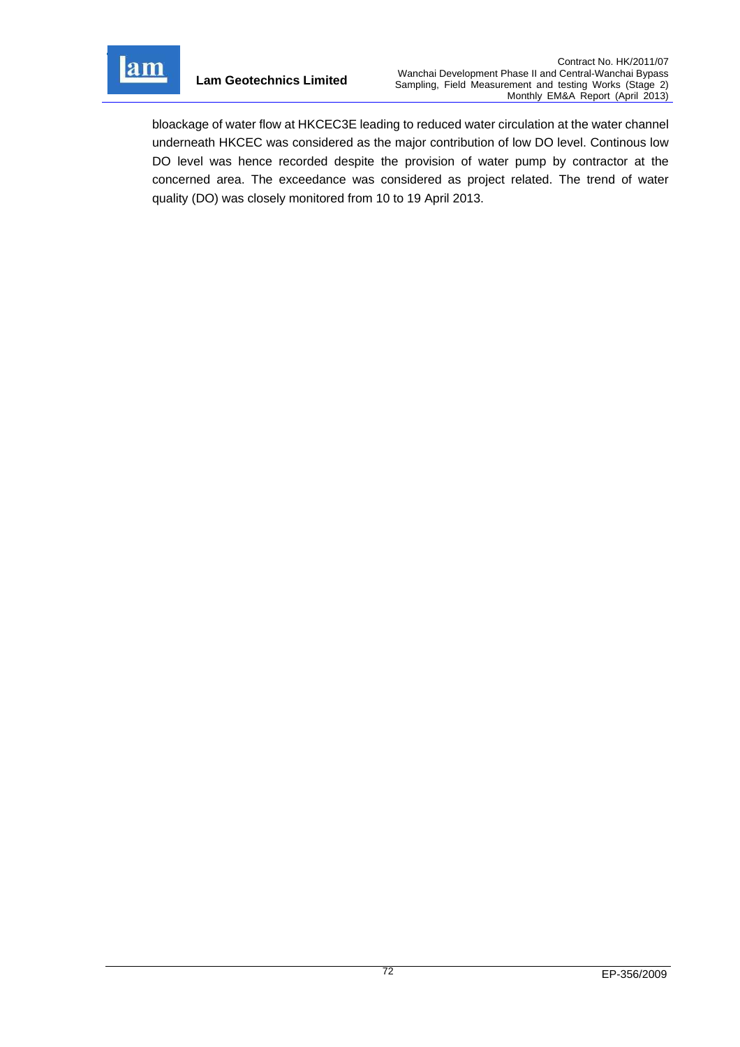bloackage of water flow at HKCEC3E leading to reduced water circulation at the water channel underneath HKCEC was considered as the major contribution of low DO level. Continous low DO level was hence recorded despite the provision of water pump by contractor at the concerned area. The exceedance was considered as project related. The trend of water quality (DO) was closely monitored from 10 to 19 April 2013.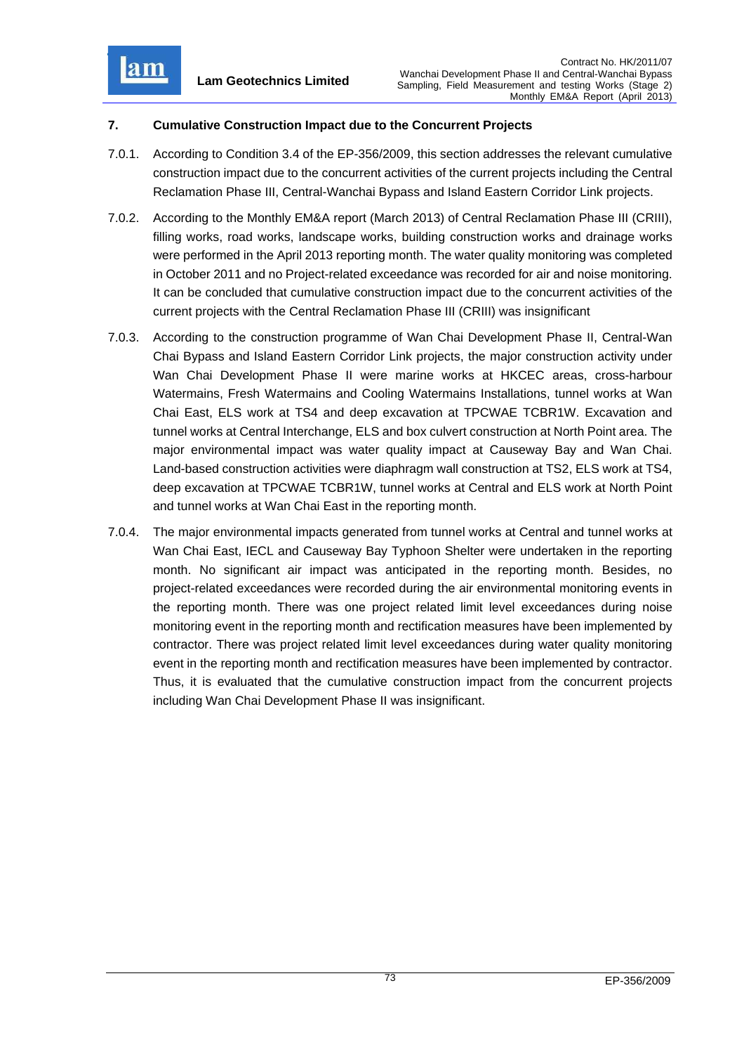## 7. Cumulative Construction Impact due to the Concurrent Projects

7.0.1. According to Condition 3.4 of the EP-356/2009, this section addresses the relevant cumulative construction impact due to the concurrent activities of the current projects including the Central Reclamation Phase III, Central-Wanchai Bypass and Island Eastern Corridor Link projects.

7.0.2. According to the Monthly EM&A report (March 2013) of Central Reclamation Phase III (CRIII), filling works, road works, landscape works, building construction works and drainage works were performed in the April 2013 reporting month. The water quality monitoring was completed in October 2011 and no Project-related exceedance was recorded for air and noise monitoring. It can be concluded that cumulative construction impact due to the concurrent activities of the current projects with the Central Reclamation Phase III (CRIII) was insignificant

7.0.3. According to the construction programme of Wan Chai Development Phase II, Central-Wan Chai Bypass and Island Eastern Corridor Link projects, the major construction activity under Wan Chai Development Phase II were marine works at HKCEC areas, cross-harbour Watermains, Fresh Watermains and Cooling Watermains Installations, tunnel works at Wan Chai East, ELS work at TS4 and deep excavation at TPCWAE TCBR1W. Excavation and tunnel works at Central Interchange, ELS and box culvert construction at North Point area. The major environmental impact was water quality impact at Causeway Bay and Wan Chai. Land-based construction activities were diaphragm wall construction at TS2, ELS work at TS4, deep excavation at TPCWAE TCBR1W, tunnel works at Central and ELS work at North Point and tunnel works at Wan Chai East in the reporting month.

7.0.4. The major environmental impacts generated from tunnel works at Central and tunnel works at Wan Chai East, IECL and Causeway Bay Typhoon Shelter were undertaken in the reporting month. No significant air impact was anticipated in the reporting month. Besides, no project-related exceedances were recorded during the air environmental monitoring events in the reporting month. There was one project related limit level exceedances during noise monitoring event in the reporting month and rectification measures have been implemented by contractor. There was project related limit level exceedances during water quality monitoring event in the reporting month and rectification measures have been implemented by contractor. Thus, it is evaluated that the cumulative construction impact from the concurrent projects including Wan Chai Development Phase II was insignificant.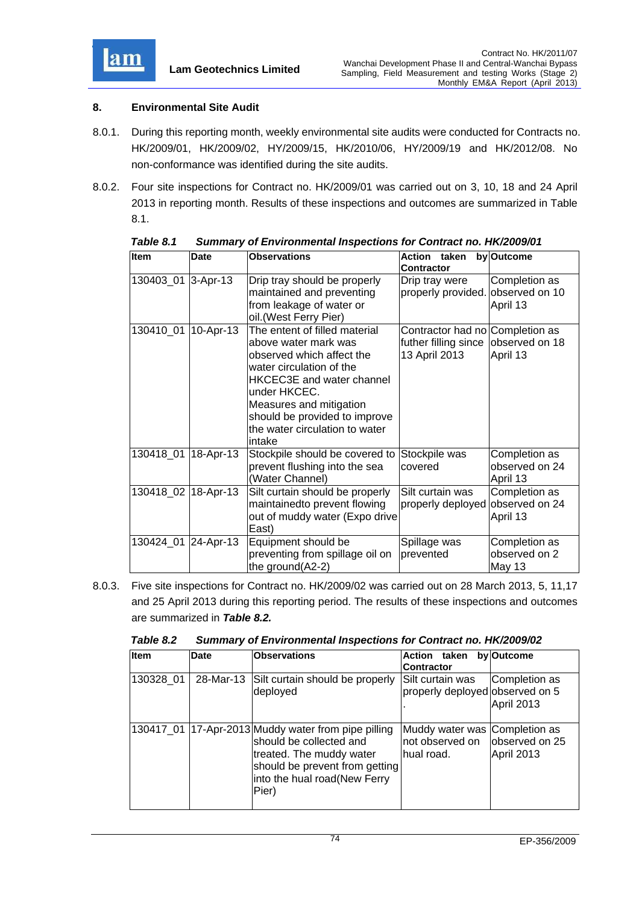## 8. Environmental Site Audit

8.0.1. During this reporting month, weekly environmental site audits were conducted for Contracts no. HK/2009/01, HK/2009/02, HY/2009/15, HK/2010/06, HY/2009/19 and HK/2012/08. No non-conformance was identified during the site audits.

8.0.2. Four site inspections for Contract no. HK/2009/01 was carried out on 3, 10, 18 and 24 April 2013 in reporting month. Results of these inspections and outcomes are summarized in Table 8.1.

***Table 8.1 Summary of Environmental Inspections for Contract no. HK/2009/01***

| Item | Date | Observations | Action taken by Contractor | Outcome |
|---|---|---|---|---|
| 130403_01 | 3-Apr-13 | Drip tray should be properly maintained and preventing from leakage of water or oil.(West Ferry Pier) | Drip tray were properly provided. | Completion as observed on 10 April 13 |
| 130410_01 | 10-Apr-13 | The entent of filled material above water mark was observed which affect the water circulation of the HKCEC3E and water channel under HKCEC. Measures and mitigation should be provided to improve the water circulation to water intake | Contractor had no futher filling since 13 April 2013 | Completion as observed on 18 April 13 |
| 130418_01 | 18-Apr-13 | Stockpile should be covered to prevent flushing into the sea (Water Channel) | Stockpile was covered | Completion as observed on 24 April 13 |
| 130418_02 | 18-Apr-13 | Silt curtain should be properly maintainedto prevent flowing out of muddy water (Expo drive East) | Silt curtain was properly deployed | Completion as observed on 24 April 13 |
| 130424_01 | 24-Apr-13 | Equipment should be preventing from spillage oil on the ground(A2-2) | Spillage was prevented | Completion as observed on 2 May 13 |

8.0.3. Five site inspections for Contract no. HK/2009/02 was carried out on 28 March 2013, 5, 11,17 and 25 April 2013 during this reporting period. The results of these inspections and outcomes are summarized in ***Table 8.2.***

***Table 8.2 Summary of Environmental Inspections for Contract no. HK/2009/02***

| Item | Date | Observations | Action taken by Contractor | Outcome |
|---|---|---|---|---|
| 130328_01 | 28-Mar-13 | Silt curtain should be properly deployed | Silt curtain was properly deployed . | Completion as observed on 5 April 2013 |
| 130417_01 | 17-Apr-2013 | Muddy water from pipe pilling should be collected and treated. The muddy water should be prevent from getting into the hual road(New Ferry Pier) | Muddy water was not observed on hual road. | Completion as observed on 25 April 2013 |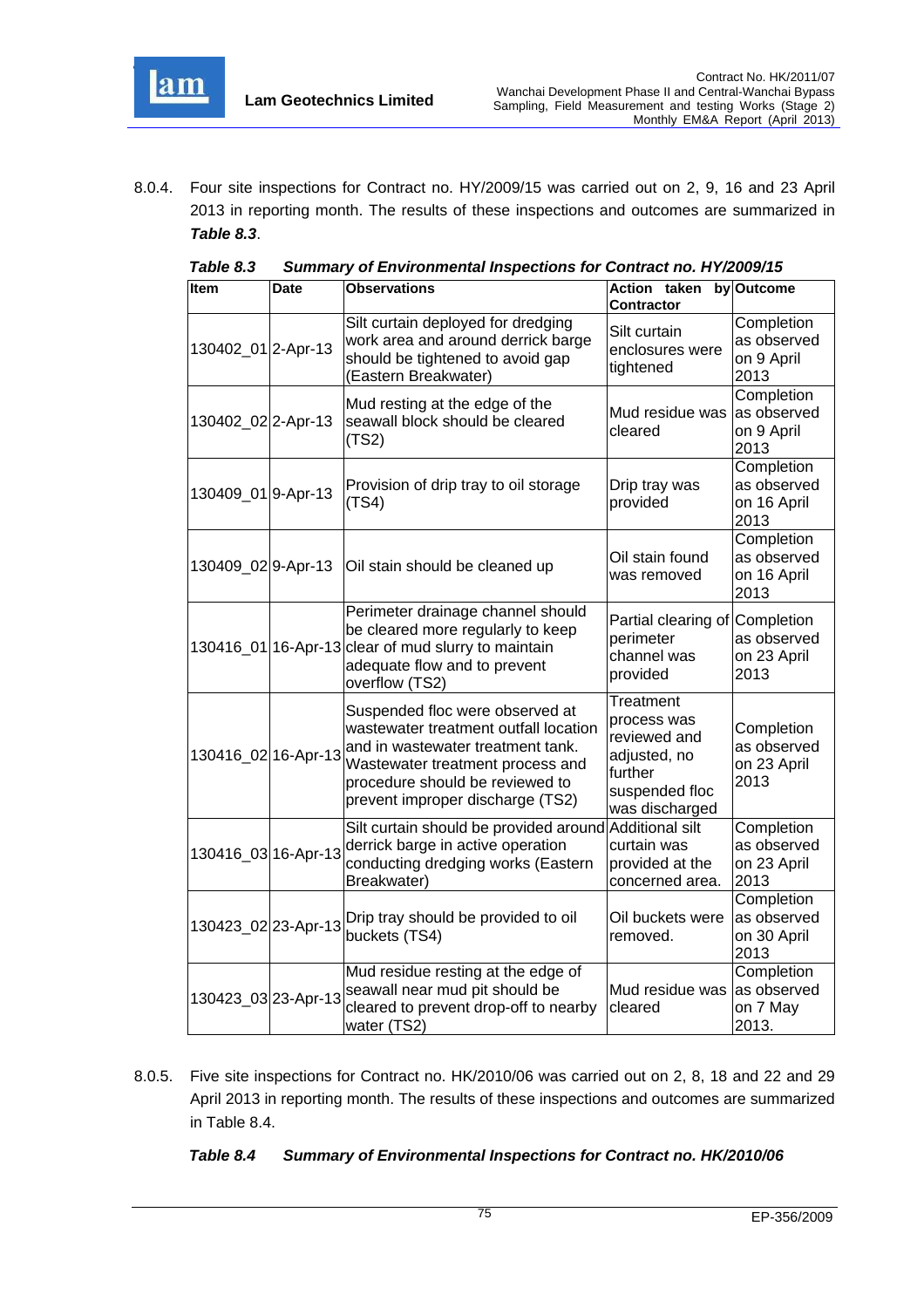8.0.4. Four site inspections for Contract no. HY/2009/15 was carried out on 2, 9, 16 and 23 April 2013 in reporting month. The results of these inspections and outcomes are summarized in ***Table 8.3***.

***Table 8.3 Summary of Environmental Inspections for Contract no. HY/2009/15***

| Item | Date | Observations | Action taken by Contractor | Outcome |
|---|---|---|---|---|
| 130402_01 | 2-Apr-13 | Silt curtain deployed for dredging work area and around derrick barge should be tightened to avoid gap (Eastern Breakwater) | Silt curtain enclosures were tightened | Completion as observed on 9 April 2013 |
| 130402_02 | 2-Apr-13 | Mud resting at the edge of the seawall block should be cleared (TS2) | Mud residue was cleared | Completion as observed on 9 April 2013 |
| 130409_01 | 9-Apr-13 | Provision of drip tray to oil storage (TS4) | Drip tray was provided | Completion as observed on 16 April 2013 |
| 130409_02 | 9-Apr-13 | Oil stain should be cleaned up | Oil stain found was removed | Completion as observed on 16 April 2013 |
| 130416_01 | 16-Apr-13 | Perimeter drainage channel should be cleared more regularly to keep clear of mud slurry to maintain adequate flow and to prevent overflow (TS2) | Partial clearing of perimeter channel was provided | Completion as observed on 23 April 2013 |
| 130416_02 | 16-Apr-13 | Suspended floc were observed at wastewater treatment outfall location and in wastewater treatment tank. Wastewater treatment process and procedure should be reviewed to prevent improper discharge (TS2) | Treatment process was reviewed and adjusted, no further suspended floc was discharged | Completion as observed on 23 April 2013 |
| 130416_03 | 16-Apr-13 | Silt curtain should be provided around derrick barge in active operation conducting dredging works (Eastern Breakwater) | Additional silt curtain was provided at the concerned area. | Completion as observed on 23 April 2013 |
| 130423_02 | 23-Apr-13 | Drip tray should be provided to oil buckets (TS4) | Oil buckets were removed. | Completion as observed on 30 April 2013 |
| 130423_03 | 23-Apr-13 | Mud residue resting at the edge of seawall near mud pit should be cleared to prevent drop-off to nearby water (TS2) | Mud residue was cleared | Completion as observed on 7 May 2013. |

8.0.5. Five site inspections for Contract no. HK/2010/06 was carried out on 2, 8, 18 and 22 and 29 April 2013 in reporting month. The results of these inspections and outcomes are summarized in Table 8.4.

***Table 8.4 Summary of Environmental Inspections for Contract no. HK/2010/06***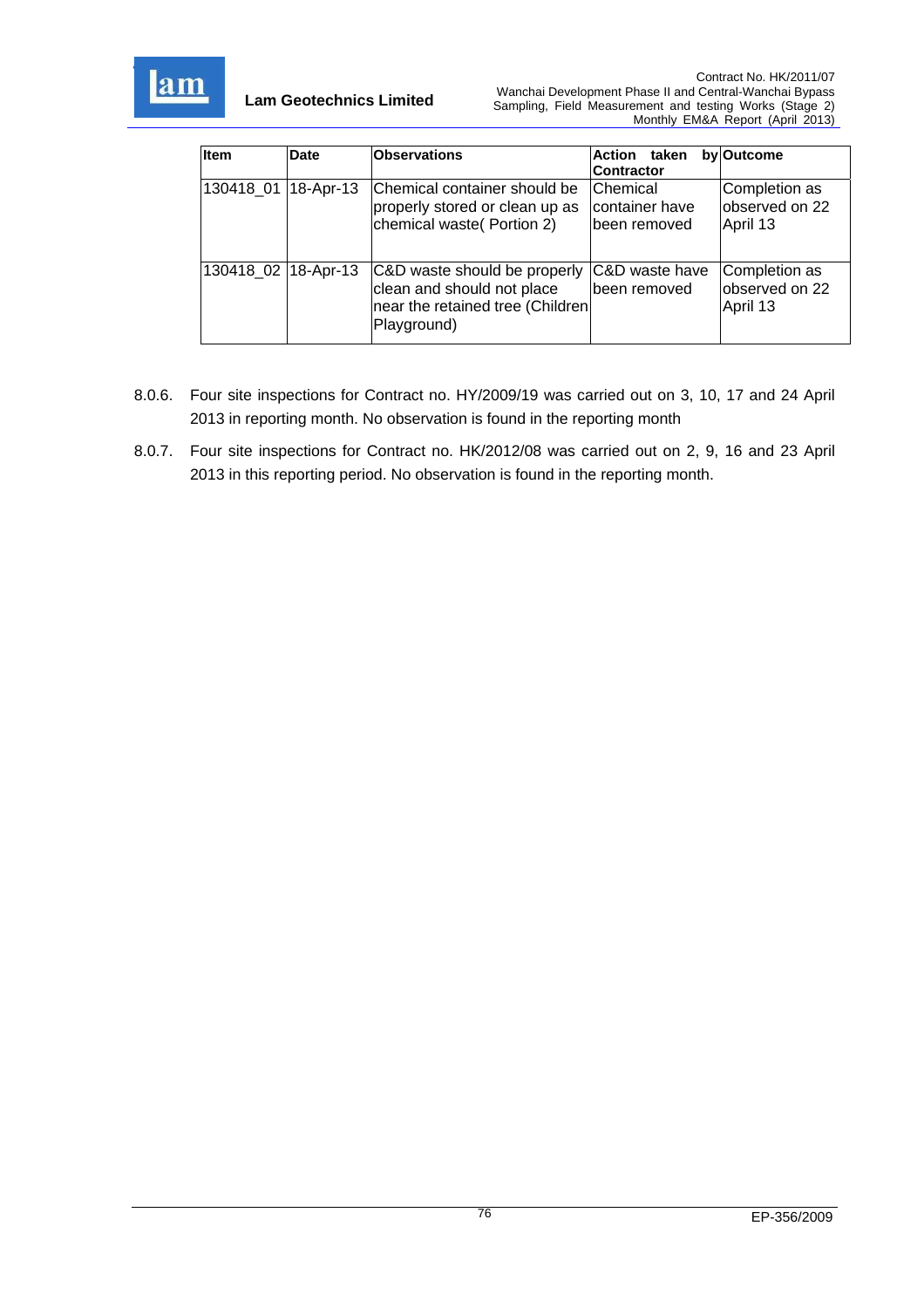| Item | Date | Observations | Action taken by Contractor | Outcome |
|---|---|---|---|---|
| 130418_01 | 18-Apr-13 | Chemical container should be properly stored or clean up as chemical waste( Portion 2) | Chemical container have been removed | Completion as observed on 22 April 13 |
| 130418_02 | 18-Apr-13 | C&D waste should be properly clean and should not place near the retained tree (Children Playground) | C&D waste have been removed | Completion as observed on 22 April 13 |

8.0.6. Four site inspections for Contract no. HY/2009/19 was carried out on 3, 10, 17 and 24 April 2013 in reporting month. No observation is found in the reporting month

8.0.7. Four site inspections for Contract no. HK/2012/08 was carried out on 2, 9, 16 and 23 April 2013 in this reporting period. No observation is found in the reporting month.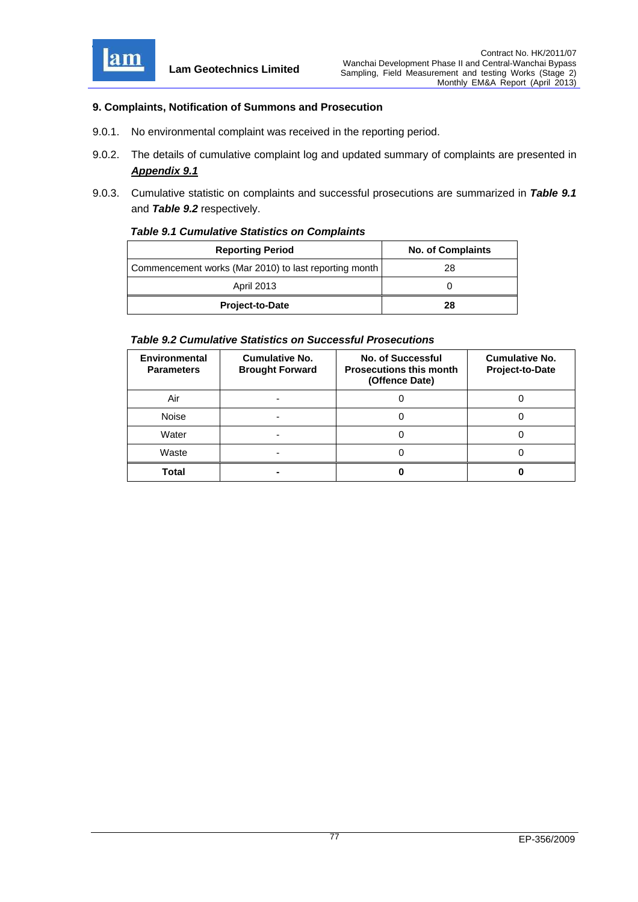## 9. Complaints, Notification of Summons and Prosecution

9.0.1. No environmental complaint was received in the reporting period.

9.0.2. The details of cumulative complaint log and updated summary of complaints are presented in ***Appendix 9.1***

9.0.3. Cumulative statistic on complaints and successful prosecutions are summarized in ***Table 9.1*** and ***Table 9.2*** respectively.

***Table 9.1 Cumulative Statistics on Complaints***

| Reporting Period | No. of Complaints |
|---|---|
| Commencement works (Mar 2010) to last reporting month | 28 |
| April 2013 | 0 |
| **Project-to-Date** | **28** |

***Table 9.2 Cumulative Statistics on Successful Prosecutions***

| Environmental Parameters | Cumulative No. Brought Forward | No. of Successful Prosecutions this month (Offence Date) | Cumulative No. Project-to-Date |
|---|---|---|---|
| Air | - | 0 | 0 |
| Noise | - | 0 | 0 |
| Water | - | 0 | 0 |
| Waste | - | 0 | 0 |
| **Total** | **-** | **0** | **0** |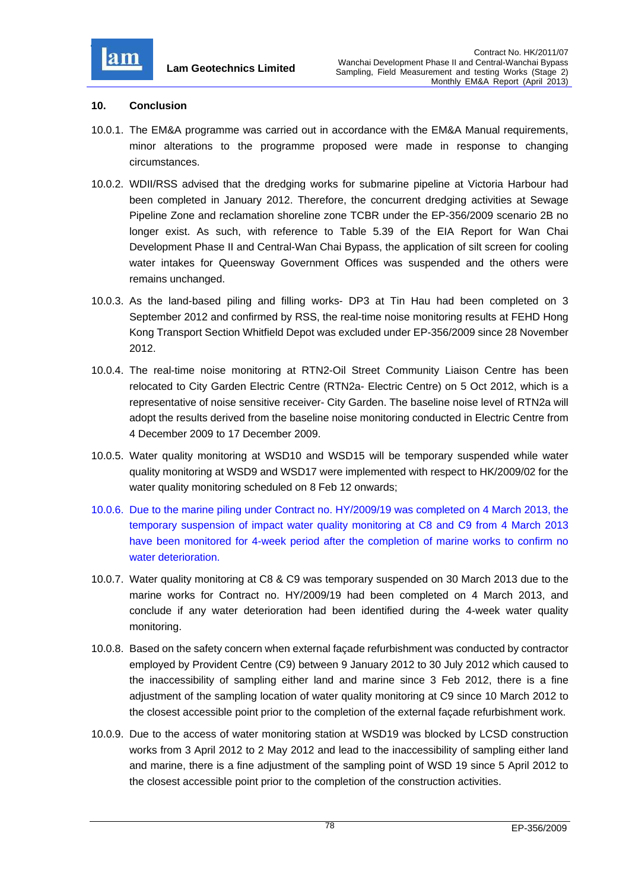## 10. Conclusion

10.0.1. The EM&A programme was carried out in accordance with the EM&A Manual requirements, minor alterations to the programme proposed were made in response to changing circumstances.

10.0.2. WDII/RSS advised that the dredging works for submarine pipeline at Victoria Harbour had been completed in January 2012. Therefore, the concurrent dredging activities at Sewage Pipeline Zone and reclamation shoreline zone TCBR under the EP-356/2009 scenario 2B no longer exist. As such, with reference to Table 5.39 of the EIA Report for Wan Chai Development Phase II and Central-Wan Chai Bypass, the application of silt screen for cooling water intakes for Queensway Government Offices was suspended and the others were remains unchanged.

10.0.3. As the land-based piling and filling works- DP3 at Tin Hau had been completed on 3 September 2012 and confirmed by RSS, the real-time noise monitoring results at FEHD Hong Kong Transport Section Whitfield Depot was excluded under EP-356/2009 since 28 November 2012.

10.0.4. The real-time noise monitoring at RTN2-Oil Street Community Liaison Centre has been relocated to City Garden Electric Centre (RTN2a- Electric Centre) on 5 Oct 2012, which is a representative of noise sensitive receiver- City Garden. The baseline noise level of RTN2a will adopt the results derived from the baseline noise monitoring conducted in Electric Centre from 4 December 2009 to 17 December 2009.

10.0.5. Water quality monitoring at WSD10 and WSD15 will be temporary suspended while water quality monitoring at WSD9 and WSD17 were implemented with respect to HK/2009/02 for the water quality monitoring scheduled on 8 Feb 12 onwards;

10.0.6. Due to the marine piling under Contract no. HY/2009/19 was completed on 4 March 2013, the temporary suspension of impact water quality monitoring at C8 and C9 from 4 March 2013 have been monitored for 4-week period after the completion of marine works to confirm no water deterioration.

10.0.7. Water quality monitoring at C8 & C9 was temporary suspended on 30 March 2013 due to the marine works for Contract no. HY/2009/19 had been completed on 4 March 2013, and conclude if any water deterioration had been identified during the 4-week water quality monitoring.

10.0.8. Based on the safety concern when external façade refurbishment was conducted by contractor employed by Provident Centre (C9) between 9 January 2012 to 30 July 2012 which caused to the inaccessibility of sampling either land and marine since 3 Feb 2012, there is a fine adjustment of the sampling location of water quality monitoring at C9 since 10 March 2012 to the closest accessible point prior to the completion of the external façade refurbishment work.

10.0.9. Due to the access of water monitoring station at WSD19 was blocked by LCSD construction works from 3 April 2012 to 2 May 2012 and lead to the inaccessibility of sampling either land and marine, there is a fine adjustment of the sampling point of WSD 19 since 5 April 2012 to the closest accessible point prior to the completion of the construction activities.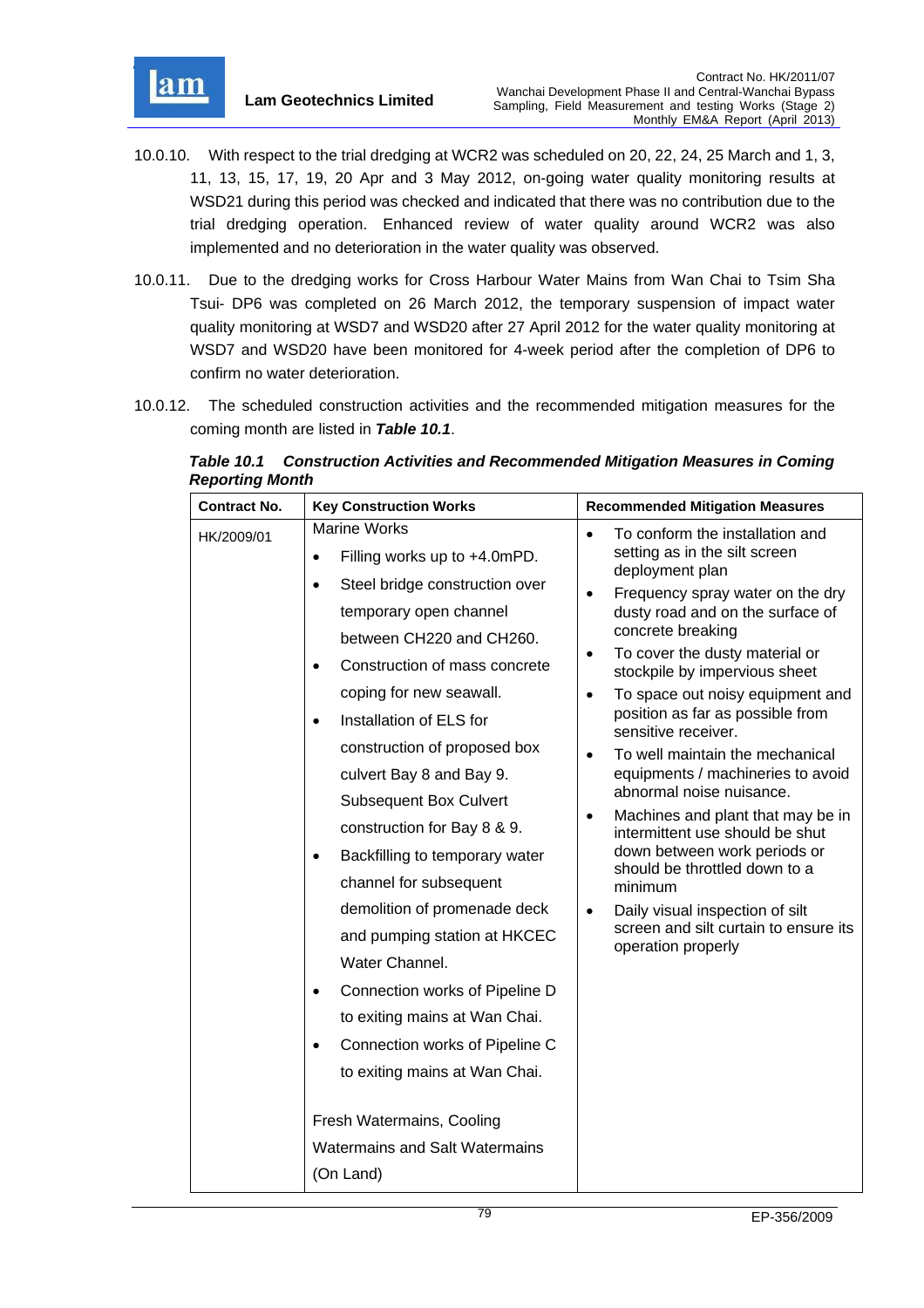10.0.10. With respect to the trial dredging at WCR2 was scheduled on 20, 22, 24, 25 March and 1, 3, 11, 13, 15, 17, 19, 20 Apr and 3 May 2012, on-going water quality monitoring results at WSD21 during this period was checked and indicated that there was no contribution due to the trial dredging operation. Enhanced review of water quality around WCR2 was also implemented and no deterioration in the water quality was observed.

10.0.11. Due to the dredging works for Cross Harbour Water Mains from Wan Chai to Tsim Sha Tsui- DP6 was completed on 26 March 2012, the temporary suspension of impact water quality monitoring at WSD7 and WSD20 after 27 April 2012 for the water quality monitoring at WSD7 and WSD20 have been monitored for 4-week period after the completion of DP6 to confirm no water deterioration.

10.0.12. The scheduled construction activities and the recommended mitigation measures for the coming month are listed in ***Table 10.1***.

***Table 10.1 Construction Activities and Recommended Mitigation Measures in Coming Reporting Month***

| Contract No. | Key Construction Works | Recommended Mitigation Measures |
|---|---|---|
| HK/2009/01 | Marine Works<br>• Filling works up to +4.0mPD.<br>• Steel bridge construction over temporary open channel between CH220 and CH260.<br>• Construction of mass concrete coping for new seawall.<br>• Installation of ELS for construction of proposed box culvert Bay 8 and Bay 9. Subsequent Box Culvert construction for Bay 8 & 9.<br>• Backfilling to temporary water channel for subsequent demolition of promenade deck and pumping station at HKCEC Water Channel.<br>• Connection works of Pipeline D to exiting mains at Wan Chai.<br>• Connection works of Pipeline C to exiting mains at Wan Chai.<br><br>Fresh Watermains, Cooling Watermains and Salt Watermains (On Land) | • To conform the installation and setting as in the silt screen deployment plan<br>• Frequency spray water on the dry dusty road and on the surface of concrete breaking<br>• To cover the dusty material or stockpile by impervious sheet<br>• To space out noisy equipment and position as far as possible from sensitive receiver.<br>• To well maintain the mechanical equipments / machineries to avoid abnormal noise nuisance.<br>• Machines and plant that may be in intermittent use should be shut down between work periods or should be throttled down to a minimum<br>• Daily visual inspection of silt screen and silt curtain to ensure its operation properly |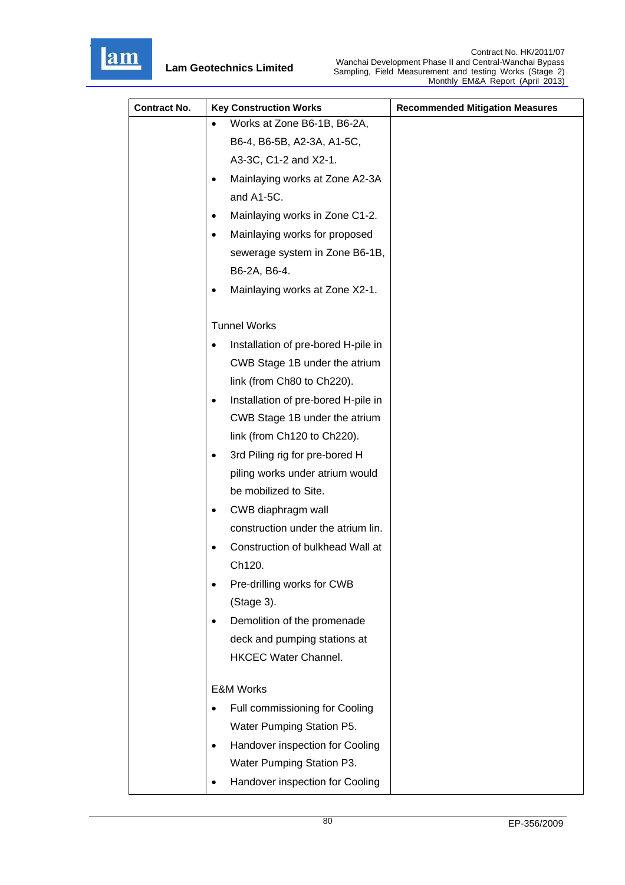| Contract No. | Key Construction Works | Recommended Mitigation Measures |
|---|---|---|
| | • Works at Zone B6-1B, B6-2A, B6-4, B6-5B, A2-3A, A1-5C, A3-3C, C1-2 and X2-1.<br>• Mainlaying works at Zone A2-3A and A1-5C.<br>• Mainlaying works in Zone C1-2.<br>• Mainlaying works for proposed sewerage system in Zone B6-1B, B6-2A, B6-4.<br>• Mainlaying works at Zone X2-1.<br><br>Tunnel Works<br>• Installation of pre-bored H-pile in CWB Stage 1B under the atrium link (from Ch80 to Ch220).<br>• Installation of pre-bored H-pile in CWB Stage 1B under the atrium link (from Ch120 to Ch220).<br>• 3rd Piling rig for pre-bored H piling works under atrium would be mobilized to Site.<br>• CWB diaphragm wall construction under the atrium lin.<br>• Construction of bulkhead Wall at Ch120.<br>• Pre-drilling works for CWB (Stage 3).<br>• Demolition of the promenade deck and pumping stations at HKCEC Water Channel.<br><br>E&M Works<br>• Full commissioning for Cooling Water Pumping Station P5.<br>• Handover inspection for Cooling Water Pumping Station P3.<br>• Handover inspection for Cooling | |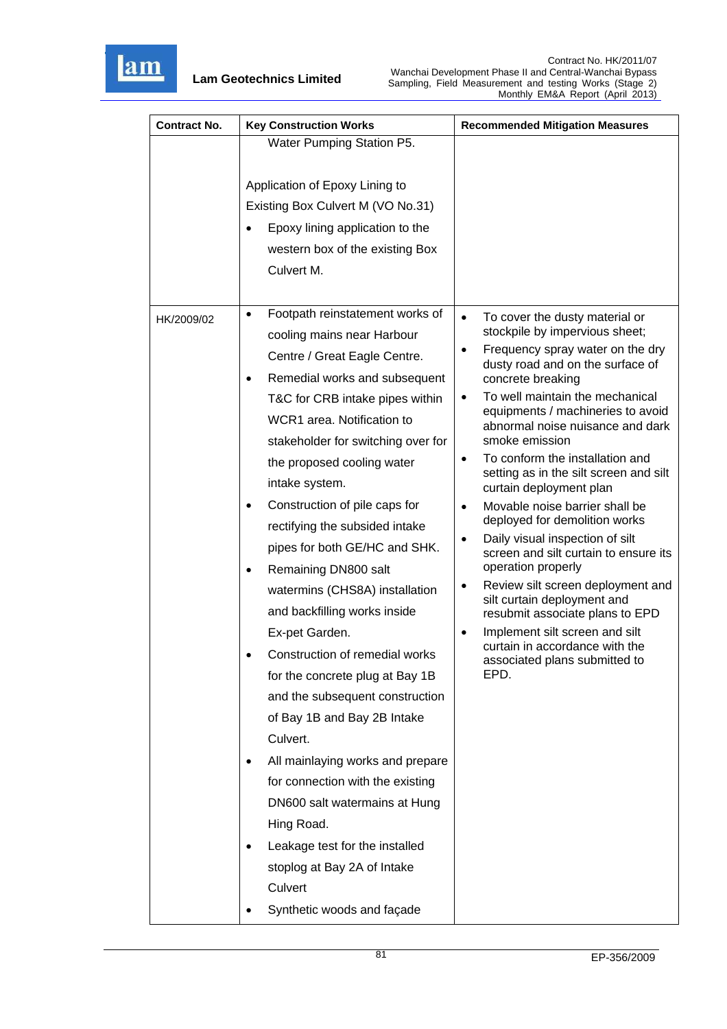| Contract No. | Key Construction Works | Recommended Mitigation Measures |
|---|---|---|
| | Water Pumping Station P5.<br><br>Application of Epoxy Lining to Existing Box Culvert M (VO No.31)<br>• Epoxy lining application to the western box of the existing Box Culvert M. | |
| HK/2009/02 | • Footpath reinstatement works of cooling mains near Harbour Centre / Great Eagle Centre.<br>• Remedial works and subsequent T&C for CRB intake pipes within WCR1 area. Notification to stakeholder for switching over for the proposed cooling water intake system.<br>• Construction of pile caps for rectifying the subsided intake pipes for both GE/HC and SHK.<br>• Remaining DN800 salt watermins (CHS8A) installation and backfilling works inside Ex-pet Garden.<br>• Construction of remedial works for the concrete plug at Bay 1B and the subsequent construction of Bay 1B and Bay 2B Intake Culvert.<br>• All mainlaying works and prepare for connection with the existing DN600 salt watermains at Hung Hing Road.<br>• Leakage test for the installed stoplog at Bay 2A of Intake Culvert<br>• Synthetic woods and façade | • To cover the dusty material or stockpile by impervious sheet;<br>• Frequency spray water on the dry dusty road and on the surface of concrete breaking<br>• To well maintain the mechanical equipments / machineries to avoid abnormal noise nuisance and dark smoke emission<br>• To conform the installation and setting as in the silt screen and silt curtain deployment plan<br>• Movable noise barrier shall be deployed for demolition works<br>• Daily visual inspection of silt screen and silt curtain to ensure its operation properly<br>• Review silt screen deployment and silt curtain deployment and resubmit associate plans to EPD<br>• Implement silt screen and silt curtain in accordance with the associated plans submitted to EPD. |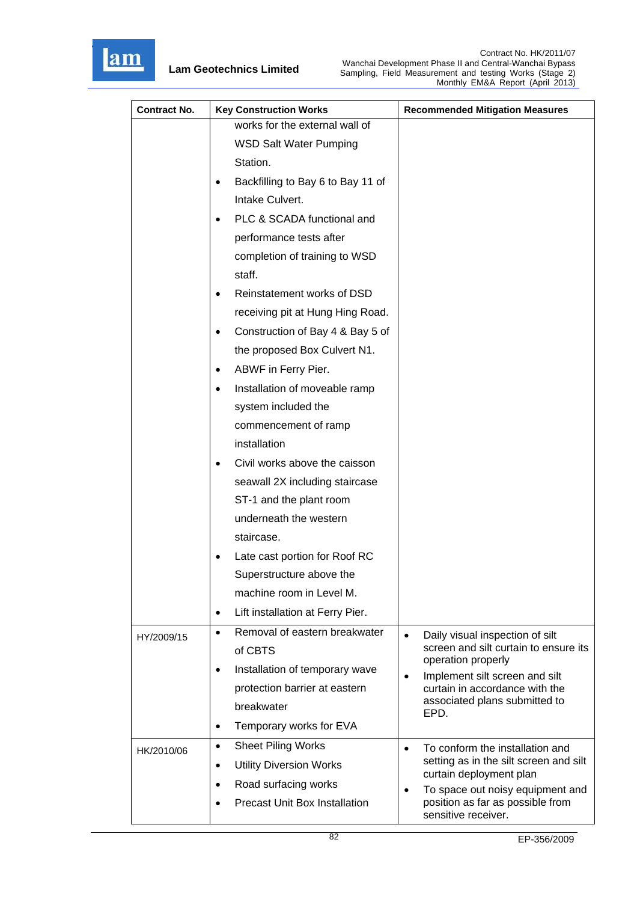| Contract No. | Key Construction Works | Recommended Mitigation Measures |
|---|---|---|
| | works for the external wall of WSD Salt Water Pumping Station.<br>• Backfilling to Bay 6 to Bay 11 of Intake Culvert.<br>• PLC & SCADA functional and performance tests after completion of training to WSD staff.<br>• Reinstatement works of DSD receiving pit at Hung Hing Road.<br>• Construction of Bay 4 & Bay 5 of the proposed Box Culvert N1.<br>• ABWF in Ferry Pier.<br>• Installation of moveable ramp system included the commencement of ramp installation<br>• Civil works above the caisson seawall 2X including staircase ST-1 and the plant room underneath the western staircase.<br>• Late cast portion for Roof RC Superstructure above the machine room in Level M.<br>• Lift installation at Ferry Pier. | |
| HY/2009/15 | • Removal of eastern breakwater of CBTS<br>• Installation of temporary wave protection barrier at eastern breakwater<br>• Temporary works for EVA | • Daily visual inspection of silt screen and silt curtain to ensure its operation properly<br>• Implement silt screen and silt curtain in accordance with the associated plans submitted to EPD. |
| HK/2010/06 | • Sheet Piling Works<br>• Utility Diversion Works<br>• Road surfacing works<br>• Precast Unit Box Installation | • To conform the installation and setting as in the silt screen and silt curtain deployment plan<br>• To space out noisy equipment and position as far as possible from sensitive receiver. |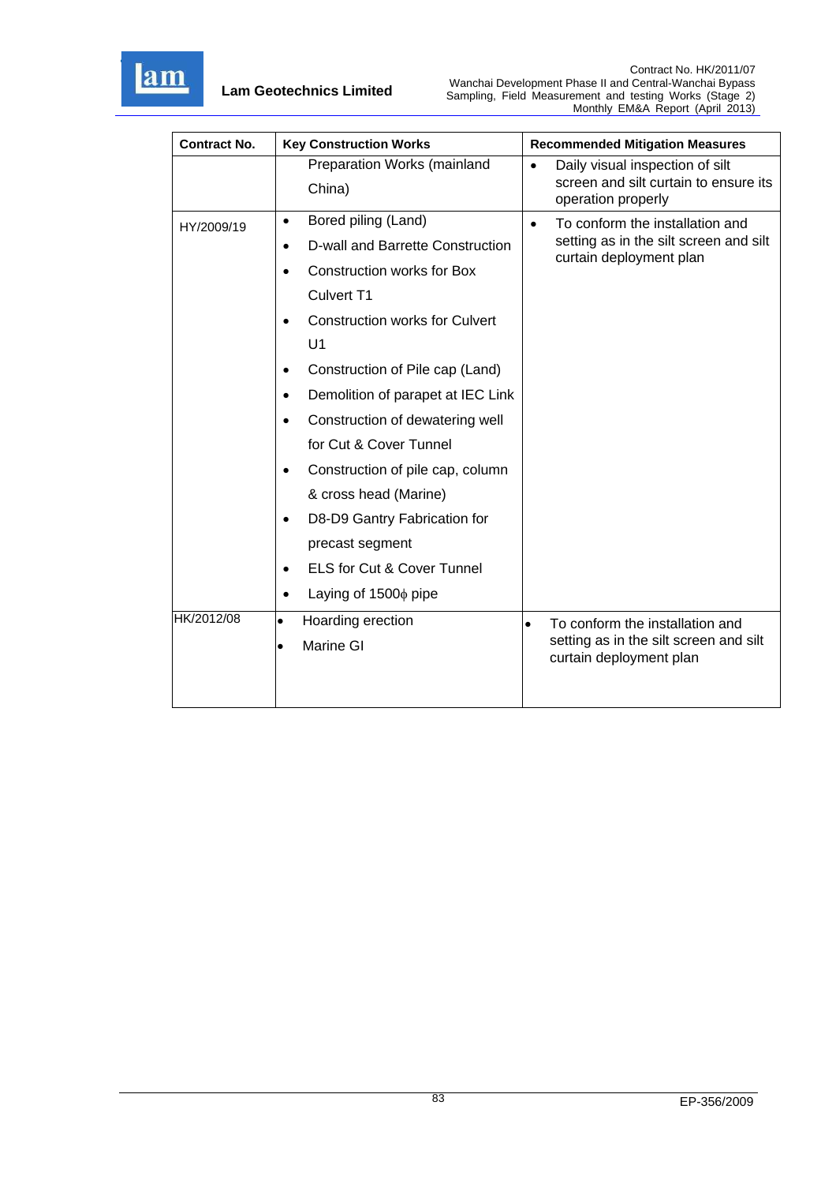| Contract No. | Key Construction Works | Recommended Mitigation Measures |
|---|---|---|
| | Preparation Works (mainland China) | • Daily visual inspection of silt screen and silt curtain to ensure its operation properly |
| HY/2009/19 | • Bored piling (Land)<br>• D-wall and Barrette Construction<br>• Construction works for Box Culvert T1<br>• Construction works for Culvert U1<br>• Construction of Pile cap (Land)<br>• Demolition of parapet at IEC Link<br>• Construction of dewatering well for Cut & Cover Tunnel<br>• Construction of pile cap, column & cross head (Marine)<br>• D8-D9 Gantry Fabrication for precast segment<br>• ELS for Cut & Cover Tunnel<br>• Laying of 1500ϕ pipe | • To conform the installation and setting as in the silt screen and silt curtain deployment plan |
| HK/2012/08 | • Hoarding erection<br>• Marine GI | • To conform the installation and setting as in the silt screen and silt curtain deployment plan |